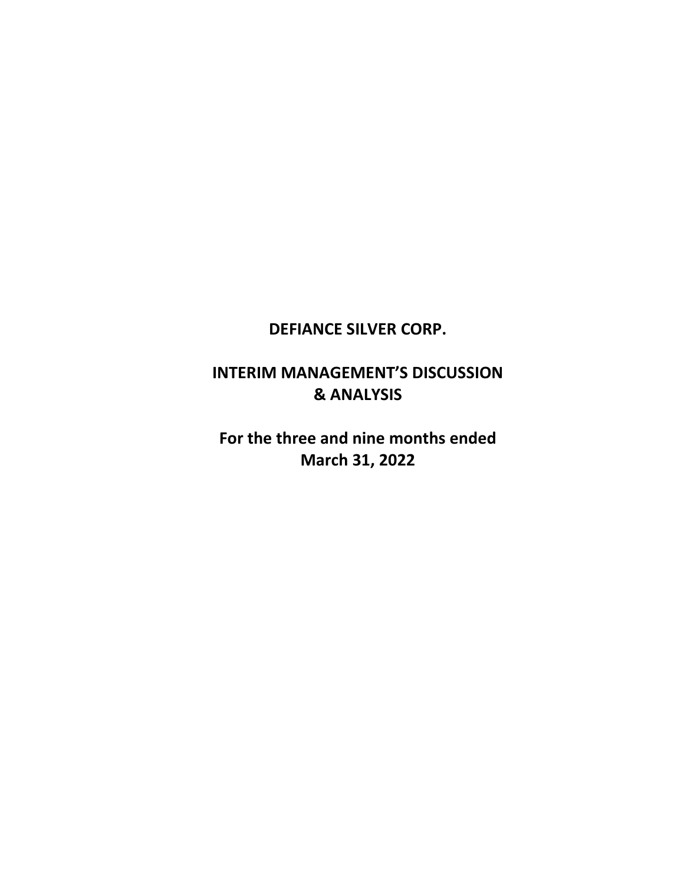# DEFIANCE SILVER CORP.

# INTERIM MANAGEMENT'S DISCUSSION & ANALYSIS

## For the three and nine months ended March 31, 2022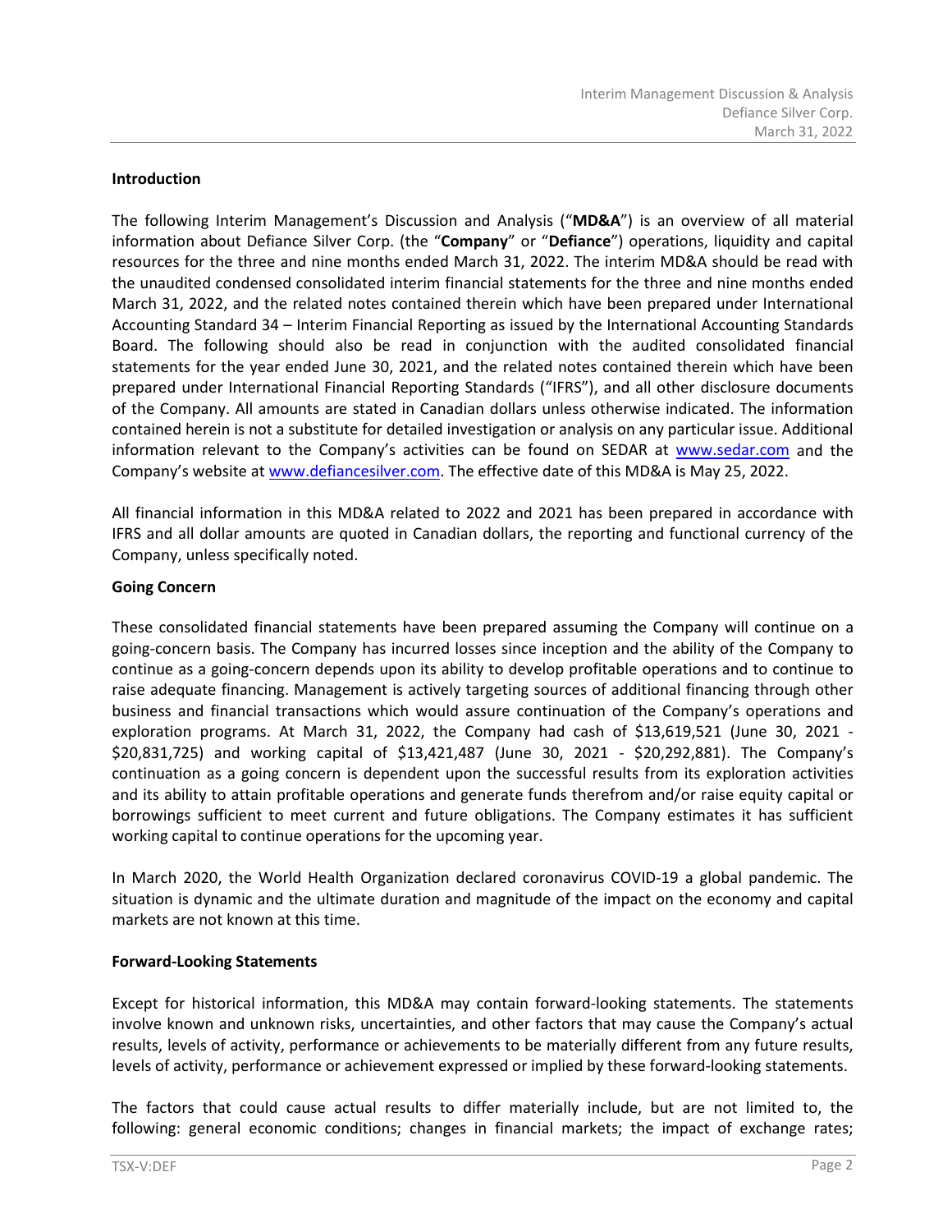## Introduction

The following Interim Management's Discussion and Analysis ("**MD&A**") is an overview of all material information about Defiance Silver Corp. (the "**Company**" or "**Defiance**") operations, liquidity and capital resources for the three and nine months ended March 31, 2022. The interim MD&A should be read with the unaudited condensed consolidated interim financial statements for the three and nine months ended March 31, 2022, and the related notes contained therein which have been prepared under International Accounting Standard 34 – Interim Financial Reporting as issued by the International Accounting Standards Board. The following should also be read in conjunction with the audited consolidated financial statements for the year ended June 30, 2021, and the related notes contained therein which have been prepared under International Financial Reporting Standards ("IFRS"), and all other disclosure documents of the Company. All amounts are stated in Canadian dollars unless otherwise indicated. The information contained herein is not a substitute for detailed investigation or analysis on any particular issue. Additional information relevant to the Company's activities can be found on SEDAR at www.sedar.com and the Company's website at www.defiancesilver.com. The effective date of this MD&A is May 25, 2022.

All financial information in this MD&A related to 2022 and 2021 has been prepared in accordance with IFRS and all dollar amounts are quoted in Canadian dollars, the reporting and functional currency of the Company, unless specifically noted.

## Going Concern

These consolidated financial statements have been prepared assuming the Company will continue on a going-concern basis. The Company has incurred losses since inception and the ability of the Company to continue as a going-concern depends upon its ability to develop profitable operations and to continue to raise adequate financing. Management is actively targeting sources of additional financing through other business and financial transactions which would assure continuation of the Company's operations and exploration programs. At March 31, 2022, the Company had cash of $13,619,521 (June 30, 2021 - $20,831,725) and working capital of $13,421,487 (June 30, 2021 - $20,292,881). The Company's continuation as a going concern is dependent upon the successful results from its exploration activities and its ability to attain profitable operations and generate funds therefrom and/or raise equity capital or borrowings sufficient to meet current and future obligations. The Company estimates it has sufficient working capital to continue operations for the upcoming year.

In March 2020, the World Health Organization declared coronavirus COVID-19 a global pandemic. The situation is dynamic and the ultimate duration and magnitude of the impact on the economy and capital markets are not known at this time.

## Forward-Looking Statements

Except for historical information, this MD&A may contain forward-looking statements. The statements involve known and unknown risks, uncertainties, and other factors that may cause the Company's actual results, levels of activity, performance or achievements to be materially different from any future results, levels of activity, performance or achievement expressed or implied by these forward-looking statements.

The factors that could cause actual results to differ materially include, but are not limited to, the following: general economic conditions; changes in financial markets; the impact of exchange rates;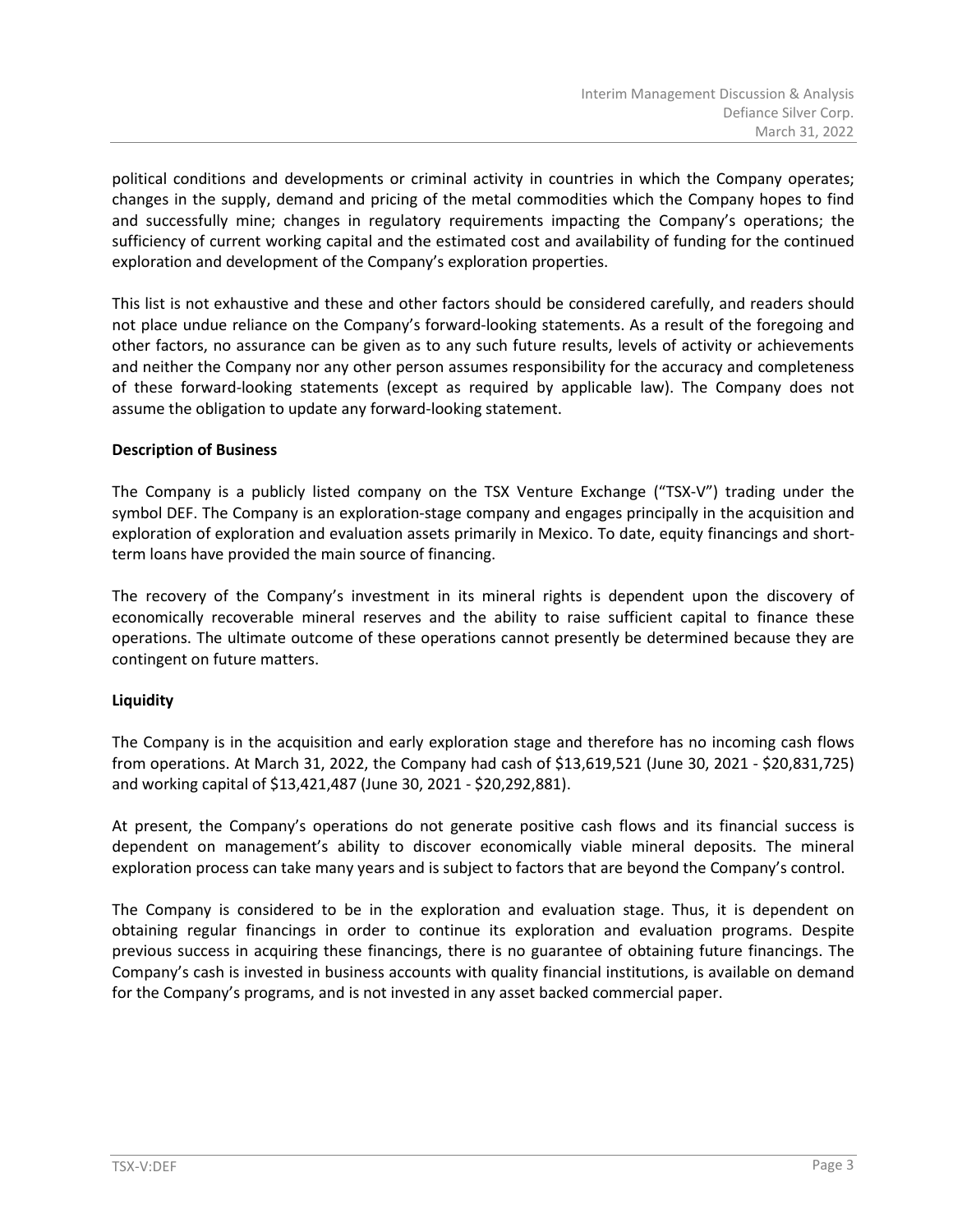political conditions and developments or criminal activity in countries in which the Company operates; changes in the supply, demand and pricing of the metal commodities which the Company hopes to find and successfully mine; changes in regulatory requirements impacting the Company's operations; the sufficiency of current working capital and the estimated cost and availability of funding for the continued exploration and development of the Company's exploration properties.

This list is not exhaustive and these and other factors should be considered carefully, and readers should not place undue reliance on the Company's forward-looking statements. As a result of the foregoing and other factors, no assurance can be given as to any such future results, levels of activity or achievements and neither the Company nor any other person assumes responsibility for the accuracy and completeness of these forward-looking statements (except as required by applicable law). The Company does not assume the obligation to update any forward-looking statement.

**Description of Business**

The Company is a publicly listed company on the TSX Venture Exchange ("TSX-V") trading under the symbol DEF. The Company is an exploration-stage company and engages principally in the acquisition and exploration of exploration and evaluation assets primarily in Mexico. To date, equity financings and short-term loans have provided the main source of financing.

The recovery of the Company's investment in its mineral rights is dependent upon the discovery of economically recoverable mineral reserves and the ability to raise sufficient capital to finance these operations. The ultimate outcome of these operations cannot presently be determined because they are contingent on future matters.

**Liquidity**

The Company is in the acquisition and early exploration stage and therefore has no incoming cash flows from operations. At March 31, 2022, the Company had cash of $13,619,521 (June 30, 2021 - $20,831,725) and working capital of $13,421,487 (June 30, 2021 - $20,292,881).

At present, the Company's operations do not generate positive cash flows and its financial success is dependent on management's ability to discover economically viable mineral deposits. The mineral exploration process can take many years and is subject to factors that are beyond the Company's control.

The Company is considered to be in the exploration and evaluation stage. Thus, it is dependent on obtaining regular financings in order to continue its exploration and evaluation programs. Despite previous success in acquiring these financings, there is no guarantee of obtaining future financings. The Company's cash is invested in business accounts with quality financial institutions, is available on demand for the Company's programs, and is not invested in any asset backed commercial paper.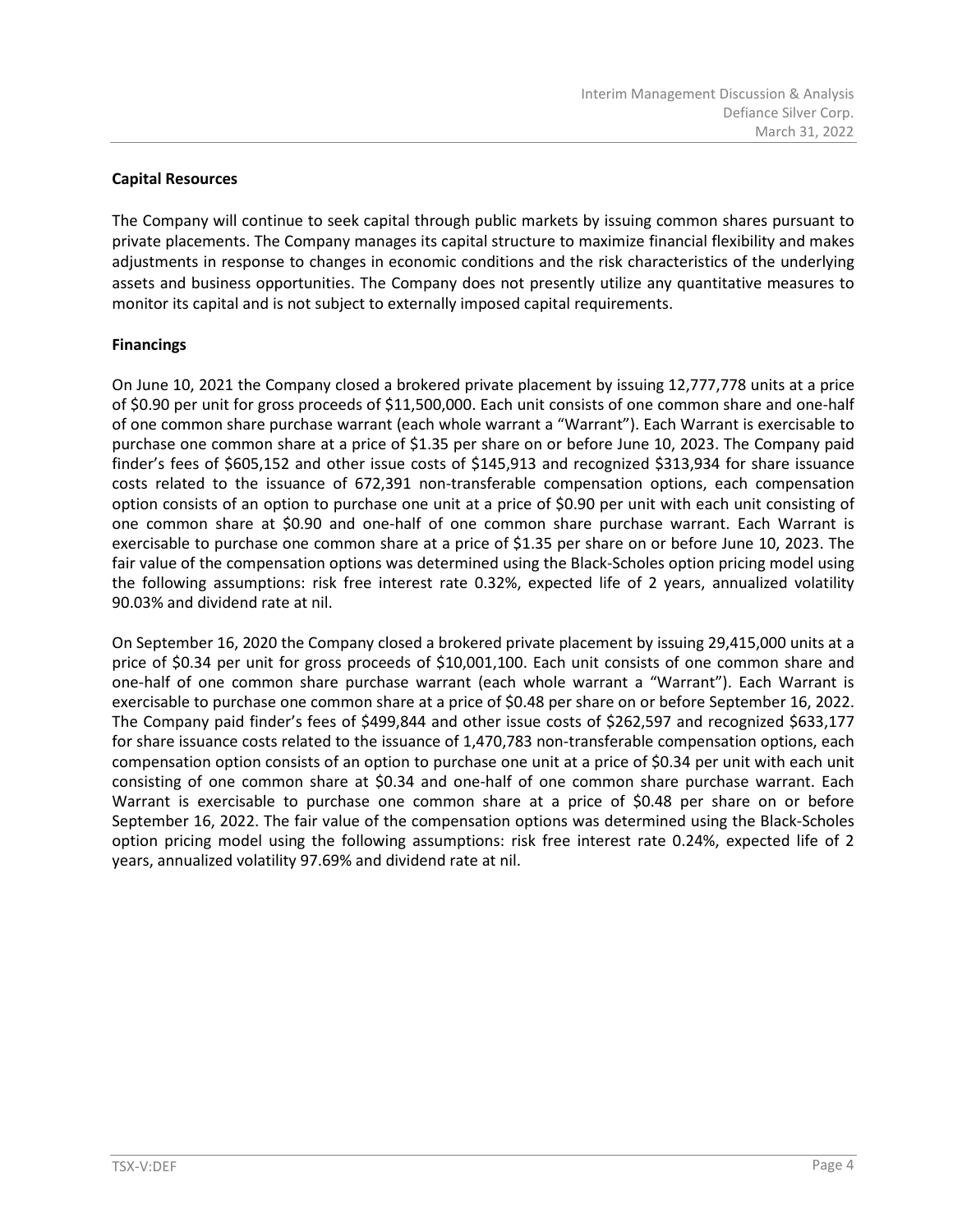**Capital Resources**

The Company will continue to seek capital through public markets by issuing common shares pursuant to private placements. The Company manages its capital structure to maximize financial flexibility and makes adjustments in response to changes in economic conditions and the risk characteristics of the underlying assets and business opportunities. The Company does not presently utilize any quantitative measures to monitor its capital and is not subject to externally imposed capital requirements.

**Financings**

On June 10, 2021 the Company closed a brokered private placement by issuing 12,777,778 units at a price of $0.90 per unit for gross proceeds of $11,500,000. Each unit consists of one common share and one-half of one common share purchase warrant (each whole warrant a "Warrant"). Each Warrant is exercisable to purchase one common share at a price of $1.35 per share on or before June 10, 2023. The Company paid finder's fees of $605,152 and other issue costs of $145,913 and recognized $313,934 for share issuance costs related to the issuance of 672,391 non-transferable compensation options, each compensation option consists of an option to purchase one unit at a price of $0.90 per unit with each unit consisting of one common share at $0.90 and one-half of one common share purchase warrant. Each Warrant is exercisable to purchase one common share at a price of $1.35 per share on or before June 10, 2023. The fair value of the compensation options was determined using the Black-Scholes option pricing model using the following assumptions: risk free interest rate 0.32%, expected life of 2 years, annualized volatility 90.03% and dividend rate at nil.

On September 16, 2020 the Company closed a brokered private placement by issuing 29,415,000 units at a price of $0.34 per unit for gross proceeds of $10,001,100. Each unit consists of one common share and one-half of one common share purchase warrant (each whole warrant a "Warrant"). Each Warrant is exercisable to purchase one common share at a price of $0.48 per share on or before September 16, 2022. The Company paid finder's fees of $499,844 and other issue costs of $262,597 and recognized $633,177 for share issuance costs related to the issuance of 1,470,783 non-transferable compensation options, each compensation option consists of an option to purchase one unit at a price of $0.34 per unit with each unit consisting of one common share at $0.34 and one-half of one common share purchase warrant. Each Warrant is exercisable to purchase one common share at a price of $0.48 per share on or before September 16, 2022. The fair value of the compensation options was determined using the Black-Scholes option pricing model using the following assumptions: risk free interest rate 0.24%, expected life of 2 years, annualized volatility 97.69% and dividend rate at nil.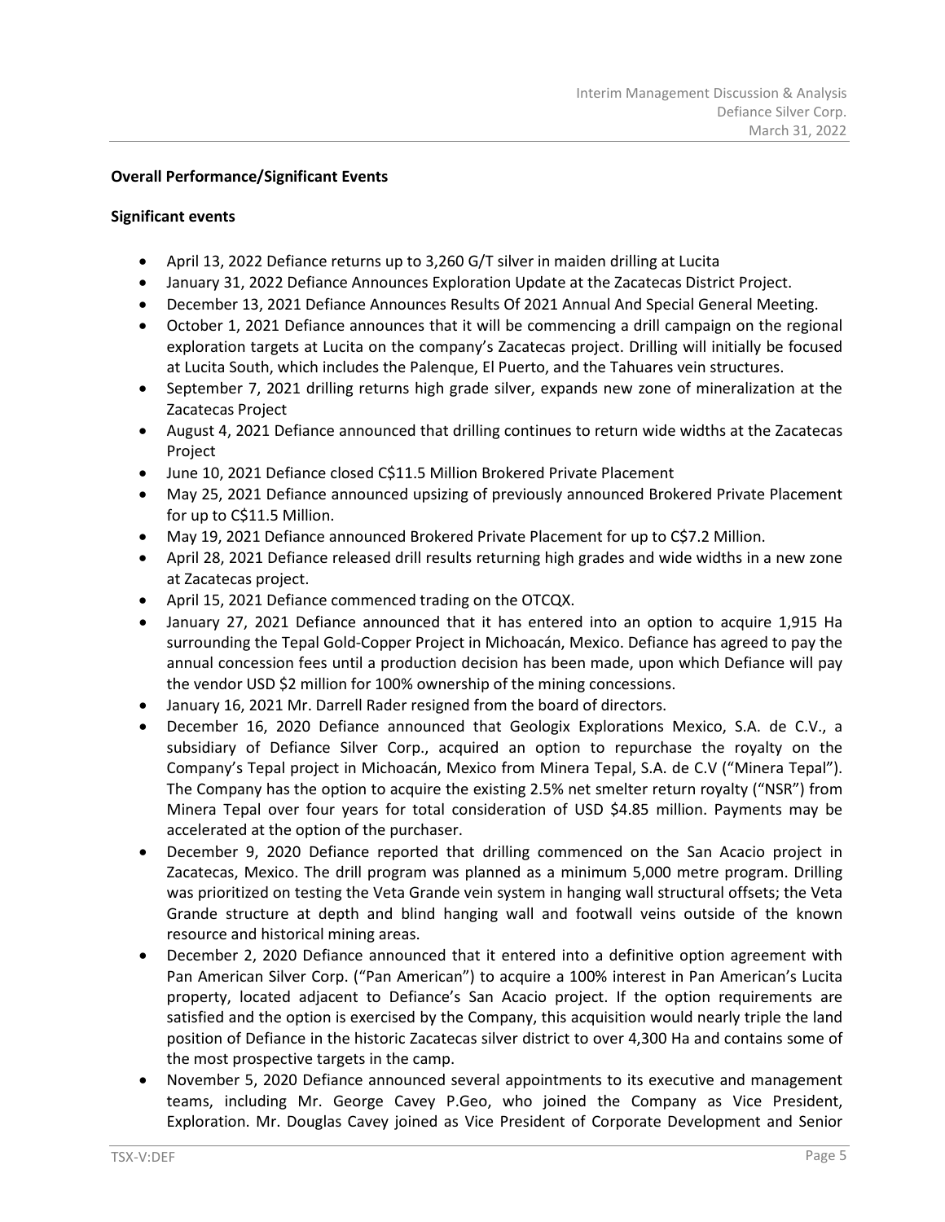**Overall Performance/Significant Events**

**Significant events**

- April 13, 2022 Defiance returns up to 3,260 G/T silver in maiden drilling at Lucita
- January 31, 2022 Defiance Announces Exploration Update at the Zacatecas District Project.
- December 13, 2021 Defiance Announces Results Of 2021 Annual And Special General Meeting.
- October 1, 2021 Defiance announces that it will be commencing a drill campaign on the regional exploration targets at Lucita on the company's Zacatecas project. Drilling will initially be focused at Lucita South, which includes the Palenque, El Puerto, and the Tahuares vein structures.
- September 7, 2021 drilling returns high grade silver, expands new zone of mineralization at the Zacatecas Project
- August 4, 2021 Defiance announced that drilling continues to return wide widths at the Zacatecas Project
- June 10, 2021 Defiance closed C$11.5 Million Brokered Private Placement
- May 25, 2021 Defiance announced upsizing of previously announced Brokered Private Placement for up to C$11.5 Million.
- May 19, 2021 Defiance announced Brokered Private Placement for up to C$7.2 Million.
- April 28, 2021 Defiance released drill results returning high grades and wide widths in a new zone at Zacatecas project.
- April 15, 2021 Defiance commenced trading on the OTCQX.
- January 27, 2021 Defiance announced that it has entered into an option to acquire 1,915 Ha surrounding the Tepal Gold-Copper Project in Michoacán, Mexico. Defiance has agreed to pay the annual concession fees until a production decision has been made, upon which Defiance will pay the vendor USD $2 million for 100% ownership of the mining concessions.
- January 16, 2021 Mr. Darrell Rader resigned from the board of directors.
- December 16, 2020 Defiance announced that Geologix Explorations Mexico, S.A. de C.V., a subsidiary of Defiance Silver Corp., acquired an option to repurchase the royalty on the Company's Tepal project in Michoacán, Mexico from Minera Tepal, S.A. de C.V ("Minera Tepal"). The Company has the option to acquire the existing 2.5% net smelter return royalty ("NSR") from Minera Tepal over four years for total consideration of USD $4.85 million. Payments may be accelerated at the option of the purchaser.
- December 9, 2020 Defiance reported that drilling commenced on the San Acacio project in Zacatecas, Mexico. The drill program was planned as a minimum 5,000 metre program. Drilling was prioritized on testing the Veta Grande vein system in hanging wall structural offsets; the Veta Grande structure at depth and blind hanging wall and footwall veins outside of the known resource and historical mining areas.
- December 2, 2020 Defiance announced that it entered into a definitive option agreement with Pan American Silver Corp. ("Pan American") to acquire a 100% interest in Pan American's Lucita property, located adjacent to Defiance's San Acacio project. If the option requirements are satisfied and the option is exercised by the Company, this acquisition would nearly triple the land position of Defiance in the historic Zacatecas silver district to over 4,300 Ha and contains some of the most prospective targets in the camp.
- November 5, 2020 Defiance announced several appointments to its executive and management teams, including Mr. George Cavey P.Geo, who joined the Company as Vice President, Exploration. Mr. Douglas Cavey joined as Vice President of Corporate Development and Senior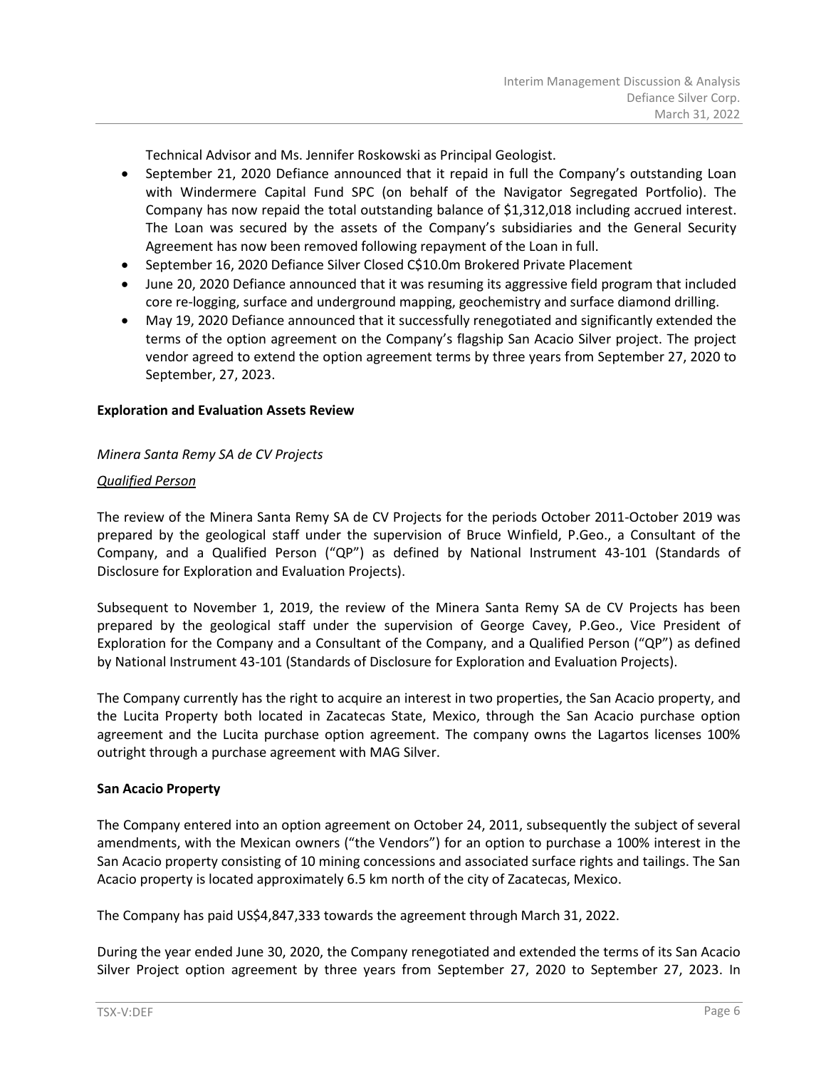Technical Advisor and Ms. Jennifer Roskowski as Principal Geologist.

- September 21, 2020 Defiance announced that it repaid in full the Company's outstanding Loan with Windermere Capital Fund SPC (on behalf of the Navigator Segregated Portfolio). The Company has now repaid the total outstanding balance of $1,312,018 including accrued interest. The Loan was secured by the assets of the Company's subsidiaries and the General Security Agreement has now been removed following repayment of the Loan in full.
- September 16, 2020 Defiance Silver Closed C$10.0m Brokered Private Placement
- June 20, 2020 Defiance announced that it was resuming its aggressive field program that included core re-logging, surface and underground mapping, geochemistry and surface diamond drilling.
- May 19, 2020 Defiance announced that it successfully renegotiated and significantly extended the terms of the option agreement on the Company's flagship San Acacio Silver project. The project vendor agreed to extend the option agreement terms by three years from September 27, 2020 to September, 27, 2023.

**Exploration and Evaluation Assets Review**

*Minera Santa Remy SA de CV Projects*

*Qualified Person*

The review of the Minera Santa Remy SA de CV Projects for the periods October 2011-October 2019 was prepared by the geological staff under the supervision of Bruce Winfield, P.Geo., a Consultant of the Company, and a Qualified Person ("QP") as defined by National Instrument 43-101 (Standards of Disclosure for Exploration and Evaluation Projects).

Subsequent to November 1, 2019, the review of the Minera Santa Remy SA de CV Projects has been prepared by the geological staff under the supervision of George Cavey, P.Geo., Vice President of Exploration for the Company and a Consultant of the Company, and a Qualified Person ("QP") as defined by National Instrument 43-101 (Standards of Disclosure for Exploration and Evaluation Projects).

The Company currently has the right to acquire an interest in two properties, the San Acacio property, and the Lucita Property both located in Zacatecas State, Mexico, through the San Acacio purchase option agreement and the Lucita purchase option agreement. The company owns the Lagartos licenses 100% outright through a purchase agreement with MAG Silver.

**San Acacio Property**

The Company entered into an option agreement on October 24, 2011, subsequently the subject of several amendments, with the Mexican owners ("the Vendors") for an option to purchase a 100% interest in the San Acacio property consisting of 10 mining concessions and associated surface rights and tailings. The San Acacio property is located approximately 6.5 km north of the city of Zacatecas, Mexico.

The Company has paid US$4,847,333 towards the agreement through March 31, 2022.

During the year ended June 30, 2020, the Company renegotiated and extended the terms of its San Acacio Silver Project option agreement by three years from September 27, 2020 to September 27, 2023. In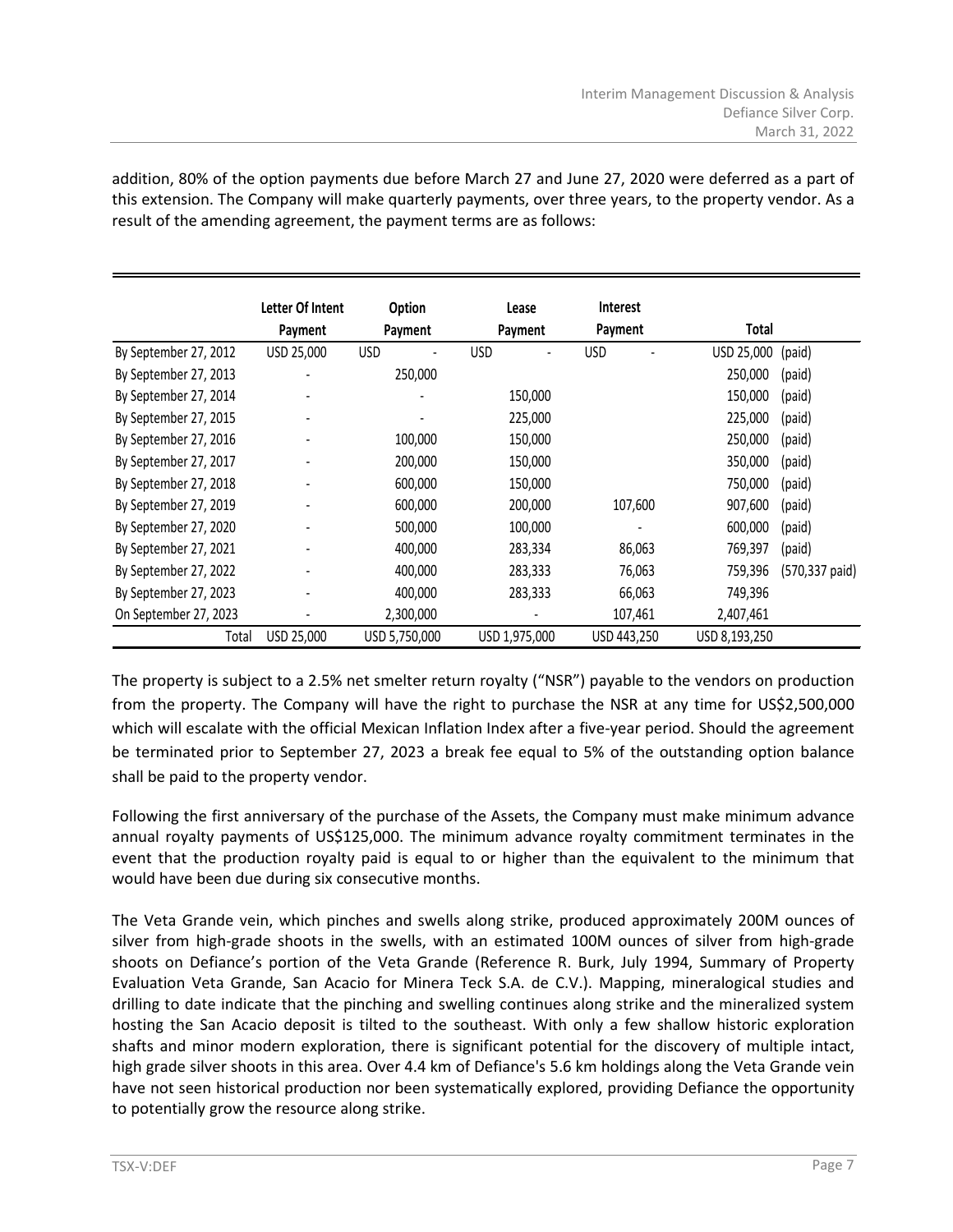addition, 80% of the option payments due before March 27 and June 27, 2020 were deferred as a part of this extension. The Company will make quarterly payments, over three years, to the property vendor. As a result of the amending agreement, the payment terms are as follows:

| | Letter Of Intent Payment | Option Payment | Lease Payment | Interest Payment | Total | |
|---|---|---|---|---|---|---|
| By September 27, 2012 | USD 25,000 | USD - | USD - | USD - | USD 25,000 | (paid) |
| By September 27, 2013 | - | 250,000 | | | 250,000 | (paid) |
| By September 27, 2014 | - | - | 150,000 | | 150,000 | (paid) |
| By September 27, 2015 | - | - | 225,000 | | 225,000 | (paid) |
| By September 27, 2016 | - | 100,000 | 150,000 | | 250,000 | (paid) |
| By September 27, 2017 | - | 200,000 | 150,000 | | 350,000 | (paid) |
| By September 27, 2018 | - | 600,000 | 150,000 | | 750,000 | (paid) |
| By September 27, 2019 | - | 600,000 | 200,000 | 107,600 | 907,600 | (paid) |
| By September 27, 2020 | - | 500,000 | 100,000 | - | 600,000 | (paid) |
| By September 27, 2021 | - | 400,000 | 283,334 | 86,063 | 769,397 | (paid) |
| By September 27, 2022 | - | 400,000 | 283,333 | 76,063 | 759,396 | (570,337 paid) |
| By September 27, 2023 | - | 400,000 | 283,333 | 66,063 | 749,396 | |
| On September 27, 2023 | - | 2,300,000 | - | 107,461 | 2,407,461 | |
| Total | USD 25,000 | USD 5,750,000 | USD 1,975,000 | USD 443,250 | USD 8,193,250 | |

The property is subject to a 2.5% net smelter return royalty ("NSR") payable to the vendors on production from the property. The Company will have the right to purchase the NSR at any time for US$2,500,000 which will escalate with the official Mexican Inflation Index after a five-year period. Should the agreement be terminated prior to September 27, 2023 a break fee equal to 5% of the outstanding option balance shall be paid to the property vendor.

Following the first anniversary of the purchase of the Assets, the Company must make minimum advance annual royalty payments of US$125,000. The minimum advance royalty commitment terminates in the event that the production royalty paid is equal to or higher than the equivalent to the minimum that would have been due during six consecutive months.

The Veta Grande vein, which pinches and swells along strike, produced approximately 200M ounces of silver from high-grade shoots in the swells, with an estimated 100M ounces of silver from high-grade shoots on Defiance's portion of the Veta Grande (Reference R. Burk, July 1994, Summary of Property Evaluation Veta Grande, San Acacio for Minera Teck S.A. de C.V.). Mapping, mineralogical studies and drilling to date indicate that the pinching and swelling continues along strike and the mineralized system hosting the San Acacio deposit is tilted to the southeast. With only a few shallow historic exploration shafts and minor modern exploration, there is significant potential for the discovery of multiple intact, high grade silver shoots in this area. Over 4.4 km of Defiance's 5.6 km holdings along the Veta Grande vein have not seen historical production nor been systematically explored, providing Defiance the opportunity to potentially grow the resource along strike.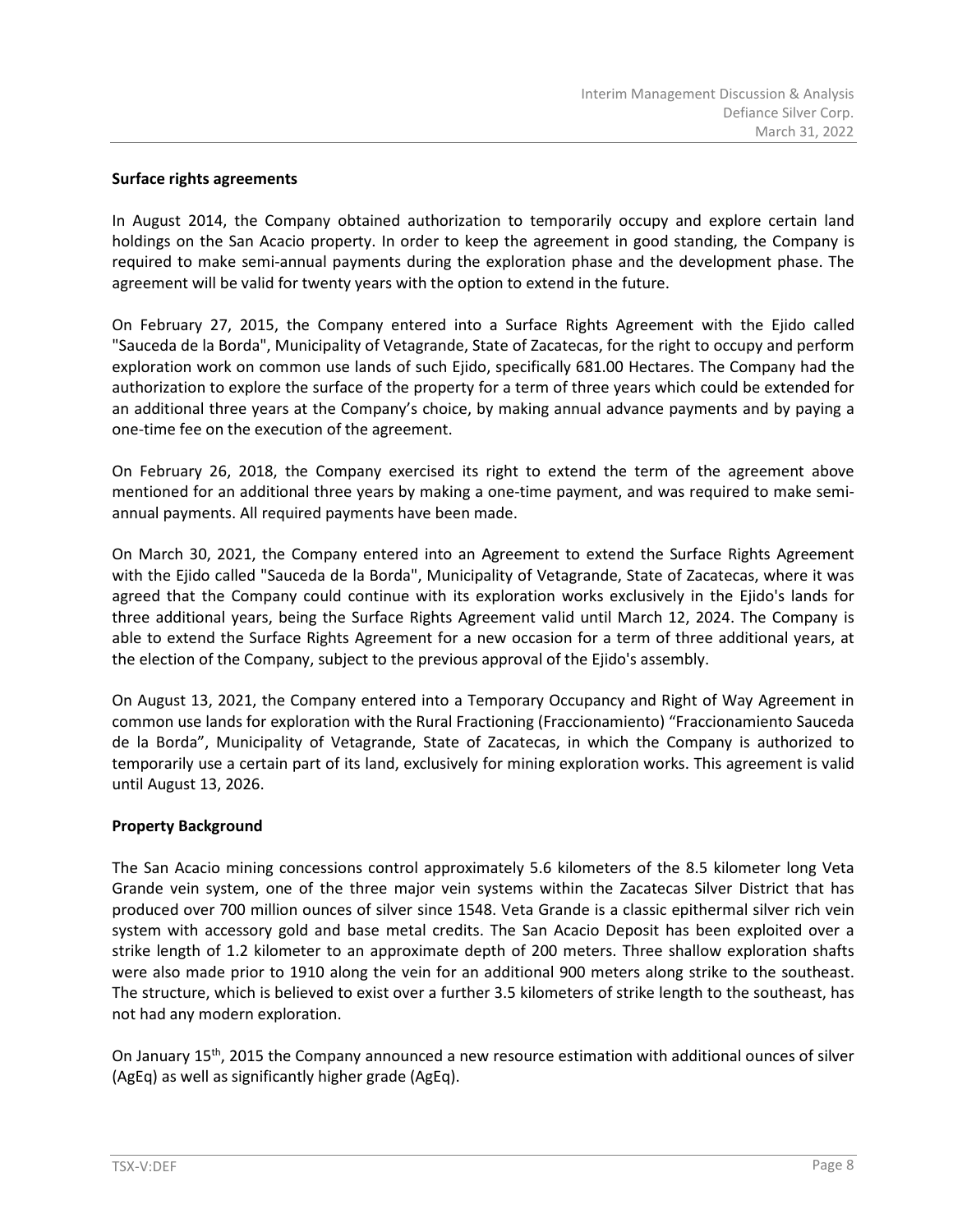**Surface rights agreements**

In August 2014, the Company obtained authorization to temporarily occupy and explore certain land holdings on the San Acacio property. In order to keep the agreement in good standing, the Company is required to make semi-annual payments during the exploration phase and the development phase. The agreement will be valid for twenty years with the option to extend in the future.

On February 27, 2015, the Company entered into a Surface Rights Agreement with the Ejido called "Sauceda de la Borda", Municipality of Vetagrande, State of Zacatecas, for the right to occupy and perform exploration work on common use lands of such Ejido, specifically 681.00 Hectares. The Company had the authorization to explore the surface of the property for a term of three years which could be extended for an additional three years at the Company's choice, by making annual advance payments and by paying a one-time fee on the execution of the agreement.

On February 26, 2018, the Company exercised its right to extend the term of the agreement above mentioned for an additional three years by making a one-time payment, and was required to make semi-annual payments. All required payments have been made.

On March 30, 2021, the Company entered into an Agreement to extend the Surface Rights Agreement with the Ejido called "Sauceda de la Borda", Municipality of Vetagrande, State of Zacatecas, where it was agreed that the Company could continue with its exploration works exclusively in the Ejido's lands for three additional years, being the Surface Rights Agreement valid until March 12, 2024. The Company is able to extend the Surface Rights Agreement for a new occasion for a term of three additional years, at the election of the Company, subject to the previous approval of the Ejido's assembly.

On August 13, 2021, the Company entered into a Temporary Occupancy and Right of Way Agreement in common use lands for exploration with the Rural Fractioning (Fraccionamiento) "Fraccionamiento Sauceda de la Borda", Municipality of Vetagrande, State of Zacatecas, in which the Company is authorized to temporarily use a certain part of its land, exclusively for mining exploration works. This agreement is valid until August 13, 2026.

**Property Background**

The San Acacio mining concessions control approximately 5.6 kilometers of the 8.5 kilometer long Veta Grande vein system, one of the three major vein systems within the Zacatecas Silver District that has produced over 700 million ounces of silver since 1548. Veta Grande is a classic epithermal silver rich vein system with accessory gold and base metal credits. The San Acacio Deposit has been exploited over a strike length of 1.2 kilometer to an approximate depth of 200 meters. Three shallow exploration shafts were also made prior to 1910 along the vein for an additional 900 meters along strike to the southeast. The structure, which is believed to exist over a further 3.5 kilometers of strike length to the southeast, has not had any modern exploration.

On January 15th, 2015 the Company announced a new resource estimation with additional ounces of silver (AgEq) as well as significantly higher grade (AgEq).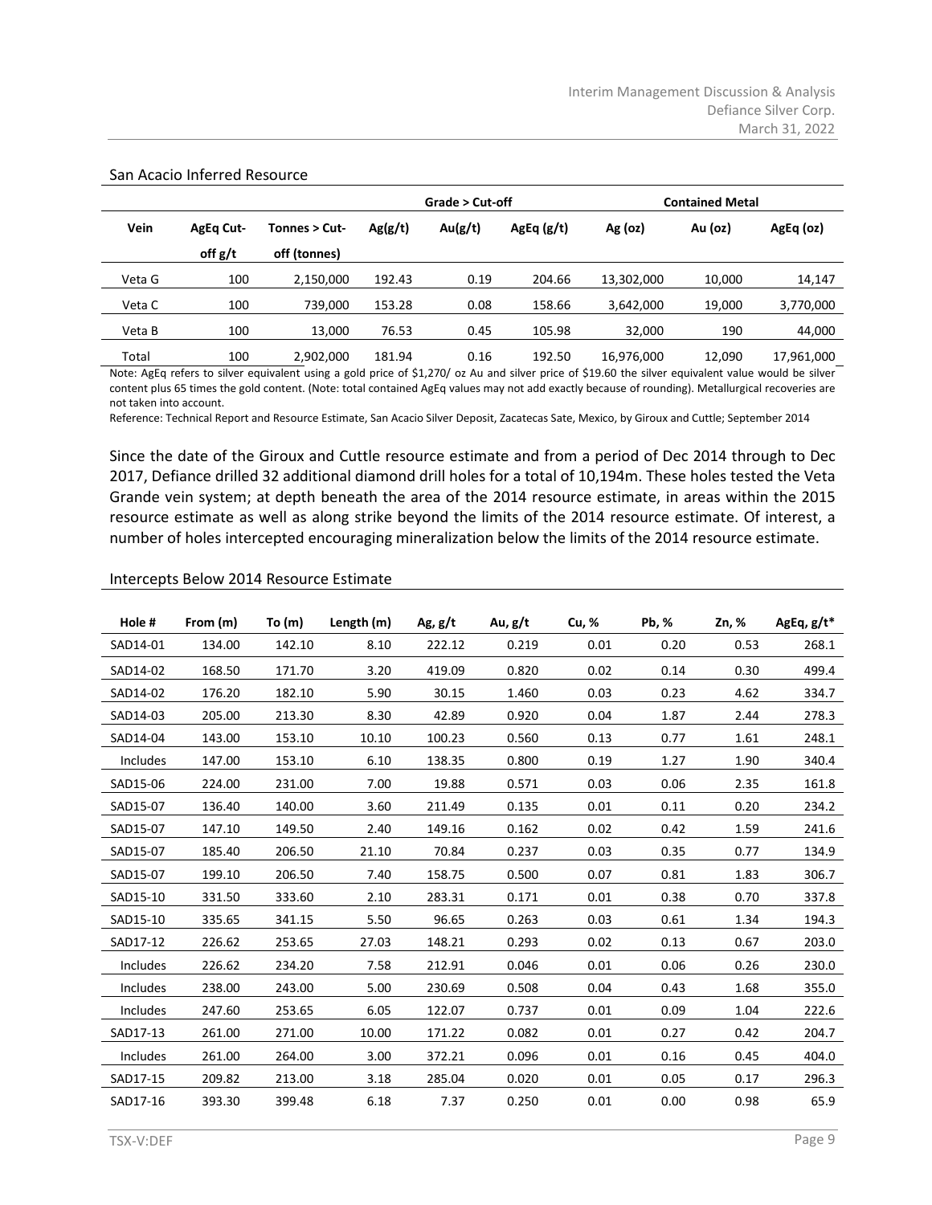San Acacio Inferred Resource

| Vein | AgEq Cut-off g/t | Tonnes > Cut-off (tonnes) | Grade > Cut-off | | | Contained Metal | | |
|---|---|---|---|---|---|---|---|---|
| | | | Ag(g/t) | Au(g/t) | AgEq (g/t) | Ag (oz) | Au (oz) | AgEq (oz) |
| Veta G | 100 | 2,150,000 | 192.43 | 0.19 | 204.66 | 13,302,000 | 10,000 | 14,147 |
| Veta C | 100 | 739,000 | 153.28 | 0.08 | 158.66 | 3,642,000 | 19,000 | 3,770,000 |
| Veta B | 100 | 13,000 | 76.53 | 0.45 | 105.98 | 32,000 | 190 | 44,000 |
| Total | 100 | 2,902,000 | 181.94 | 0.16 | 192.50 | 16,976,000 | 12,090 | 17,961,000 |

Note: AgEq refers to silver equivalent using a gold price of $1,270/ oz Au and silver price of $19.60 the silver equivalent value would be silver content plus 65 times the gold content. (Note: total contained AgEq values may not add exactly because of rounding). Metallurgical recoveries are not taken into account.

Reference: Technical Report and Resource Estimate, San Acacio Silver Deposit, Zacatecas Sate, Mexico, by Giroux and Cuttle; September 2014

Since the date of the Giroux and Cuttle resource estimate and from a period of Dec 2014 through to Dec 2017, Defiance drilled 32 additional diamond drill holes for a total of 10,194m. These holes tested the Veta Grande vein system; at depth beneath the area of the 2014 resource estimate, in areas within the 2015 resource estimate as well as along strike beyond the limits of the 2014 resource estimate. Of interest, a number of holes intercepted encouraging mineralization below the limits of the 2014 resource estimate.

Intercepts Below 2014 Resource Estimate

| Hole # | From (m) | To (m) | Length (m) | Ag, g/t | Au, g/t | Cu, % | Pb, % | Zn, % | AgEq, g/t* |
|---|---|---|---|---|---|---|---|---|---|
| SAD14-01 | 134.00 | 142.10 | 8.10 | 222.12 | 0.219 | 0.01 | 0.20 | 0.53 | 268.1 |
| SAD14-02 | 168.50 | 171.70 | 3.20 | 419.09 | 0.820 | 0.02 | 0.14 | 0.30 | 499.4 |
| SAD14-02 | 176.20 | 182.10 | 5.90 | 30.15 | 1.460 | 0.03 | 0.23 | 4.62 | 334.7 |
| SAD14-03 | 205.00 | 213.30 | 8.30 | 42.89 | 0.920 | 0.04 | 1.87 | 2.44 | 278.3 |
| SAD14-04 | 143.00 | 153.10 | 10.10 | 100.23 | 0.560 | 0.13 | 0.77 | 1.61 | 248.1 |
| Includes | 147.00 | 153.10 | 6.10 | 138.35 | 0.800 | 0.19 | 1.27 | 1.90 | 340.4 |
| SAD15-06 | 224.00 | 231.00 | 7.00 | 19.88 | 0.571 | 0.03 | 0.06 | 2.35 | 161.8 |
| SAD15-07 | 136.40 | 140.00 | 3.60 | 211.49 | 0.135 | 0.01 | 0.11 | 0.20 | 234.2 |
| SAD15-07 | 147.10 | 149.50 | 2.40 | 149.16 | 0.162 | 0.02 | 0.42 | 1.59 | 241.6 |
| SAD15-07 | 185.40 | 206.50 | 21.10 | 70.84 | 0.237 | 0.03 | 0.35 | 0.77 | 134.9 |
| SAD15-07 | 199.10 | 206.50 | 7.40 | 158.75 | 0.500 | 0.07 | 0.81 | 1.83 | 306.7 |
| SAD15-10 | 331.50 | 333.60 | 2.10 | 283.31 | 0.171 | 0.01 | 0.38 | 0.70 | 337.8 |
| SAD15-10 | 335.65 | 341.15 | 5.50 | 96.65 | 0.263 | 0.03 | 0.61 | 1.34 | 194.3 |
| SAD17-12 | 226.62 | 253.65 | 27.03 | 148.21 | 0.293 | 0.02 | 0.13 | 0.67 | 203.0 |
| Includes | 226.62 | 234.20 | 7.58 | 212.91 | 0.046 | 0.01 | 0.06 | 0.26 | 230.0 |
| Includes | 238.00 | 243.00 | 5.00 | 230.69 | 0.508 | 0.04 | 0.43 | 1.68 | 355.0 |
| Includes | 247.60 | 253.65 | 6.05 | 122.07 | 0.737 | 0.01 | 0.09 | 1.04 | 222.6 |
| SAD17-13 | 261.00 | 271.00 | 10.00 | 171.22 | 0.082 | 0.01 | 0.27 | 0.42 | 204.7 |
| Includes | 261.00 | 264.00 | 3.00 | 372.21 | 0.096 | 0.01 | 0.16 | 0.45 | 404.0 |
| SAD17-15 | 209.82 | 213.00 | 3.18 | 285.04 | 0.020 | 0.01 | 0.05 | 0.17 | 296.3 |
| SAD17-16 | 393.30 | 399.48 | 6.18 | 7.37 | 0.250 | 0.01 | 0.00 | 0.98 | 65.9 |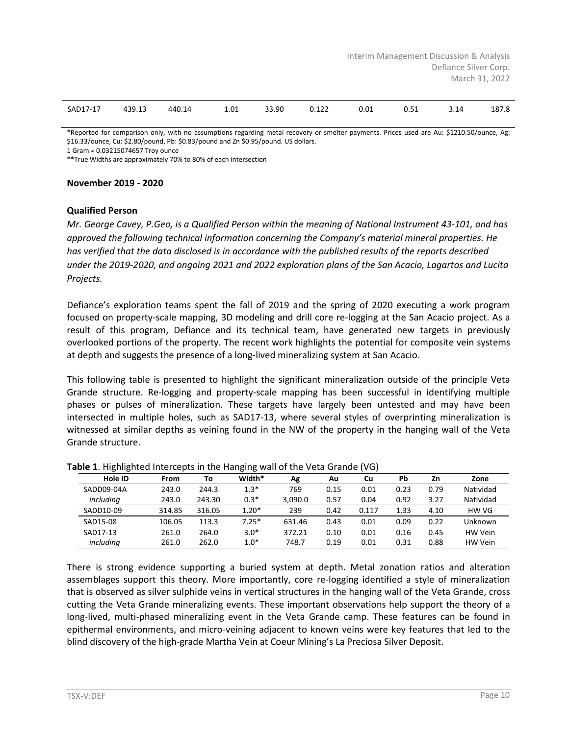| SAD17-17 | 439.13 | 440.14 | 1.01 | 33.90 | 0.122 | 0.01 | 0.51 | 3.14 | 187.8 |
|---|---|---|---|---|---|---|---|---|---|

*Reported for comparison only, with no assumptions regarding metal recovery or smelter payments. Prices used are Au: $1210.50/ounce, Ag: $16.33/ounce, Cu: $2.80/pound, Pb: $0.83/pound and Zn $0.95/pound. US dollars.
1 Gram = 0.03215074657 Troy ounce
**True Widths are approximately 70% to 80% of each intersection

**November 2019 - 2020**

**Qualified Person**

*Mr. George Cavey, P.Geo, is a Qualified Person within the meaning of National Instrument 43-101, and has approved the following technical information concerning the Company's material mineral properties. He has verified that the data disclosed is in accordance with the published results of the reports described under the 2019-2020, and ongoing 2021 and 2022 exploration plans of the San Acacio, Lagartos and Lucita Projects.*

Defiance's exploration teams spent the fall of 2019 and the spring of 2020 executing a work program focused on property-scale mapping, 3D modeling and drill core re-logging at the San Acacio project. As a result of this program, Defiance and its technical team, have generated new targets in previously overlooked portions of the property. The recent work highlights the potential for composite vein systems at depth and suggests the presence of a long-lived mineralizing system at San Acacio.

This following table is presented to highlight the significant mineralization outside of the principle Veta Grande structure. Re-logging and property-scale mapping has been successful in identifying multiple phases or pulses of mineralization. These targets have largely been untested and may have been intersected in multiple holes, such as SAD17-13, where several styles of overprinting mineralization is witnessed at similar depths as veining found in the NW of the property in the hanging wall of the Veta Grande structure.

**Table 1**. Highlighted Intercepts in the Hanging wall of the Veta Grande (VG)

| Hole ID | From | To | Width* | Ag | Au | Cu | Pb | Zn | Zone |
|---|---|---|---|---|---|---|---|---|---|
| SADD09-04A | 243.0 | 244.3 | 1.3* | 769 | 0.15 | 0.01 | 0.23 | 0.79 | Natividad |
| *including* | 243.0 | 243.30 | 0.3* | 3,090.0 | 0.57 | 0.04 | 0.92 | 3.27 | Natividad |
| SADD10-09 | 314.85 | 316.05 | 1.20* | 239 | 0.42 | 0.117 | 1.33 | 4.10 | HW VG |
| SAD15-08 | 106.05 | 113.3 | 7.25* | 631.46 | 0.43 | 0.01 | 0.09 | 0.22 | Unknown |
| SAD17-13 | 261.0 | 264.0 | 3.0* | 372.21 | 0.10 | 0.01 | 0.16 | 0.45 | HW Vein |
| *including* | 261.0 | 262.0 | 1.0* | 748.7 | 0.19 | 0.01 | 0.31 | 0.88 | HW Vein |

There is strong evidence supporting a buried system at depth. Metal zonation ratios and alteration assemblages support this theory. More importantly, core re-logging identified a style of mineralization that is observed as silver sulphide veins in vertical structures in the hanging wall of the Veta Grande, cross cutting the Veta Grande mineralizing events. These important observations help support the theory of a long-lived, multi-phased mineralizing event in the Veta Grande camp. These features can be found in epithermal environments, and micro-veining adjacent to known veins were key features that led to the blind discovery of the high-grade Martha Vein at Coeur Mining's La Preciosa Silver Deposit.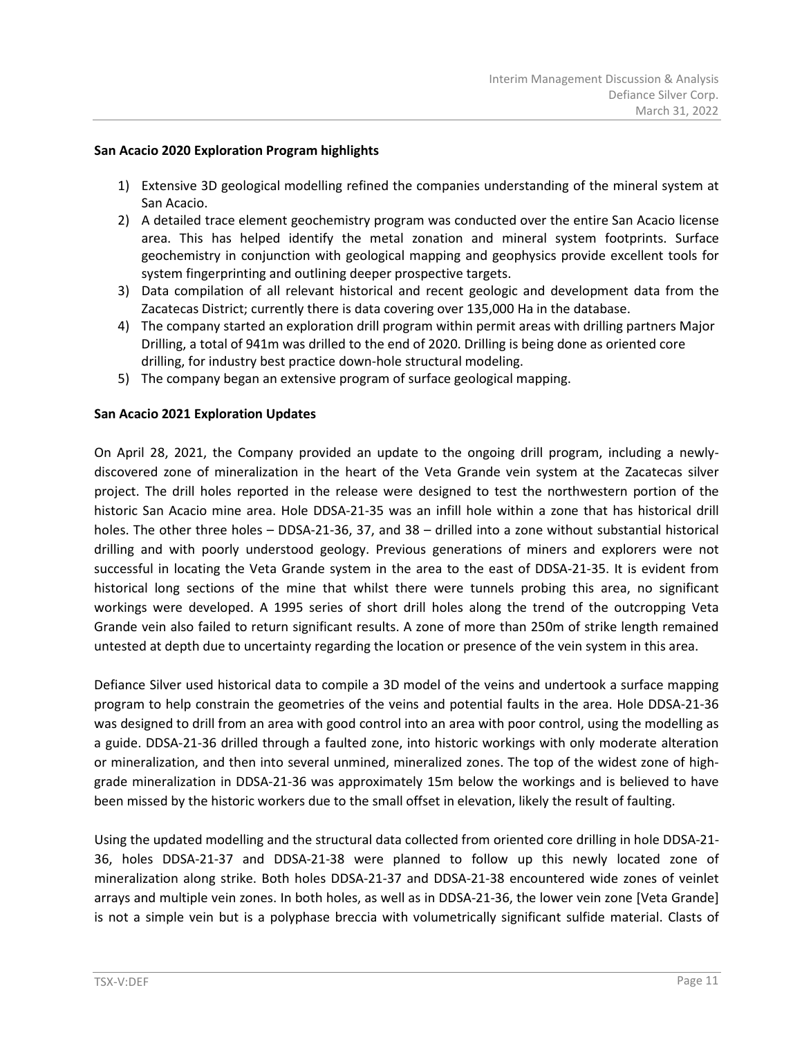**San Acacio 2020 Exploration Program highlights**

1) Extensive 3D geological modelling refined the companies understanding of the mineral system at San Acacio.
2) A detailed trace element geochemistry program was conducted over the entire San Acacio license area. This has helped identify the metal zonation and mineral system footprints. Surface geochemistry in conjunction with geological mapping and geophysics provide excellent tools for system fingerprinting and outlining deeper prospective targets.
3) Data compilation of all relevant historical and recent geologic and development data from the Zacatecas District; currently there is data covering over 135,000 Ha in the database.
4) The company started an exploration drill program within permit areas with drilling partners Major Drilling, a total of 941m was drilled to the end of 2020. Drilling is being done as oriented core drilling, for industry best practice down-hole structural modeling.
5) The company began an extensive program of surface geological mapping.

**San Acacio 2021 Exploration Updates**

On April 28, 2021, the Company provided an update to the ongoing drill program, including a newly-discovered zone of mineralization in the heart of the Veta Grande vein system at the Zacatecas silver project. The drill holes reported in the release were designed to test the northwestern portion of the historic San Acacio mine area. Hole DDSA-21-35 was an infill hole within a zone that has historical drill holes. The other three holes – DDSA-21-36, 37, and 38 – drilled into a zone without substantial historical drilling and with poorly understood geology. Previous generations of miners and explorers were not successful in locating the Veta Grande system in the area to the east of DDSA-21-35. It is evident from historical long sections of the mine that whilst there were tunnels probing this area, no significant workings were developed. A 1995 series of short drill holes along the trend of the outcropping Veta Grande vein also failed to return significant results. A zone of more than 250m of strike length remained untested at depth due to uncertainty regarding the location or presence of the vein system in this area.

Defiance Silver used historical data to compile a 3D model of the veins and undertook a surface mapping program to help constrain the geometries of the veins and potential faults in the area. Hole DDSA-21-36 was designed to drill from an area with good control into an area with poor control, using the modelling as a guide. DDSA-21-36 drilled through a faulted zone, into historic workings with only moderate alteration or mineralization, and then into several unmined, mineralized zones. The top of the widest zone of high-grade mineralization in DDSA-21-36 was approximately 15m below the workings and is believed to have been missed by the historic workers due to the small offset in elevation, likely the result of faulting.

Using the updated modelling and the structural data collected from oriented core drilling in hole DDSA-21-36, holes DDSA-21-37 and DDSA-21-38 were planned to follow up this newly located zone of mineralization along strike. Both holes DDSA-21-37 and DDSA-21-38 encountered wide zones of veinlet arrays and multiple vein zones. In both holes, as well as in DDSA-21-36, the lower vein zone [Veta Grande] is not a simple vein but is a polyphase breccia with volumetrically significant sulfide material. Clasts of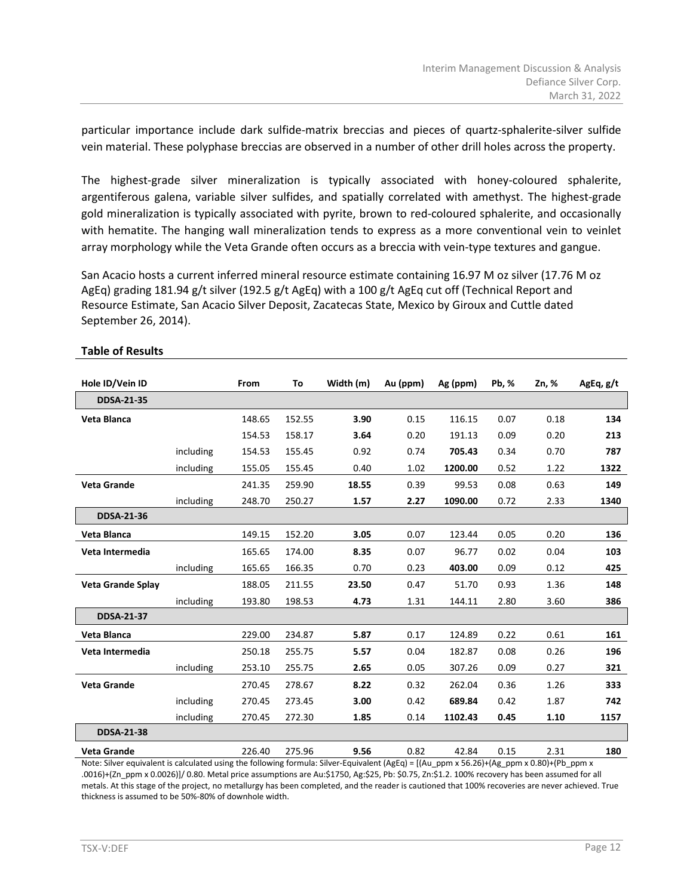particular importance include dark sulfide-matrix breccias and pieces of quartz-sphalerite-silver sulfide vein material. These polyphase breccias are observed in a number of other drill holes across the property.

The highest-grade silver mineralization is typically associated with honey-coloured sphalerite, argentiferous galena, variable silver sulfides, and spatially correlated with amethyst. The highest-grade gold mineralization is typically associated with pyrite, brown to red-coloured sphalerite, and occasionally with hematite. The hanging wall mineralization tends to express as a more conventional vein to veinlet array morphology while the Veta Grande often occurs as a breccia with vein-type textures and gangue.

San Acacio hosts a current inferred mineral resource estimate containing 16.97 M oz silver (17.76 M oz AgEq) grading 181.94 g/t silver (192.5 g/t AgEq) with a 100 g/t AgEq cut off (Technical Report and Resource Estimate, San Acacio Silver Deposit, Zacatecas State, Mexico by Giroux and Cuttle dated September 26, 2014).

**Table of Results**

| Hole ID/Vein ID | | From | To | Width (m) | Au (ppm) | Ag (ppm) | Pb, % | Zn, % | AgEq, g/t |
|---|---|---|---|---|---|---|---|---|---|
| **DDSA-21-35** | | | | | | | | | |
| **Veta Blanca** | | 148.65 | 152.55 | **3.90** | 0.15 | 116.15 | 0.07 | 0.18 | **134** |
| | | 154.53 | 158.17 | **3.64** | 0.20 | 191.13 | 0.09 | 0.20 | **213** |
| | including | 154.53 | 155.45 | 0.92 | 0.74 | **705.43** | 0.34 | 0.70 | **787** |
| | including | 155.05 | 155.45 | 0.40 | 1.02 | **1200.00** | 0.52 | 1.22 | **1322** |
| **Veta Grande** | | 241.35 | 259.90 | **18.55** | 0.39 | 99.53 | 0.08 | 0.63 | **149** |
| | including | 248.70 | 250.27 | **1.57** | **2.27** | **1090.00** | 0.72 | 2.33 | **1340** |
| **DDSA-21-36** | | | | | | | | | |
| **Veta Blanca** | | 149.15 | 152.20 | **3.05** | 0.07 | 123.44 | 0.05 | 0.20 | **136** |
| **Veta Intermedia** | | 165.65 | 174.00 | **8.35** | 0.07 | 96.77 | 0.02 | 0.04 | **103** |
| | including | 165.65 | 166.35 | 0.70 | 0.23 | **403.00** | 0.09 | 0.12 | **425** |
| **Veta Grande Splay** | | 188.05 | 211.55 | **23.50** | 0.47 | 51.70 | 0.93 | 1.36 | **148** |
| | including | 193.80 | 198.53 | **4.73** | 1.31 | 144.11 | 2.80 | 3.60 | **386** |
| **DDSA-21-37** | | | | | | | | | |
| **Veta Blanca** | | 229.00 | 234.87 | **5.87** | 0.17 | 124.89 | 0.22 | 0.61 | **161** |
| **Veta Intermedia** | | 250.18 | 255.75 | **5.57** | 0.04 | 182.87 | 0.08 | 0.26 | **196** |
| | including | 253.10 | 255.75 | **2.65** | 0.05 | 307.26 | 0.09 | 0.27 | **321** |
| **Veta Grande** | | 270.45 | 278.67 | **8.22** | 0.32 | 262.04 | 0.36 | 1.26 | **333** |
| | including | 270.45 | 273.45 | **3.00** | 0.42 | **689.84** | 0.42 | 1.87 | **742** |
| | including | 270.45 | 272.30 | **1.85** | 0.14 | **1102.43** | **0.45** | **1.10** | **1157** |
| **DDSA-21-38** | | | | | | | | | |
| **Veta Grande** | | 226.40 | 275.96 | **9.56** | 0.82 | 42.84 | 0.15 | 2.31 | **180** |

Note: Silver equivalent is calculated using the following formula: Silver-Equivalent (AgEq) = [(Au_ppm x 56.26)+(Ag_ppm x 0.80)+(Pb_ppm x .0016)+(Zn_ppm x 0.0026)]/ 0.80. Metal price assumptions are Au:$1750, Ag:$25, Pb: $0.75, Zn:$1.2. 100% recovery has been assumed for all metals. At this stage of the project, no metallurgy has been completed, and the reader is cautioned that 100% recoveries are never achieved. True thickness is assumed to be 50%-80% of downhole width.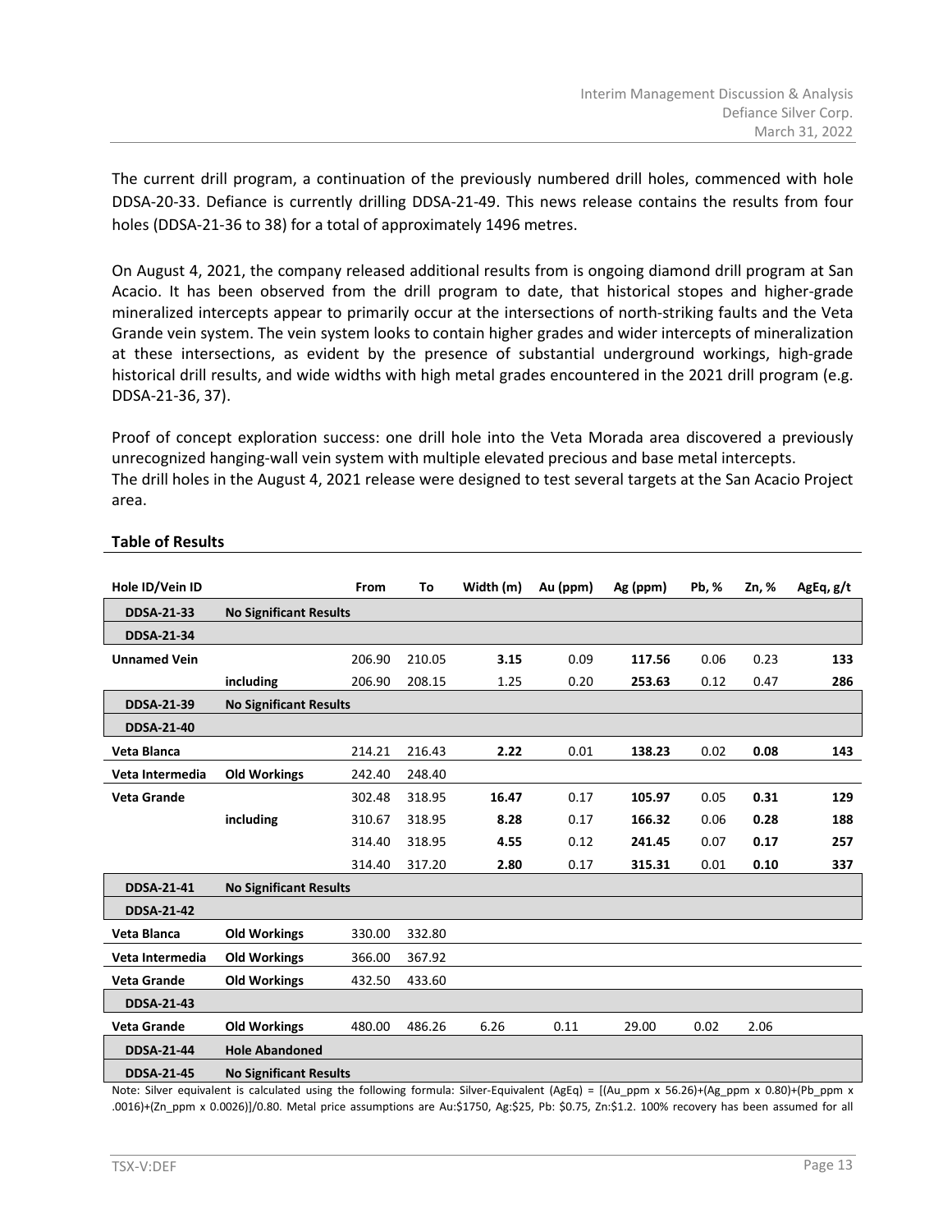The current drill program, a continuation of the previously numbered drill holes, commenced with hole DDSA-20-33. Defiance is currently drilling DDSA-21-49. This news release contains the results from four holes (DDSA-21-36 to 38) for a total of approximately 1496 metres.

On August 4, 2021, the company released additional results from is ongoing diamond drill program at San Acacio. It has been observed from the drill program to date, that historical stopes and higher-grade mineralized intercepts appear to primarily occur at the intersections of north-striking faults and the Veta Grande vein system. The vein system looks to contain higher grades and wider intercepts of mineralization at these intersections, as evident by the presence of substantial underground workings, high-grade historical drill results, and wide widths with high metal grades encountered in the 2021 drill program (e.g. DDSA-21-36, 37).

Proof of concept exploration success: one drill hole into the Veta Morada area discovered a previously unrecognized hanging-wall vein system with multiple elevated precious and base metal intercepts.
The drill holes in the August 4, 2021 release were designed to test several targets at the San Acacio Project area.

**Table of Results**

| Hole ID/Vein ID | | From | To | Width (m) | Au (ppm) | Ag (ppm) | Pb, % | Zn, % | AgEq, g/t |
|---|---|---|---|---|---|---|---|---|---|
| **DDSA-21-33** | **No Significant Results** | | | | | | | | |
| **DDSA-21-34** | | | | | | | | | |
| **Unnamed Vein** | | 206.90 | 210.05 | **3.15** | 0.09 | **117.56** | 0.06 | 0.23 | **133** |
| | **including** | 206.90 | 208.15 | 1.25 | 0.20 | **253.63** | 0.12 | 0.47 | **286** |
| **DDSA-21-39** | **No Significant Results** | | | | | | | | |
| **DDSA-21-40** | | | | | | | | | |
| **Veta Blanca** | | 214.21 | 216.43 | **2.22** | 0.01 | **138.23** | 0.02 | **0.08** | **143** |
| **Veta Intermedia** | **Old Workings** | 242.40 | 248.40 | | | | | | |
| **Veta Grande** | | 302.48 | 318.95 | **16.47** | 0.17 | **105.97** | 0.05 | **0.31** | **129** |
| | **including** | 310.67 | 318.95 | **8.28** | 0.17 | **166.32** | 0.06 | **0.28** | **188** |
| | | 314.40 | 318.95 | **4.55** | 0.12 | **241.45** | 0.07 | **0.17** | **257** |
| | | 314.40 | 317.20 | **2.80** | 0.17 | **315.31** | 0.01 | **0.10** | **337** |
| **DDSA-21-41** | **No Significant Results** | | | | | | | | |
| **DDSA-21-42** | | | | | | | | | |
| **Veta Blanca** | **Old Workings** | 330.00 | 332.80 | | | | | | |
| **Veta Intermedia** | **Old Workings** | 366.00 | 367.92 | | | | | | |
| **Veta Grande** | **Old Workings** | 432.50 | 433.60 | | | | | | |
| **DDSA-21-43** | | | | | | | | | |
| **Veta Grande** | **Old Workings** | 480.00 | 486.26 | 6.26 | 0.11 | 29.00 | 0.02 | 2.06 | |
| **DDSA-21-44** | **Hole Abandoned** | | | | | | | | |
| **DDSA-21-45** | **No Significant Results** | | | | | | | | |

Note: Silver equivalent is calculated using the following formula: Silver-Equivalent (AgEq) = [(Au_ppm x 56.26)+(Ag_ppm x 0.80)+(Pb_ppm x .0016)+(Zn_ppm x 0.0026)]/0.80. Metal price assumptions are Au:$1750, Ag:$25, Pb: $0.75, Zn:$1.2. 100% recovery has been assumed for all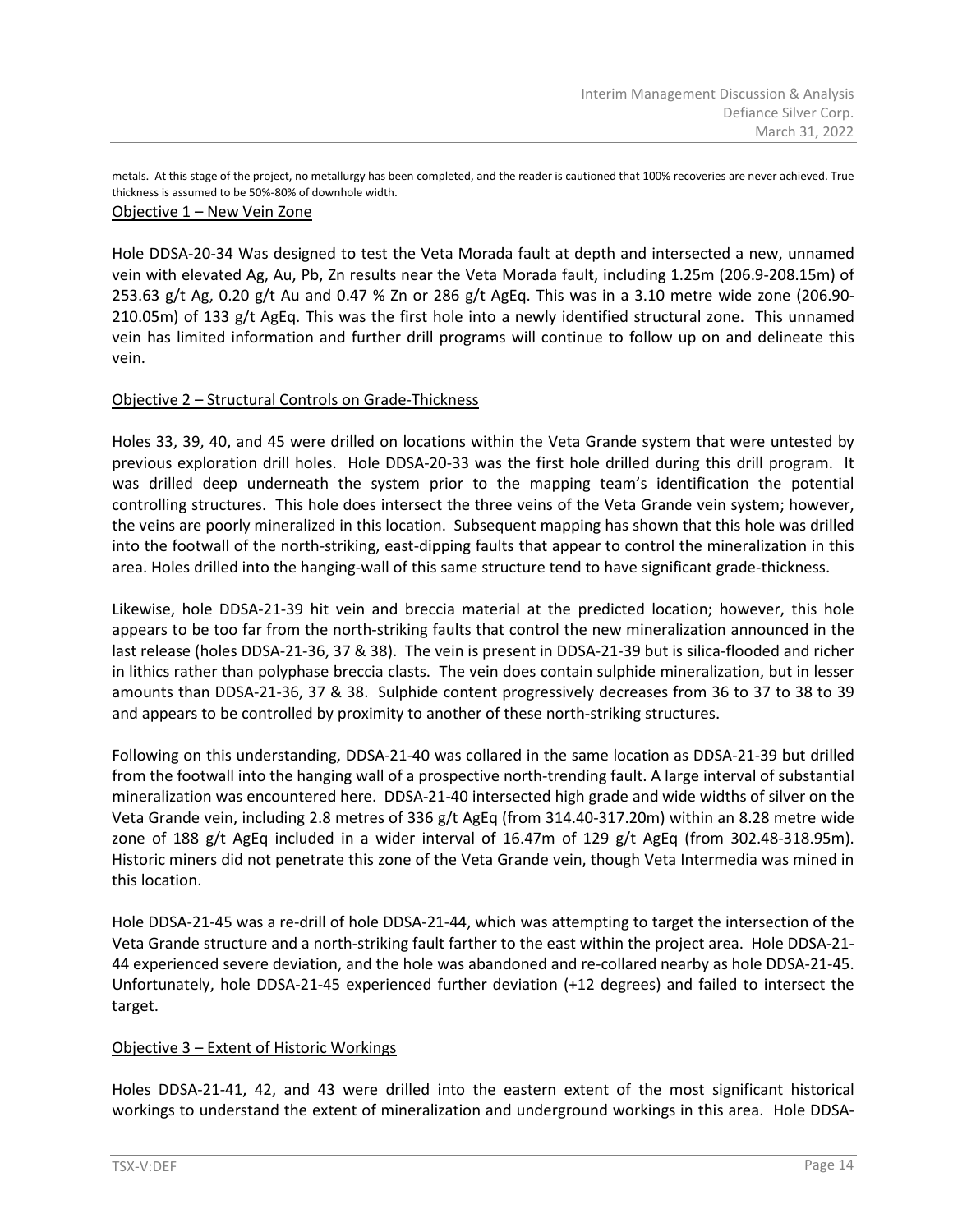metals. At this stage of the project, no metallurgy has been completed, and the reader is cautioned that 100% recoveries are never achieved. True thickness is assumed to be 50%-80% of downhole width.

Objective 1 – New Vein Zone

Hole DDSA-20-34 Was designed to test the Veta Morada fault at depth and intersected a new, unnamed vein with elevated Ag, Au, Pb, Zn results near the Veta Morada fault, including 1.25m (206.9-208.15m) of 253.63 g/t Ag, 0.20 g/t Au and 0.47 % Zn or 286 g/t AgEq. This was in a 3.10 metre wide zone (206.90-210.05m) of 133 g/t AgEq. This was the first hole into a newly identified structural zone. This unnamed vein has limited information and further drill programs will continue to follow up on and delineate this vein.

Objective 2 – Structural Controls on Grade-Thickness

Holes 33, 39, 40, and 45 were drilled on locations within the Veta Grande system that were untested by previous exploration drill holes. Hole DDSA-20-33 was the first hole drilled during this drill program. It was drilled deep underneath the system prior to the mapping team's identification the potential controlling structures. This hole does intersect the three veins of the Veta Grande vein system; however, the veins are poorly mineralized in this location. Subsequent mapping has shown that this hole was drilled into the footwall of the north-striking, east-dipping faults that appear to control the mineralization in this area. Holes drilled into the hanging-wall of this same structure tend to have significant grade-thickness.

Likewise, hole DDSA-21-39 hit vein and breccia material at the predicted location; however, this hole appears to be too far from the north-striking faults that control the new mineralization announced in the last release (holes DDSA-21-36, 37 & 38). The vein is present in DDSA-21-39 but is silica-flooded and richer in lithics rather than polyphase breccia clasts. The vein does contain sulphide mineralization, but in lesser amounts than DDSA-21-36, 37 & 38. Sulphide content progressively decreases from 36 to 37 to 38 to 39 and appears to be controlled by proximity to another of these north-striking structures.

Following on this understanding, DDSA-21-40 was collared in the same location as DDSA-21-39 but drilled from the footwall into the hanging wall of a prospective north-trending fault. A large interval of substantial mineralization was encountered here. DDSA-21-40 intersected high grade and wide widths of silver on the Veta Grande vein, including 2.8 metres of 336 g/t AgEq (from 314.40-317.20m) within an 8.28 metre wide zone of 188 g/t AgEq included in a wider interval of 16.47m of 129 g/t AgEq (from 302.48-318.95m). Historic miners did not penetrate this zone of the Veta Grande vein, though Veta Intermedia was mined in this location.

Hole DDSA-21-45 was a re-drill of hole DDSA-21-44, which was attempting to target the intersection of the Veta Grande structure and a north-striking fault farther to the east within the project area. Hole DDSA-21-44 experienced severe deviation, and the hole was abandoned and re-collared nearby as hole DDSA-21-45. Unfortunately, hole DDSA-21-45 experienced further deviation (+12 degrees) and failed to intersect the target.

Objective 3 – Extent of Historic Workings

Holes DDSA-21-41, 42, and 43 were drilled into the eastern extent of the most significant historical workings to understand the extent of mineralization and underground workings in this area. Hole DDSA-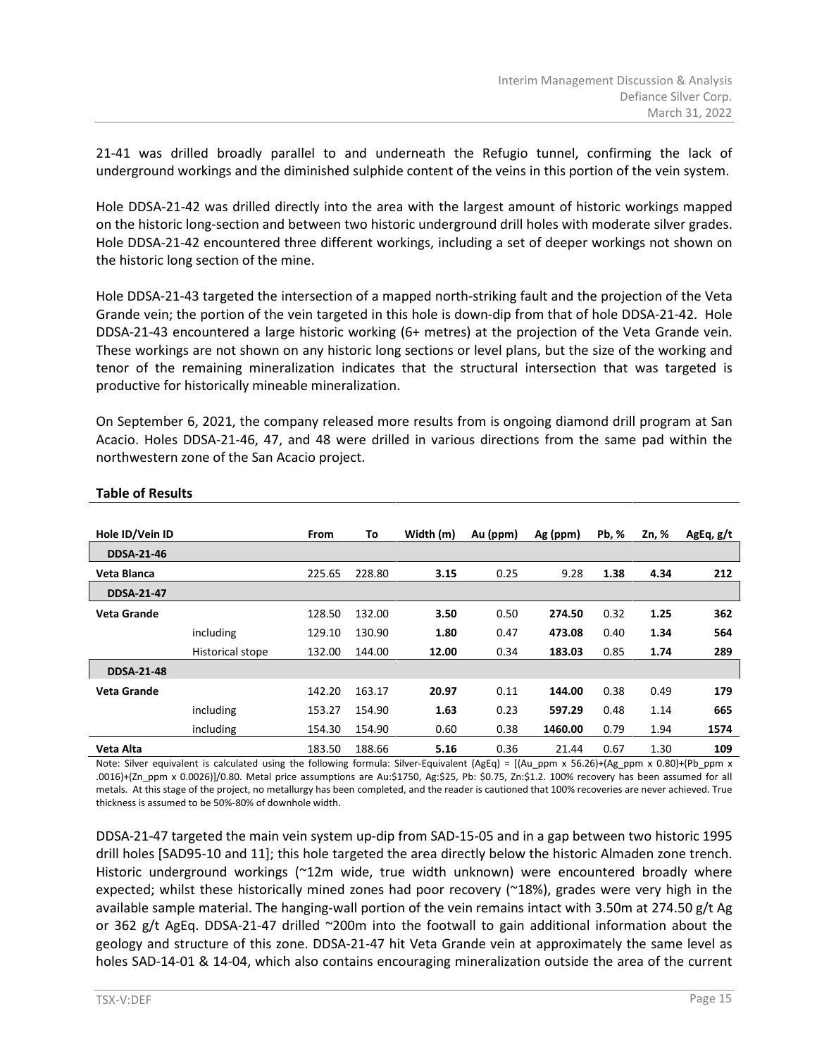21-41 was drilled broadly parallel to and underneath the Refugio tunnel, confirming the lack of underground workings and the diminished sulphide content of the veins in this portion of the vein system.

Hole DDSA-21-42 was drilled directly into the area with the largest amount of historic workings mapped on the historic long-section and between two historic underground drill holes with moderate silver grades. Hole DDSA-21-42 encountered three different workings, including a set of deeper workings not shown on the historic long section of the mine.

Hole DDSA-21-43 targeted the intersection of a mapped north-striking fault and the projection of the Veta Grande vein; the portion of the vein targeted in this hole is down-dip from that of hole DDSA-21-42. Hole DDSA-21-43 encountered a large historic working (6+ metres) at the projection of the Veta Grande vein. These workings are not shown on any historic long sections or level plans, but the size of the working and tenor of the remaining mineralization indicates that the structural intersection that was targeted is productive for historically mineable mineralization.

On September 6, 2021, the company released more results from is ongoing diamond drill program at San Acacio. Holes DDSA-21-46, 47, and 48 were drilled in various directions from the same pad within the northwestern zone of the San Acacio project.

**Table of Results**

| Hole ID/Vein ID | | From | To | Width (m) | Au (ppm) | Ag (ppm) | Pb, % | Zn, % | AgEq, g/t |
|---|---|---|---|---|---|---|---|---|---|
| **DDSA-21-46** | | | | | | | | | |
| **Veta Blanca** | | 225.65 | 228.80 | **3.15** | 0.25 | 9.28 | **1.38** | **4.34** | **212** |
| **DDSA-21-47** | | | | | | | | | |
| **Veta Grande** | | 128.50 | 132.00 | **3.50** | 0.50 | **274.50** | 0.32 | **1.25** | **362** |
| | including | 129.10 | 130.90 | **1.80** | 0.47 | **473.08** | 0.40 | **1.34** | **564** |
| | Historical stope | 132.00 | 144.00 | **12.00** | 0.34 | **183.03** | 0.85 | **1.74** | **289** |
| **DDSA-21-48** | | | | | | | | | |
| **Veta Grande** | | 142.20 | 163.17 | **20.97** | 0.11 | **144.00** | 0.38 | 0.49 | **179** |
| | including | 153.27 | 154.90 | **1.63** | 0.23 | **597.29** | 0.48 | 1.14 | **665** |
| | including | 154.30 | 154.90 | 0.60 | 0.38 | **1460.00** | 0.79 | 1.94 | **1574** |
| **Veta Alta** | | 183.50 | 188.66 | **5.16** | 0.36 | 21.44 | 0.67 | 1.30 | **109** |

Note: Silver equivalent is calculated using the following formula: Silver-Equivalent (AgEq) = [(Au_ppm x 56.26)+(Ag_ppm x 0.80)+(Pb_ppm x .0016)+(Zn_ppm x 0.0026)]/0.80. Metal price assumptions are Au:$1750, Ag:$25, Pb: $0.75, Zn:$1.2. 100% recovery has been assumed for all metals. At this stage of the project, no metallurgy has been completed, and the reader is cautioned that 100% recoveries are never achieved. True thickness is assumed to be 50%-80% of downhole width.

DDSA-21-47 targeted the main vein system up-dip from SAD-15-05 and in a gap between two historic 1995 drill holes [SAD95-10 and 11]; this hole targeted the area directly below the historic Almaden zone trench. Historic underground workings (~12m wide, true width unknown) were encountered broadly where expected; whilst these historically mined zones had poor recovery (~18%), grades were very high in the available sample material. The hanging-wall portion of the vein remains intact with 3.50m at 274.50 g/t Ag or 362 g/t AgEq. DDSA-21-47 drilled ~200m into the footwall to gain additional information about the geology and structure of this zone. DDSA-21-47 hit Veta Grande vein at approximately the same level as holes SAD-14-01 & 14-04, which also contains encouraging mineralization outside the area of the current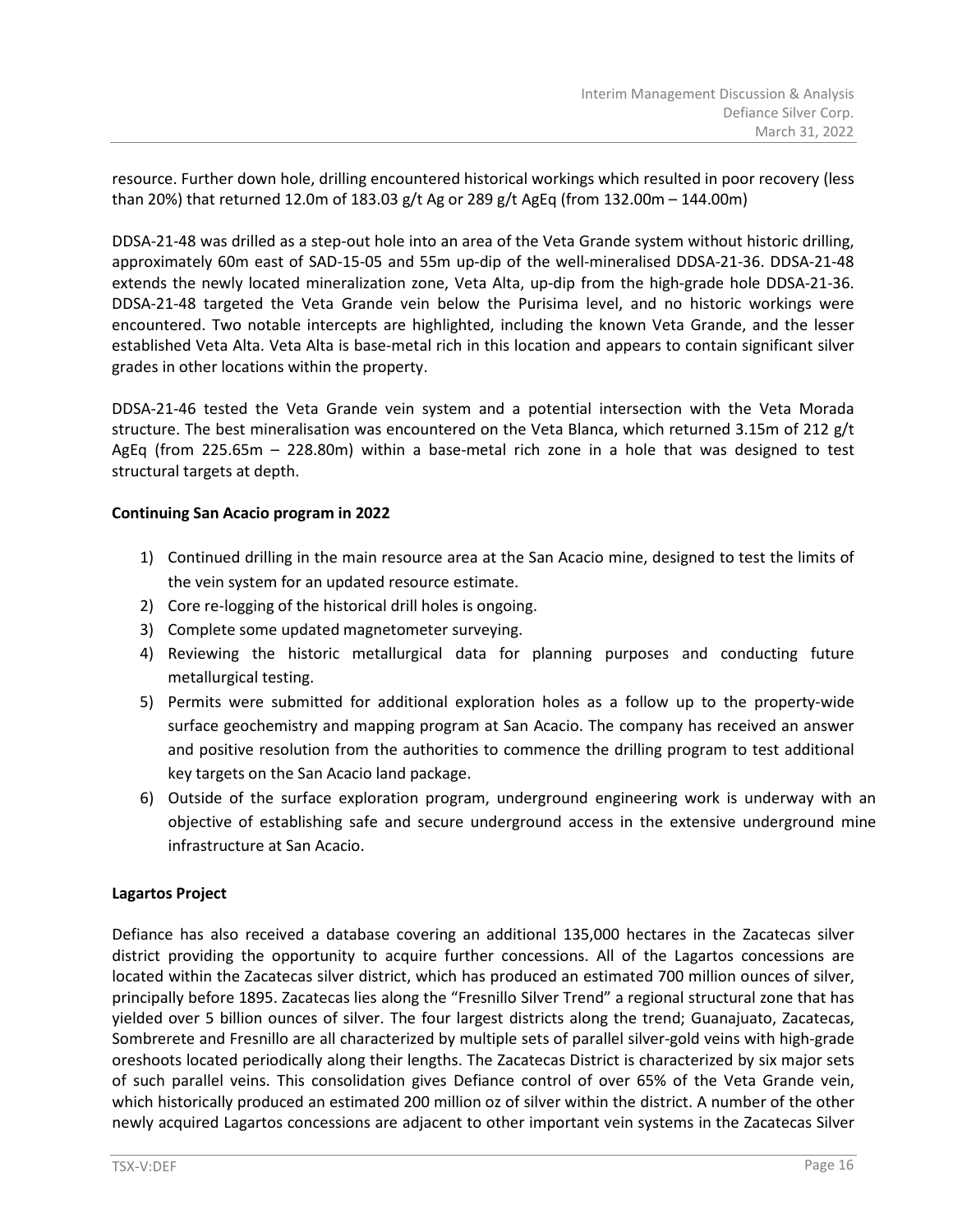resource. Further down hole, drilling encountered historical workings which resulted in poor recovery (less than 20%) that returned 12.0m of 183.03 g/t Ag or 289 g/t AgEq (from 132.00m – 144.00m)

DDSA-21-48 was drilled as a step-out hole into an area of the Veta Grande system without historic drilling, approximately 60m east of SAD-15-05 and 55m up-dip of the well-mineralised DDSA-21-36. DDSA-21-48 extends the newly located mineralization zone, Veta Alta, up-dip from the high-grade hole DDSA-21-36. DDSA-21-48 targeted the Veta Grande vein below the Purisima level, and no historic workings were encountered. Two notable intercepts are highlighted, including the known Veta Grande, and the lesser established Veta Alta. Veta Alta is base-metal rich in this location and appears to contain significant silver grades in other locations within the property.

DDSA-21-46 tested the Veta Grande vein system and a potential intersection with the Veta Morada structure. The best mineralisation was encountered on the Veta Blanca, which returned 3.15m of 212 g/t AgEq (from 225.65m – 228.80m) within a base-metal rich zone in a hole that was designed to test structural targets at depth.

**Continuing San Acacio program in 2022**

1) Continued drilling in the main resource area at the San Acacio mine, designed to test the limits of the vein system for an updated resource estimate.
2) Core re-logging of the historical drill holes is ongoing.
3) Complete some updated magnetometer surveying.
4) Reviewing the historic metallurgical data for planning purposes and conducting future metallurgical testing.
5) Permits were submitted for additional exploration holes as a follow up to the property-wide surface geochemistry and mapping program at San Acacio. The company has received an answer and positive resolution from the authorities to commence the drilling program to test additional key targets on the San Acacio land package.
6) Outside of the surface exploration program, underground engineering work is underway with an objective of establishing safe and secure underground access in the extensive underground mine infrastructure at San Acacio.

**Lagartos Project**

Defiance has also received a database covering an additional 135,000 hectares in the Zacatecas silver district providing the opportunity to acquire further concessions. All of the Lagartos concessions are located within the Zacatecas silver district, which has produced an estimated 700 million ounces of silver, principally before 1895. Zacatecas lies along the "Fresnillo Silver Trend" a regional structural zone that has yielded over 5 billion ounces of silver. The four largest districts along the trend; Guanajuato, Zacatecas, Sombrerete and Fresnillo are all characterized by multiple sets of parallel silver-gold veins with high-grade oreshoots located periodically along their lengths. The Zacatecas District is characterized by six major sets of such parallel veins. This consolidation gives Defiance control of over 65% of the Veta Grande vein, which historically produced an estimated 200 million oz of silver within the district. A number of the other newly acquired Lagartos concessions are adjacent to other important vein systems in the Zacatecas Silver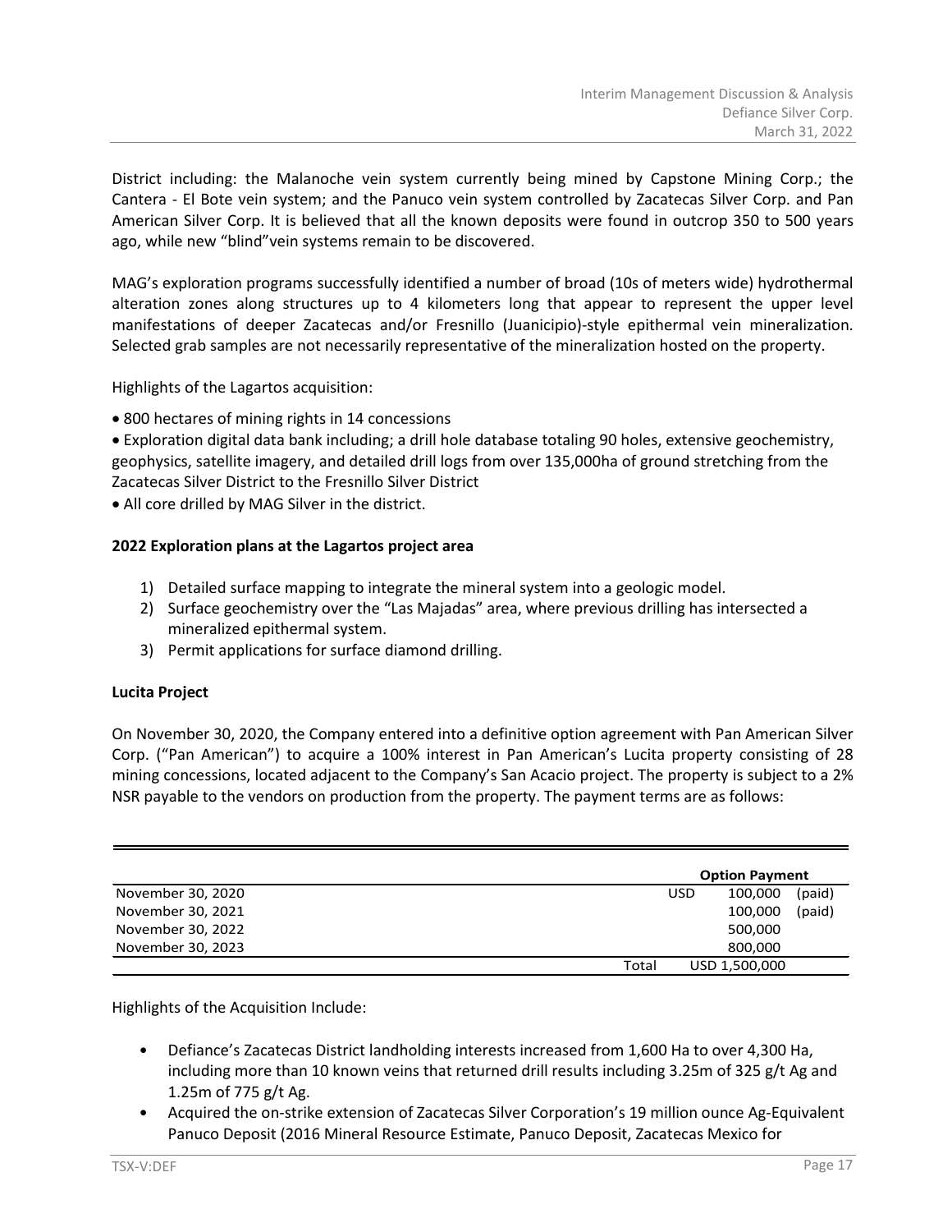District including: the Malanoche vein system currently being mined by Capstone Mining Corp.; the Cantera - El Bote vein system; and the Panuco vein system controlled by Zacatecas Silver Corp. and Pan American Silver Corp. It is believed that all the known deposits were found in outcrop 350 to 500 years ago, while new "blind"vein systems remain to be discovered.

MAG's exploration programs successfully identified a number of broad (10s of meters wide) hydrothermal alteration zones along structures up to 4 kilometers long that appear to represent the upper level manifestations of deeper Zacatecas and/or Fresnillo (Juanicipio)-style epithermal vein mineralization. Selected grab samples are not necessarily representative of the mineralization hosted on the property.

Highlights of the Lagartos acquisition:

- 800 hectares of mining rights in 14 concessions
- Exploration digital data bank including; a drill hole database totaling 90 holes, extensive geochemistry, geophysics, satellite imagery, and detailed drill logs from over 135,000ha of ground stretching from the Zacatecas Silver District to the Fresnillo Silver District
- All core drilled by MAG Silver in the district.

**2022 Exploration plans at the Lagartos project area**

1) Detailed surface mapping to integrate the mineral system into a geologic model.
2) Surface geochemistry over the "Las Majadas" area, where previous drilling has intersected a mineralized epithermal system.
3) Permit applications for surface diamond drilling.

**Lucita Project**

On November 30, 2020, the Company entered into a definitive option agreement with Pan American Silver Corp. ("Pan American") to acquire a 100% interest in Pan American's Lucita property consisting of 28 mining concessions, located adjacent to the Company's San Acacio project. The property is subject to a 2% NSR payable to the vendors on production from the property. The payment terms are as follows:

| | | Option Payment | |
|---|---|---|---|
| November 30, 2020 | USD | 100,000 | (paid) |
| November 30, 2021 | | 100,000 | (paid) |
| November 30, 2022 | | 500,000 | |
| November 30, 2023 | | 800,000 | |
| | Total | USD 1,500,000 | |

Highlights of the Acquisition Include:

- Defiance's Zacatecas District landholding interests increased from 1,600 Ha to over 4,300 Ha, including more than 10 known veins that returned drill results including 3.25m of 325 g/t Ag and 1.25m of 775 g/t Ag.
- Acquired the on-strike extension of Zacatecas Silver Corporation's 19 million ounce Ag-Equivalent Panuco Deposit (2016 Mineral Resource Estimate, Panuco Deposit, Zacatecas Mexico for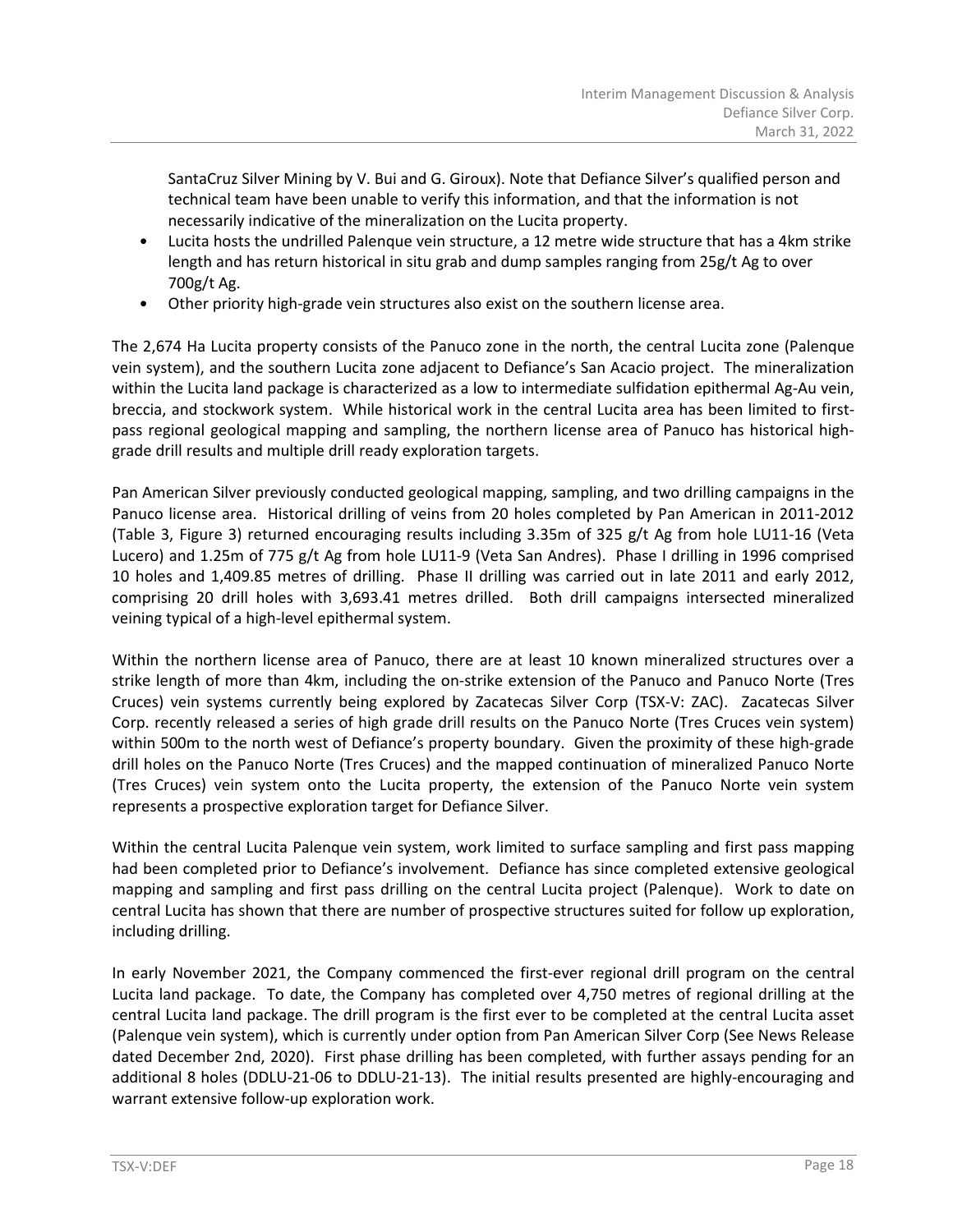SantaCruz Silver Mining by V. Bui and G. Giroux). Note that Defiance Silver's qualified person and technical team have been unable to verify this information, and that the information is not necessarily indicative of the mineralization on the Lucita property.

- Lucita hosts the undrilled Palenque vein structure, a 12 metre wide structure that has a 4km strike length and has return historical in situ grab and dump samples ranging from 25g/t Ag to over 700g/t Ag.
- Other priority high-grade vein structures also exist on the southern license area.

The 2,674 Ha Lucita property consists of the Panuco zone in the north, the central Lucita zone (Palenque vein system), and the southern Lucita zone adjacent to Defiance's San Acacio project. The mineralization within the Lucita land package is characterized as a low to intermediate sulfidation epithermal Ag-Au vein, breccia, and stockwork system. While historical work in the central Lucita area has been limited to first-pass regional geological mapping and sampling, the northern license area of Panuco has historical high-grade drill results and multiple drill ready exploration targets.

Pan American Silver previously conducted geological mapping, sampling, and two drilling campaigns in the Panuco license area. Historical drilling of veins from 20 holes completed by Pan American in 2011-2012 (Table 3, Figure 3) returned encouraging results including 3.35m of 325 g/t Ag from hole LU11-16 (Veta Lucero) and 1.25m of 775 g/t Ag from hole LU11-9 (Veta San Andres). Phase I drilling in 1996 comprised 10 holes and 1,409.85 metres of drilling. Phase II drilling was carried out in late 2011 and early 2012, comprising 20 drill holes with 3,693.41 metres drilled. Both drill campaigns intersected mineralized veining typical of a high-level epithermal system.

Within the northern license area of Panuco, there are at least 10 known mineralized structures over a strike length of more than 4km, including the on-strike extension of the Panuco and Panuco Norte (Tres Cruces) vein systems currently being explored by Zacatecas Silver Corp (TSX-V: ZAC). Zacatecas Silver Corp. recently released a series of high grade drill results on the Panuco Norte (Tres Cruces vein system) within 500m to the north west of Defiance's property boundary. Given the proximity of these high-grade drill holes on the Panuco Norte (Tres Cruces) and the mapped continuation of mineralized Panuco Norte (Tres Cruces) vein system onto the Lucita property, the extension of the Panuco Norte vein system represents a prospective exploration target for Defiance Silver.

Within the central Lucita Palenque vein system, work limited to surface sampling and first pass mapping had been completed prior to Defiance's involvement. Defiance has since completed extensive geological mapping and sampling and first pass drilling on the central Lucita project (Palenque). Work to date on central Lucita has shown that there are number of prospective structures suited for follow up exploration, including drilling.

In early November 2021, the Company commenced the first-ever regional drill program on the central Lucita land package. To date, the Company has completed over 4,750 metres of regional drilling at the central Lucita land package. The drill program is the first ever to be completed at the central Lucita asset (Palenque vein system), which is currently under option from Pan American Silver Corp (See News Release dated December 2nd, 2020). First phase drilling has been completed, with further assays pending for an additional 8 holes (DDLU-21-06 to DDLU-21-13). The initial results presented are highly-encouraging and warrant extensive follow-up exploration work.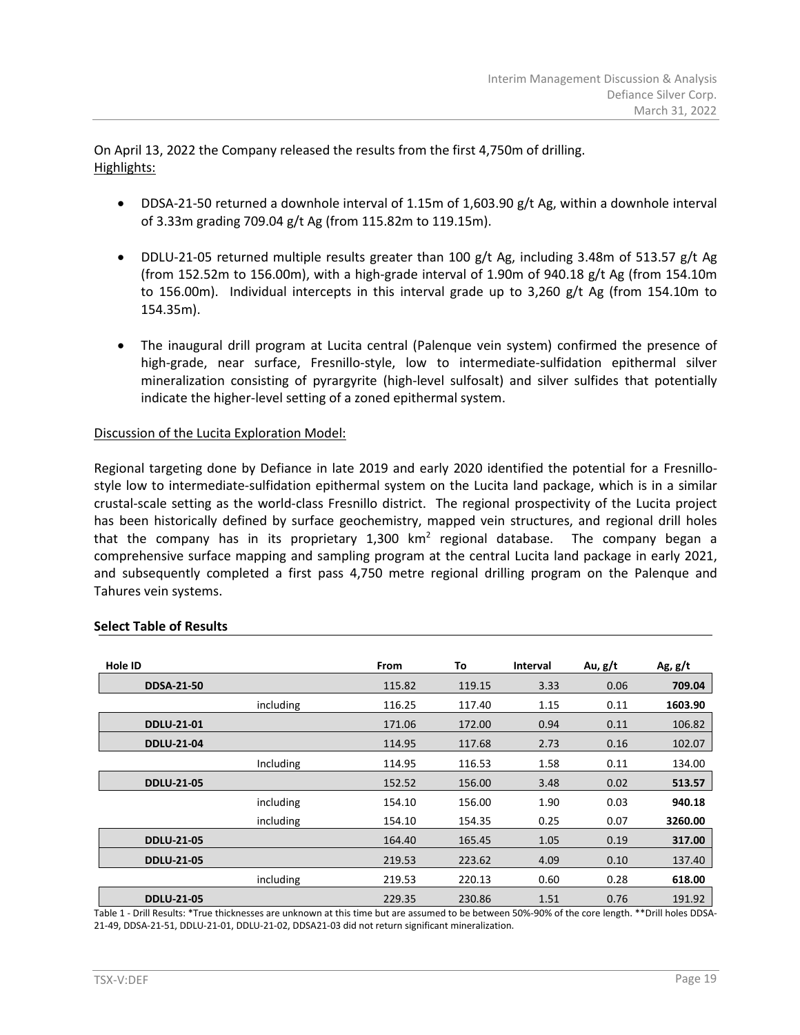On April 13, 2022 the Company released the results from the first 4,750m of drilling.
Highlights:

- DDSA-21-50 returned a downhole interval of 1.15m of 1,603.90 g/t Ag, within a downhole interval of 3.33m grading 709.04 g/t Ag (from 115.82m to 119.15m).
- DDLU-21-05 returned multiple results greater than 100 g/t Ag, including 3.48m of 513.57 g/t Ag (from 152.52m to 156.00m), with a high-grade interval of 1.90m of 940.18 g/t Ag (from 154.10m to 156.00m). Individual intercepts in this interval grade up to 3,260 g/t Ag (from 154.10m to 154.35m).
- The inaugural drill program at Lucita central (Palenque vein system) confirmed the presence of high-grade, near surface, Fresnillo-style, low to intermediate-sulfidation epithermal silver mineralization consisting of pyrargyrite (high-level sulfosalt) and silver sulfides that potentially indicate the higher-level setting of a zoned epithermal system.

Discussion of the Lucita Exploration Model:

Regional targeting done by Defiance in late 2019 and early 2020 identified the potential for a Fresnillo-style low to intermediate-sulfidation epithermal system on the Lucita land package, which is in a similar crustal-scale setting as the world-class Fresnillo district. The regional prospectivity of the Lucita project has been historically defined by surface geochemistry, mapped vein structures, and regional drill holes that the company has in its proprietary 1,300 km$^2$ regional database. The company began a comprehensive surface mapping and sampling program at the central Lucita land package in early 2021, and subsequently completed a first pass 4,750 metre regional drilling program on the Palenque and Tahures vein systems.

**Select Table of Results**

| Hole ID | | From | To | Interval | Au, g/t | Ag, g/t |
|---|---|---|---|---|---|---|
| **DDSA-21-50** | | 115.82 | 119.15 | 3.33 | 0.06 | **709.04** |
| | including | 116.25 | 117.40 | 1.15 | 0.11 | **1603.90** |
| **DDLU-21-01** | | 171.06 | 172.00 | 0.94 | 0.11 | 106.82 |
| **DDLU-21-04** | | 114.95 | 117.68 | 2.73 | 0.16 | 102.07 |
| | Including | 114.95 | 116.53 | 1.58 | 0.11 | 134.00 |
| **DDLU-21-05** | | 152.52 | 156.00 | 3.48 | 0.02 | **513.57** |
| | including | 154.10 | 156.00 | 1.90 | 0.03 | **940.18** |
| | including | 154.10 | 154.35 | 0.25 | 0.07 | **3260.00** |
| **DDLU-21-05** | | 164.40 | 165.45 | 1.05 | 0.19 | **317.00** |
| **DDLU-21-05** | | 219.53 | 223.62 | 4.09 | 0.10 | 137.40 |
| | including | 219.53 | 220.13 | 0.60 | 0.28 | **618.00** |
| **DDLU-21-05** | | 229.35 | 230.86 | 1.51 | 0.76 | 191.92 |

Table 1 - Drill Results: *True thicknesses are unknown at this time but are assumed to be between 50%-90% of the core length. **Drill holes DDSA-21-49, DDSA-21-51, DDLU-21-01, DDLU-21-02, DDSA21-03 did not return significant mineralization.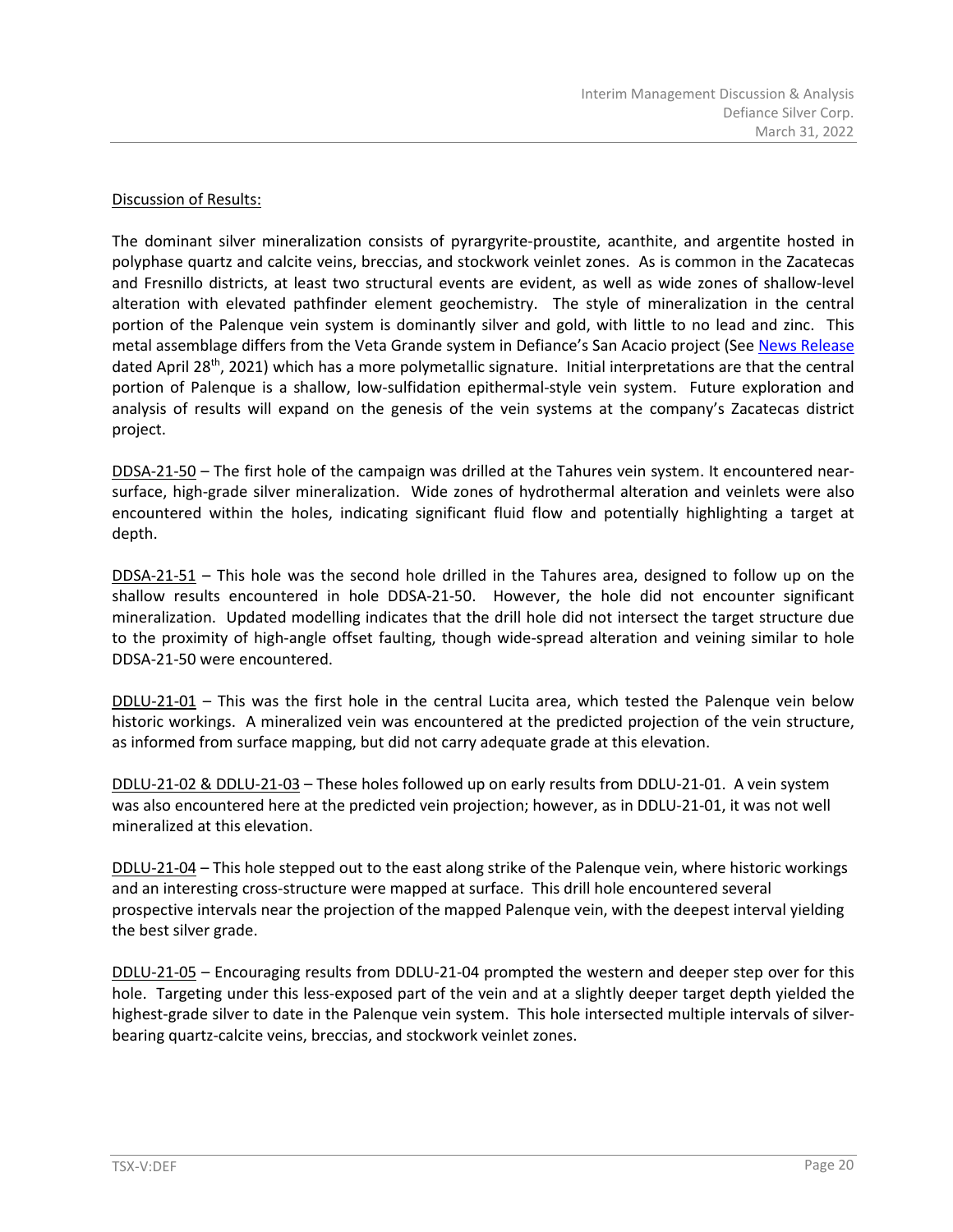Discussion of Results:

The dominant silver mineralization consists of pyrargyrite-proustite, acanthite, and argentite hosted in polyphase quartz and calcite veins, breccias, and stockwork veinlet zones. As is common in the Zacatecas and Fresnillo districts, at least two structural events are evident, as well as wide zones of shallow-level alteration with elevated pathfinder element geochemistry. The style of mineralization in the central portion of the Palenque vein system is dominantly silver and gold, with little to no lead and zinc. This metal assemblage differs from the Veta Grande system in Defiance's San Acacio project (See News Release dated April 28th, 2021) which has a more polymetallic signature. Initial interpretations are that the central portion of Palenque is a shallow, low-sulfidation epithermal-style vein system. Future exploration and analysis of results will expand on the genesis of the vein systems at the company's Zacatecas district project.

DDSA-21-50 – The first hole of the campaign was drilled at the Tahures vein system. It encountered near-surface, high-grade silver mineralization. Wide zones of hydrothermal alteration and veinlets were also encountered within the holes, indicating significant fluid flow and potentially highlighting a target at depth.

DDSA-21-51 – This hole was the second hole drilled in the Tahures area, designed to follow up on the shallow results encountered in hole DDSA-21-50. However, the hole did not encounter significant mineralization. Updated modelling indicates that the drill hole did not intersect the target structure due to the proximity of high-angle offset faulting, though wide-spread alteration and veining similar to hole DDSA-21-50 were encountered.

DDLU-21-01 – This was the first hole in the central Lucita area, which tested the Palenque vein below historic workings. A mineralized vein was encountered at the predicted projection of the vein structure, as informed from surface mapping, but did not carry adequate grade at this elevation.

DDLU-21-02 & DDLU-21-03 – These holes followed up on early results from DDLU-21-01. A vein system was also encountered here at the predicted vein projection; however, as in DDLU-21-01, it was not well mineralized at this elevation.

DDLU-21-04 – This hole stepped out to the east along strike of the Palenque vein, where historic workings and an interesting cross-structure were mapped at surface. This drill hole encountered several prospective intervals near the projection of the mapped Palenque vein, with the deepest interval yielding the best silver grade.

DDLU-21-05 – Encouraging results from DDLU-21-04 prompted the western and deeper step over for this hole. Targeting under this less-exposed part of the vein and at a slightly deeper target depth yielded the highest-grade silver to date in the Palenque vein system. This hole intersected multiple intervals of silver-bearing quartz-calcite veins, breccias, and stockwork veinlet zones.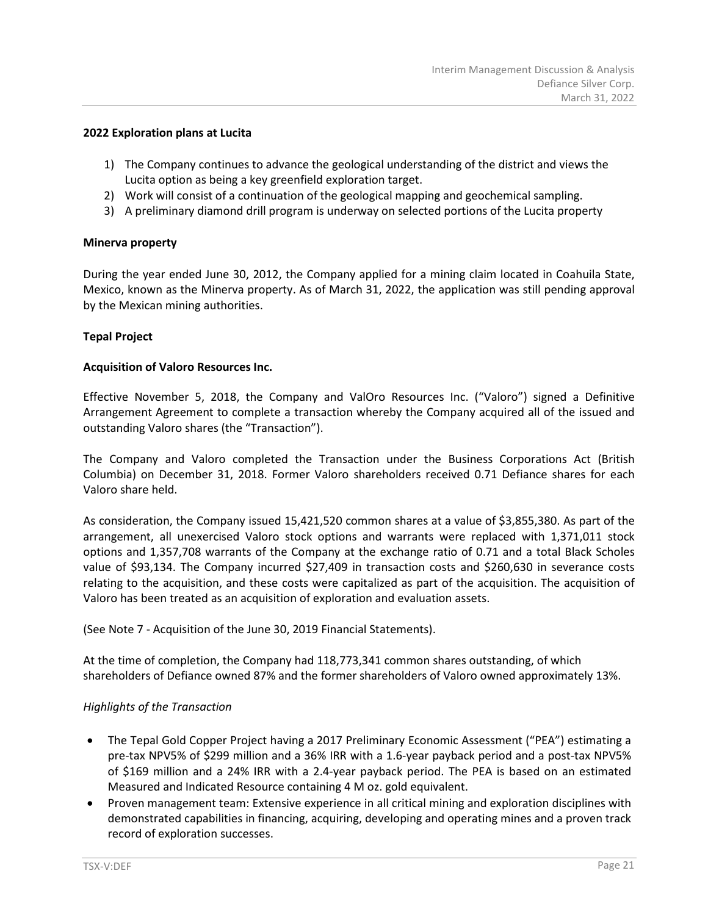**2022 Exploration plans at Lucita**

1) The Company continues to advance the geological understanding of the district and views the Lucita option as being a key greenfield exploration target.
2) Work will consist of a continuation of the geological mapping and geochemical sampling.
3) A preliminary diamond drill program is underway on selected portions of the Lucita property

**Minerva property**

During the year ended June 30, 2012, the Company applied for a mining claim located in Coahuila State, Mexico, known as the Minerva property. As of March 31, 2022, the application was still pending approval by the Mexican mining authorities.

**Tepal Project**

**Acquisition of Valoro Resources Inc.**

Effective November 5, 2018, the Company and ValOro Resources Inc. ("Valoro") signed a Definitive Arrangement Agreement to complete a transaction whereby the Company acquired all of the issued and outstanding Valoro shares (the "Transaction").

The Company and Valoro completed the Transaction under the Business Corporations Act (British Columbia) on December 31, 2018. Former Valoro shareholders received 0.71 Defiance shares for each Valoro share held.

As consideration, the Company issued 15,421,520 common shares at a value of $3,855,380. As part of the arrangement, all unexercised Valoro stock options and warrants were replaced with 1,371,011 stock options and 1,357,708 warrants of the Company at the exchange ratio of 0.71 and a total Black Scholes value of $93,134. The Company incurred $27,409 in transaction costs and $260,630 in severance costs relating to the acquisition, and these costs were capitalized as part of the acquisition. The acquisition of Valoro has been treated as an acquisition of exploration and evaluation assets.

(See Note 7 - Acquisition of the June 30, 2019 Financial Statements).

At the time of completion, the Company had 118,773,341 common shares outstanding, of which shareholders of Defiance owned 87% and the former shareholders of Valoro owned approximately 13%.

*Highlights of the Transaction*

- The Tepal Gold Copper Project having a 2017 Preliminary Economic Assessment ("PEA") estimating a pre-tax NPV5% of $299 million and a 36% IRR with a 1.6-year payback period and a post-tax NPV5% of $169 million and a 24% IRR with a 2.4-year payback period. The PEA is based on an estimated Measured and Indicated Resource containing 4 M oz. gold equivalent.
- Proven management team: Extensive experience in all critical mining and exploration disciplines with demonstrated capabilities in financing, acquiring, developing and operating mines and a proven track record of exploration successes.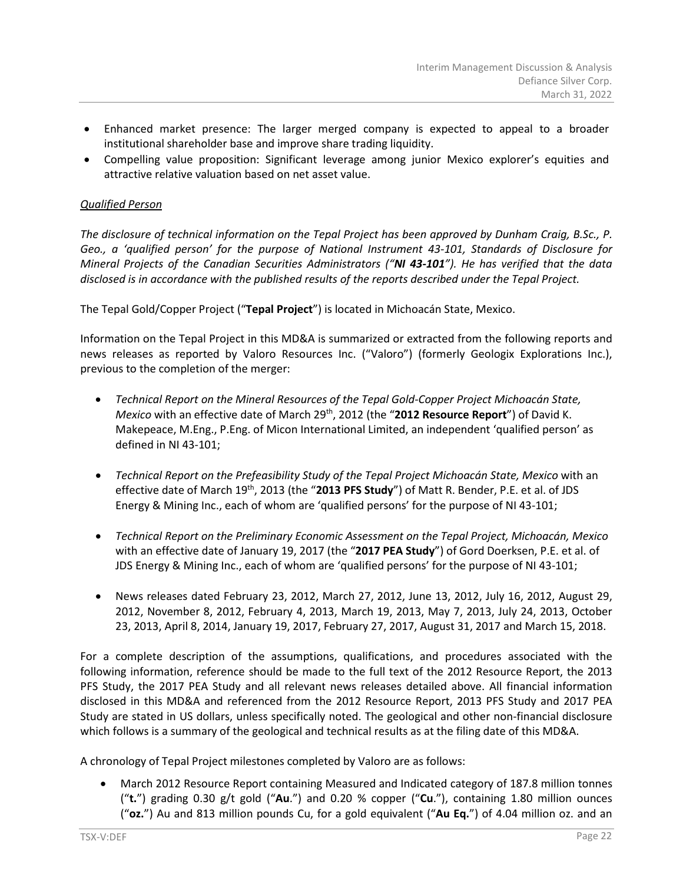- Enhanced market presence: The larger merged company is expected to appeal to a broader institutional shareholder base and improve share trading liquidity.
- Compelling value proposition: Significant leverage among junior Mexico explorer's equities and attractive relative valuation based on net asset value.

*Qualified Person*

*The disclosure of technical information on the Tepal Project has been approved by Dunham Craig, B.Sc., P. Geo., a 'qualified person' for the purpose of National Instrument 43-101, Standards of Disclosure for Mineral Projects of the Canadian Securities Administrators ("**NI 43-101**"). He has verified that the data disclosed is in accordance with the published results of the reports described under the Tepal Project.*

The Tepal Gold/Copper Project ("**Tepal Project**") is located in Michoacán State, Mexico.

Information on the Tepal Project in this MD&A is summarized or extracted from the following reports and news releases as reported by Valoro Resources Inc. ("Valoro") (formerly Geologix Explorations Inc.), previous to the completion of the merger:

- *Technical Report on the Mineral Resources of the Tepal Gold-Copper Project Michoacán State, Mexico* with an effective date of March 29th, 2012 (the "**2012 Resource Report**") of David K. Makepeace, M.Eng., P.Eng. of Micon International Limited, an independent 'qualified person' as defined in NI 43-101;

- *Technical Report on the Prefeasibility Study of the Tepal Project Michoacán State, Mexico* with an effective date of March 19th, 2013 (the "**2013 PFS Study**") of Matt R. Bender, P.E. et al. of JDS Energy & Mining Inc., each of whom are 'qualified persons' for the purpose of NI 43-101;

- *Technical Report on the Preliminary Economic Assessment on the Tepal Project, Michoacán, Mexico* with an effective date of January 19, 2017 (the "**2017 PEA Study**") of Gord Doerksen, P.E. et al. of JDS Energy & Mining Inc., each of whom are 'qualified persons' for the purpose of NI 43-101;

- News releases dated February 23, 2012, March 27, 2012, June 13, 2012, July 16, 2012, August 29, 2012, November 8, 2012, February 4, 2013, March 19, 2013, May 7, 2013, July 24, 2013, October 23, 2013, April 8, 2014, January 19, 2017, February 27, 2017, August 31, 2017 and March 15, 2018.

For a complete description of the assumptions, qualifications, and procedures associated with the following information, reference should be made to the full text of the 2012 Resource Report, the 2013 PFS Study, the 2017 PEA Study and all relevant news releases detailed above. All financial information disclosed in this MD&A and referenced from the 2012 Resource Report, 2013 PFS Study and 2017 PEA Study are stated in US dollars, unless specifically noted. The geological and other non-financial disclosure which follows is a summary of the geological and technical results as at the filing date of this MD&A.

A chronology of Tepal Project milestones completed by Valoro are as follows:

- March 2012 Resource Report containing Measured and Indicated category of 187.8 million tonnes ("**t.**") grading 0.30 g/t gold ("**Au**.") and 0.20 % copper ("**Cu**."), containing 1.80 million ounces ("**oz.**") Au and 813 million pounds Cu, for a gold equivalent ("**Au Eq.**") of 4.04 million oz. and an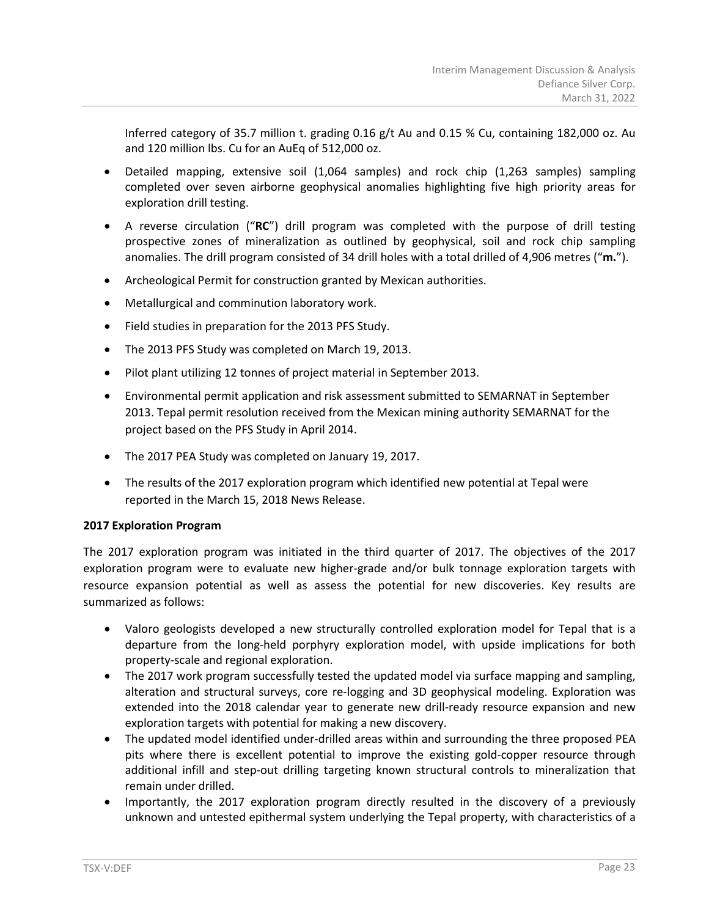Inferred category of 35.7 million t. grading 0.16 g/t Au and 0.15 % Cu, containing 182,000 oz. Au and 120 million lbs. Cu for an AuEq of 512,000 oz.

- Detailed mapping, extensive soil (1,064 samples) and rock chip (1,263 samples) sampling completed over seven airborne geophysical anomalies highlighting five high priority areas for exploration drill testing.
- A reverse circulation ("**RC**") drill program was completed with the purpose of drill testing prospective zones of mineralization as outlined by geophysical, soil and rock chip sampling anomalies. The drill program consisted of 34 drill holes with a total drilled of 4,906 metres ("**m.**").
- Archeological Permit for construction granted by Mexican authorities.
- Metallurgical and comminution laboratory work.
- Field studies in preparation for the 2013 PFS Study.
- The 2013 PFS Study was completed on March 19, 2013.
- Pilot plant utilizing 12 tonnes of project material in September 2013.
- Environmental permit application and risk assessment submitted to SEMARNAT in September 2013. Tepal permit resolution received from the Mexican mining authority SEMARNAT for the project based on the PFS Study in April 2014.
- The 2017 PEA Study was completed on January 19, 2017.
- The results of the 2017 exploration program which identified new potential at Tepal were reported in the March 15, 2018 News Release.

**2017 Exploration Program**

The 2017 exploration program was initiated in the third quarter of 2017. The objectives of the 2017 exploration program were to evaluate new higher-grade and/or bulk tonnage exploration targets with resource expansion potential as well as assess the potential for new discoveries. Key results are summarized as follows:

- Valoro geologists developed a new structurally controlled exploration model for Tepal that is a departure from the long-held porphyry exploration model, with upside implications for both property-scale and regional exploration.
- The 2017 work program successfully tested the updated model via surface mapping and sampling, alteration and structural surveys, core re-logging and 3D geophysical modeling. Exploration was extended into the 2018 calendar year to generate new drill-ready resource expansion and new exploration targets with potential for making a new discovery.
- The updated model identified under-drilled areas within and surrounding the three proposed PEA pits where there is excellent potential to improve the existing gold-copper resource through additional infill and step-out drilling targeting known structural controls to mineralization that remain under drilled.
- Importantly, the 2017 exploration program directly resulted in the discovery of a previously unknown and untested epithermal system underlying the Tepal property, with characteristics of a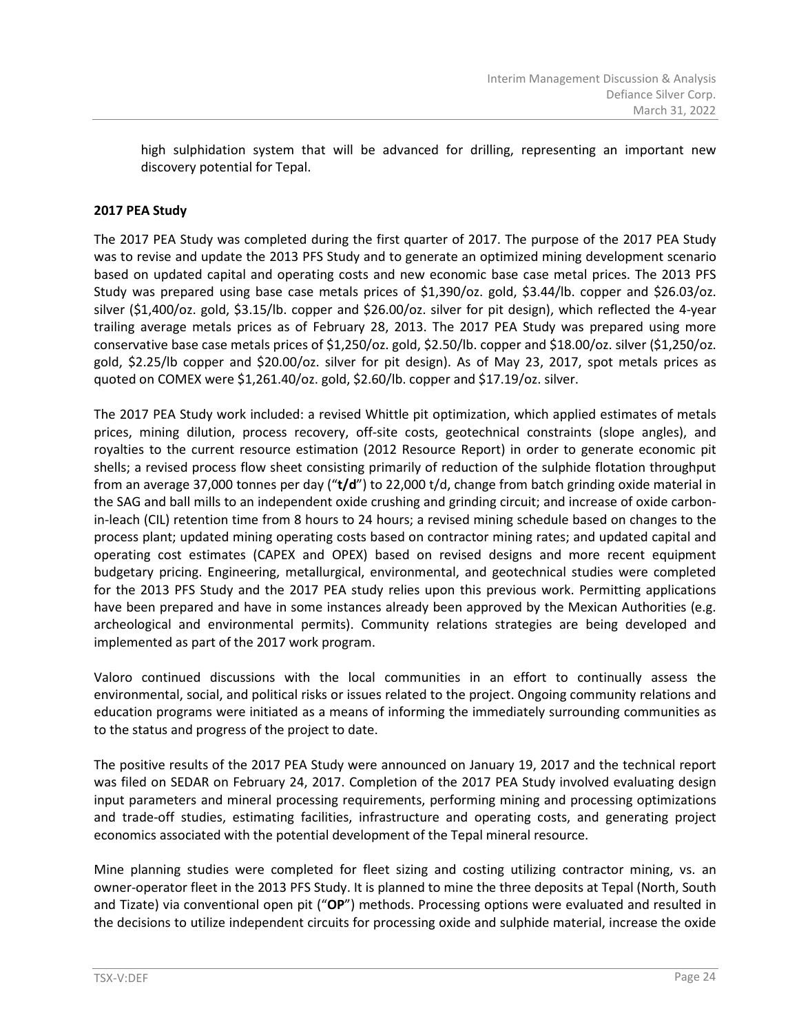high sulphidation system that will be advanced for drilling, representing an important new discovery potential for Tepal.

**2017 PEA Study**

The 2017 PEA Study was completed during the first quarter of 2017. The purpose of the 2017 PEA Study was to revise and update the 2013 PFS Study and to generate an optimized mining development scenario based on updated capital and operating costs and new economic base case metal prices. The 2013 PFS Study was prepared using base case metals prices of $1,390/oz. gold, $3.44/lb. copper and $26.03/oz. silver ($1,400/oz. gold, $3.15/lb. copper and $26.00/oz. silver for pit design), which reflected the 4-year trailing average metals prices as of February 28, 2013. The 2017 PEA Study was prepared using more conservative base case metals prices of $1,250/oz. gold, $2.50/lb. copper and $18.00/oz. silver ($1,250/oz. gold, $2.25/lb copper and $20.00/oz. silver for pit design). As of May 23, 2017, spot metals prices as quoted on COMEX were $1,261.40/oz. gold, $2.60/lb. copper and $17.19/oz. silver.

The 2017 PEA Study work included: a revised Whittle pit optimization, which applied estimates of metals prices, mining dilution, process recovery, off-site costs, geotechnical constraints (slope angles), and royalties to the current resource estimation (2012 Resource Report) in order to generate economic pit shells; a revised process flow sheet consisting primarily of reduction of the sulphide flotation throughput from an average 37,000 tonnes per day ("**t/d**") to 22,000 t/d, change from batch grinding oxide material in the SAG and ball mills to an independent oxide crushing and grinding circuit; and increase of oxide carbon-in-leach (CIL) retention time from 8 hours to 24 hours; a revised mining schedule based on changes to the process plant; updated mining operating costs based on contractor mining rates; and updated capital and operating cost estimates (CAPEX and OPEX) based on revised designs and more recent equipment budgetary pricing. Engineering, metallurgical, environmental, and geotechnical studies were completed for the 2013 PFS Study and the 2017 PEA study relies upon this previous work. Permitting applications have been prepared and have in some instances already been approved by the Mexican Authorities (e.g. archeological and environmental permits). Community relations strategies are being developed and implemented as part of the 2017 work program.

Valoro continued discussions with the local communities in an effort to continually assess the environmental, social, and political risks or issues related to the project. Ongoing community relations and education programs were initiated as a means of informing the immediately surrounding communities as to the status and progress of the project to date.

The positive results of the 2017 PEA Study were announced on January 19, 2017 and the technical report was filed on SEDAR on February 24, 2017. Completion of the 2017 PEA Study involved evaluating design input parameters and mineral processing requirements, performing mining and processing optimizations and trade-off studies, estimating facilities, infrastructure and operating costs, and generating project economics associated with the potential development of the Tepal mineral resource.

Mine planning studies were completed for fleet sizing and costing utilizing contractor mining, vs. an owner-operator fleet in the 2013 PFS Study. It is planned to mine the three deposits at Tepal (North, South and Tizate) via conventional open pit ("**OP**") methods. Processing options were evaluated and resulted in the decisions to utilize independent circuits for processing oxide and sulphide material, increase the oxide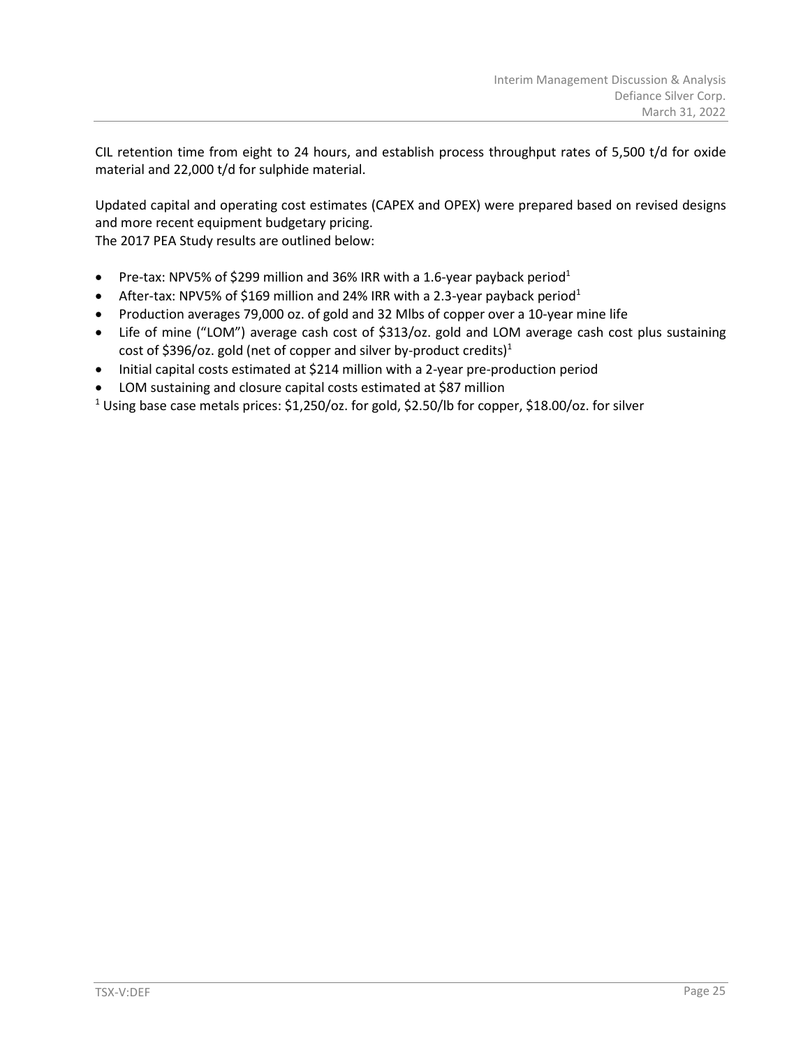CIL retention time from eight to 24 hours, and establish process throughput rates of 5,500 t/d for oxide material and 22,000 t/d for sulphide material.

Updated capital and operating cost estimates (CAPEX and OPEX) were prepared based on revised designs and more recent equipment budgetary pricing.
The 2017 PEA Study results are outlined below:

- Pre-tax: NPV5% of $299 million and 36% IRR with a 1.6-year payback period[1]
- After-tax: NPV5% of $169 million and 24% IRR with a 2.3-year payback period[1]
- Production averages 79,000 oz. of gold and 32 Mlbs of copper over a 10-year mine life
- Life of mine ("LOM") average cash cost of $313/oz. gold and LOM average cash cost plus sustaining cost of $396/oz. gold (net of copper and silver by-product credits)[1]
- Initial capital costs estimated at $214 million with a 2-year pre-production period
- LOM sustaining and closure capital costs estimated at $87 million

[1] Using base case metals prices: $1,250/oz. for gold, $2.50/lb for copper, $18.00/oz. for silver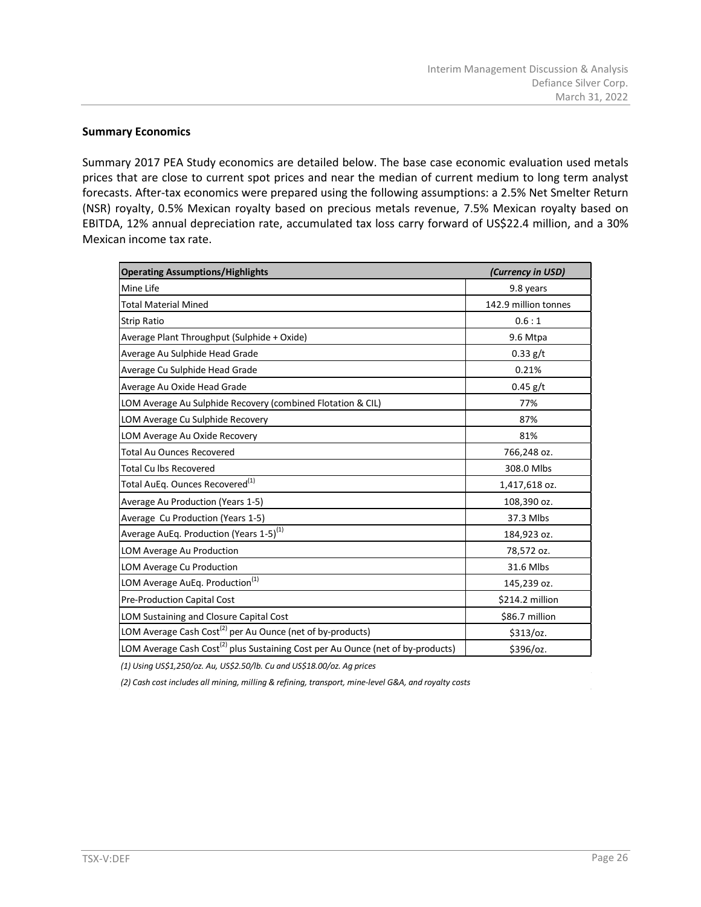## Summary Economics

Summary 2017 PEA Study economics are detailed below. The base case economic evaluation used metals prices that are close to current spot prices and near the median of current medium to long term analyst forecasts. After-tax economics were prepared using the following assumptions: a 2.5% Net Smelter Return (NSR) royalty, 0.5% Mexican royalty based on precious metals revenue, 7.5% Mexican royalty based on EBITDA, 12% annual depreciation rate, accumulated tax loss carry forward of US$22.4 million, and a 30% Mexican income tax rate.

| Operating Assumptions/Highlights | *(Currency in USD)* |
|---|---|
| Mine Life | 9.8 years |
| Total Material Mined | 142.9 million tonnes |
| Strip Ratio | 0.6 : 1 |
| Average Plant Throughput (Sulphide + Oxide) | 9.6 Mtpa |
| Average Au Sulphide Head Grade | 0.33 g/t |
| Average Cu Sulphide Head Grade | 0.21% |
| Average Au Oxide Head Grade | 0.45 g/t |
| LOM Average Au Sulphide Recovery (combined Flotation & CIL) | 77% |
| LOM Average Cu Sulphide Recovery | 87% |
| LOM Average Au Oxide Recovery | 81% |
| Total Au Ounces Recovered | 766,248 oz. |
| Total Cu lbs Recovered | 308.0 Mlbs |
| Total AuEq. Ounces Recovered(1) | 1,417,618 oz. |
| Average Au Production (Years 1-5) | 108,390 oz. |
| Average Cu Production (Years 1-5) | 37.3 Mlbs |
| Average AuEq. Production (Years 1-5)(1) | 184,923 oz. |
| LOM Average Au Production | 78,572 oz. |
| LOM Average Cu Production | 31.6 Mlbs |
| LOM Average AuEq. Production(1) | 145,239 oz. |
| Pre-Production Capital Cost | $214.2 million |
| LOM Sustaining and Closure Capital Cost | $86.7 million |
| LOM Average Cash Cost(2) per Au Ounce (net of by-products) | $313/oz. |
| LOM Average Cash Cost(2) plus Sustaining Cost per Au Ounce (net of by-products) | $396/oz. |

*(1) Using US$1,250/oz. Au, US$2.50/lb. Cu and US$18.00/oz. Ag prices*

*(2) Cash cost includes all mining, milling & refining, transport, mine-level G&A, and royalty costs*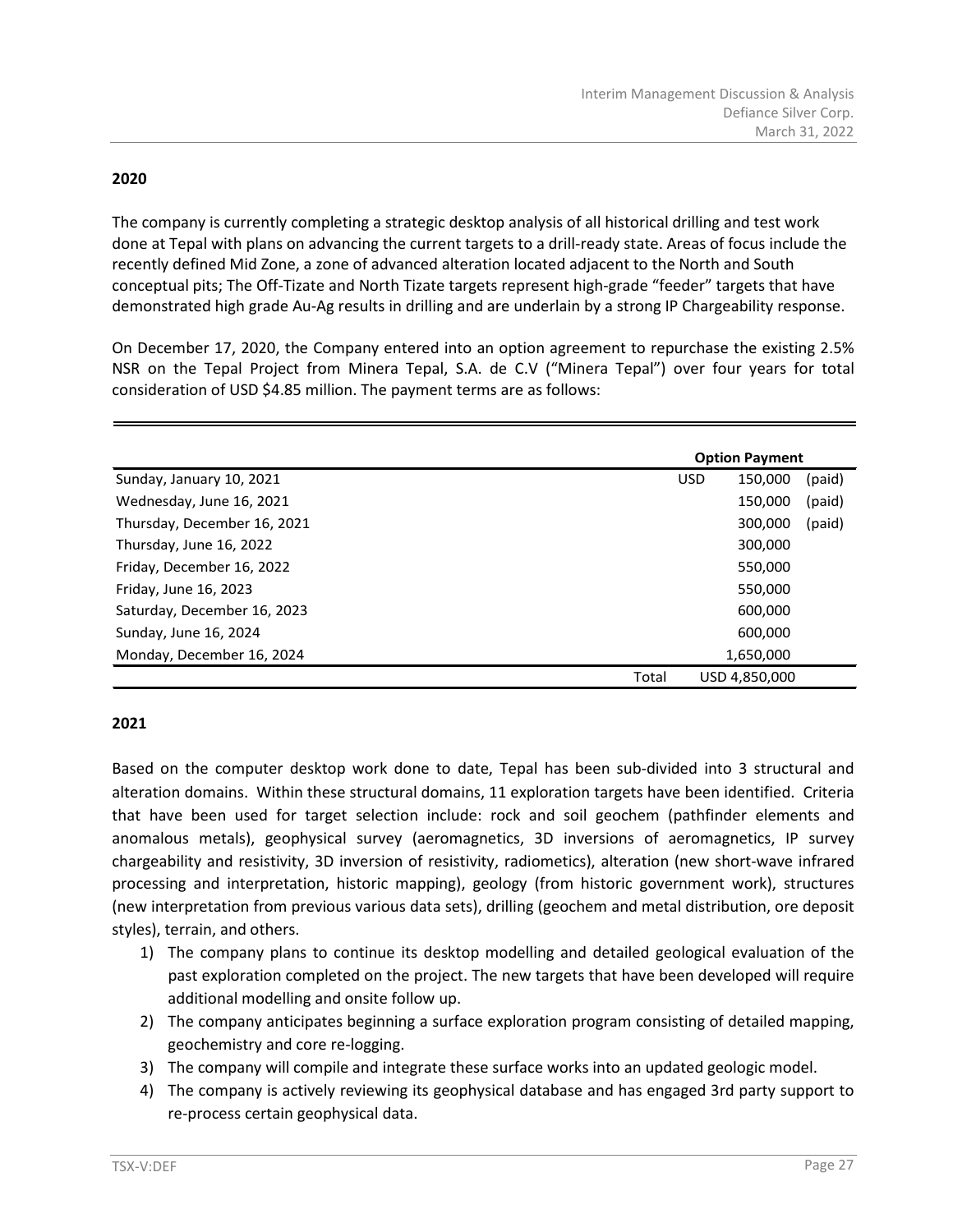**2020**

The company is currently completing a strategic desktop analysis of all historical drilling and test work done at Tepal with plans on advancing the current targets to a drill-ready state. Areas of focus include the recently defined Mid Zone, a zone of advanced alteration located adjacent to the North and South conceptual pits; The Off-Tizate and North Tizate targets represent high-grade "feeder" targets that have demonstrated high grade Au-Ag results in drilling and are underlain by a strong IP Chargeability response.

On December 17, 2020, the Company entered into an option agreement to repurchase the existing 2.5% NSR on the Tepal Project from Minera Tepal, S.A. de C.V ("Minera Tepal") over four years for total consideration of USD $4.85 million. The payment terms are as follows:

| | | Option Payment | |
|---|---|---|---|
| Sunday, January 10, 2021 | USD | 150,000 | (paid) |
| Wednesday, June 16, 2021 | | 150,000 | (paid) |
| Thursday, December 16, 2021 | | 300,000 | (paid) |
| Thursday, June 16, 2022 | | 300,000 | |
| Friday, December 16, 2022 | | 550,000 | |
| Friday, June 16, 2023 | | 550,000 | |
| Saturday, December 16, 2023 | | 600,000 | |
| Sunday, June 16, 2024 | | 600,000 | |
| Monday, December 16, 2024 | | 1,650,000 | |
| | Total | USD 4,850,000 | |

**2021**

Based on the computer desktop work done to date, Tepal has been sub-divided into 3 structural and alteration domains. Within these structural domains, 11 exploration targets have been identified. Criteria that have been used for target selection include: rock and soil geochem (pathfinder elements and anomalous metals), geophysical survey (aeromagnetics, 3D inversions of aeromagnetics, IP survey chargeability and resistivity, 3D inversion of resistivity, radiometics), alteration (new short-wave infrared processing and interpretation, historic mapping), geology (from historic government work), structures (new interpretation from previous various data sets), drilling (geochem and metal distribution, ore deposit styles), terrain, and others.

1) The company plans to continue its desktop modelling and detailed geological evaluation of the past exploration completed on the project. The new targets that have been developed will require additional modelling and onsite follow up.
2) The company anticipates beginning a surface exploration program consisting of detailed mapping, geochemistry and core re-logging.
3) The company will compile and integrate these surface works into an updated geologic model.
4) The company is actively reviewing its geophysical database and has engaged 3rd party support to re-process certain geophysical data.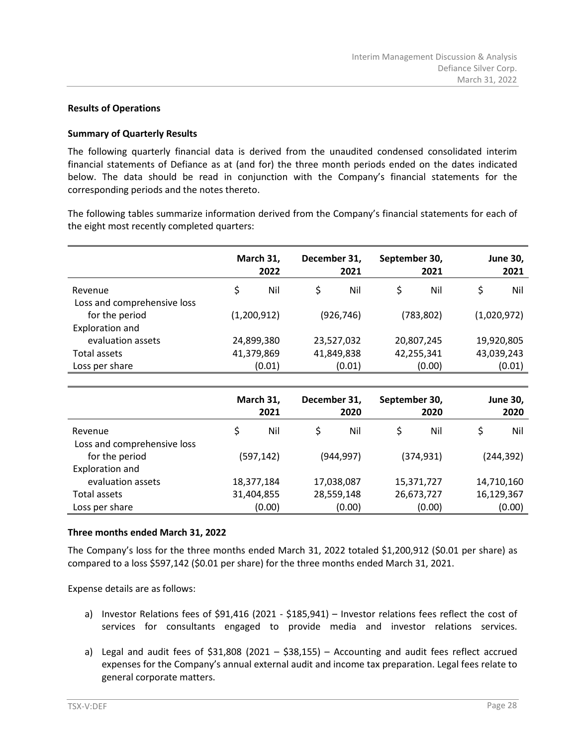## Results of Operations

### Summary of Quarterly Results

The following quarterly financial data is derived from the unaudited condensed consolidated interim financial statements of Defiance as at (and for) the three month periods ended on the dates indicated below. The data should be read in conjunction with the Company's financial statements for the corresponding periods and the notes thereto.

The following tables summarize information derived from the Company's financial statements for each of the eight most recently completed quarters:

| | March 31, 2022 | December 31, 2021 | September 30, 2021 | June 30, 2021 |
|---|---|---|---|---|
| Revenue | $ Nil | $ Nil | $ Nil | $ Nil |
| Loss and comprehensive loss for the period | (1,200,912) | (926,746) | (783,802) | (1,020,972) |
| Exploration and evaluation assets | 24,899,380 | 23,527,032 | 20,807,245 | 19,920,805 |
| Total assets | 41,379,869 | 41,849,838 | 42,255,341 | 43,039,243 |
| Loss per share | (0.01) | (0.01) | (0.00) | (0.01) |

| | March 31, 2021 | December 31, 2020 | September 30, 2020 | June 30, 2020 |
|---|---|---|---|---|
| Revenue | $ Nil | $ Nil | $ Nil | $ Nil |
| Loss and comprehensive loss for the period | (597,142) | (944,997) | (374,931) | (244,392) |
| Exploration and evaluation assets | 18,377,184 | 17,038,087 | 15,371,727 | 14,710,160 |
| Total assets | 31,404,855 | 28,559,148 | 26,673,727 | 16,129,367 |
| Loss per share | (0.00) | (0.00) | (0.00) | (0.00) |

### Three months ended March 31, 2022

The Company's loss for the three months ended March 31, 2022 totaled $1,200,912 ($0.01 per share) as compared to a loss $597,142 ($0.01 per share) for the three months ended March 31, 2021.

Expense details are as follows:

a) Investor Relations fees of $91,416 (2021 - $185,941) – Investor relations fees reflect the cost of services for consultants engaged to provide media and investor relations services.

a) Legal and audit fees of $31,808 (2021 – $38,155) – Accounting and audit fees reflect accrued expenses for the Company's annual external audit and income tax preparation. Legal fees relate to general corporate matters.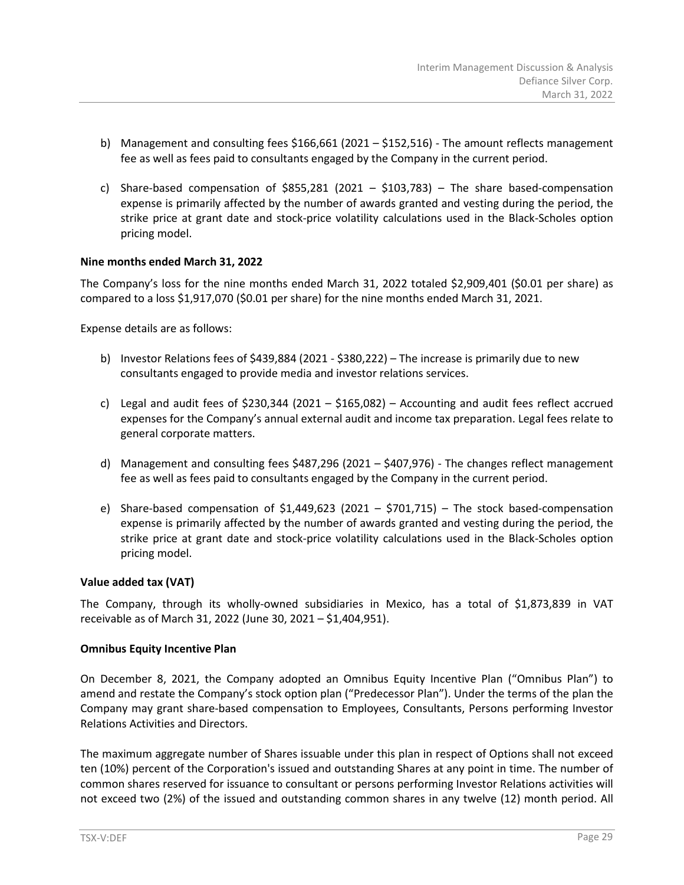b) Management and consulting fees $166,661 (2021 – $152,516) - The amount reflects management fee as well as fees paid to consultants engaged by the Company in the current period.

c) Share-based compensation of $855,281 (2021 – $103,783) – The share based-compensation expense is primarily affected by the number of awards granted and vesting during the period, the strike price at grant date and stock-price volatility calculations used in the Black-Scholes option pricing model.

**Nine months ended March 31, 2022**

The Company's loss for the nine months ended March 31, 2022 totaled $2,909,401 ($0.01 per share) as compared to a loss $1,917,070 ($0.01 per share) for the nine months ended March 31, 2021.

Expense details are as follows:

b) Investor Relations fees of $439,884 (2021 - $380,222) – The increase is primarily due to new consultants engaged to provide media and investor relations services.

c) Legal and audit fees of $230,344 (2021 – $165,082) – Accounting and audit fees reflect accrued expenses for the Company's annual external audit and income tax preparation. Legal fees relate to general corporate matters.

d) Management and consulting fees $487,296 (2021 – $407,976) - The changes reflect management fee as well as fees paid to consultants engaged by the Company in the current period.

e) Share-based compensation of $1,449,623 (2021 – $701,715) – The stock based-compensation expense is primarily affected by the number of awards granted and vesting during the period, the strike price at grant date and stock-price volatility calculations used in the Black-Scholes option pricing model.

**Value added tax (VAT)**

The Company, through its wholly-owned subsidiaries in Mexico, has a total of $1,873,839 in VAT receivable as of March 31, 2022 (June 30, 2021 – $1,404,951).

**Omnibus Equity Incentive Plan**

On December 8, 2021, the Company adopted an Omnibus Equity Incentive Plan ("Omnibus Plan") to amend and restate the Company's stock option plan ("Predecessor Plan"). Under the terms of the plan the Company may grant share-based compensation to Employees, Consultants, Persons performing Investor Relations Activities and Directors.

The maximum aggregate number of Shares issuable under this plan in respect of Options shall not exceed ten (10%) percent of the Corporation's issued and outstanding Shares at any point in time. The number of common shares reserved for issuance to consultant or persons performing Investor Relations activities will not exceed two (2%) of the issued and outstanding common shares in any twelve (12) month period. All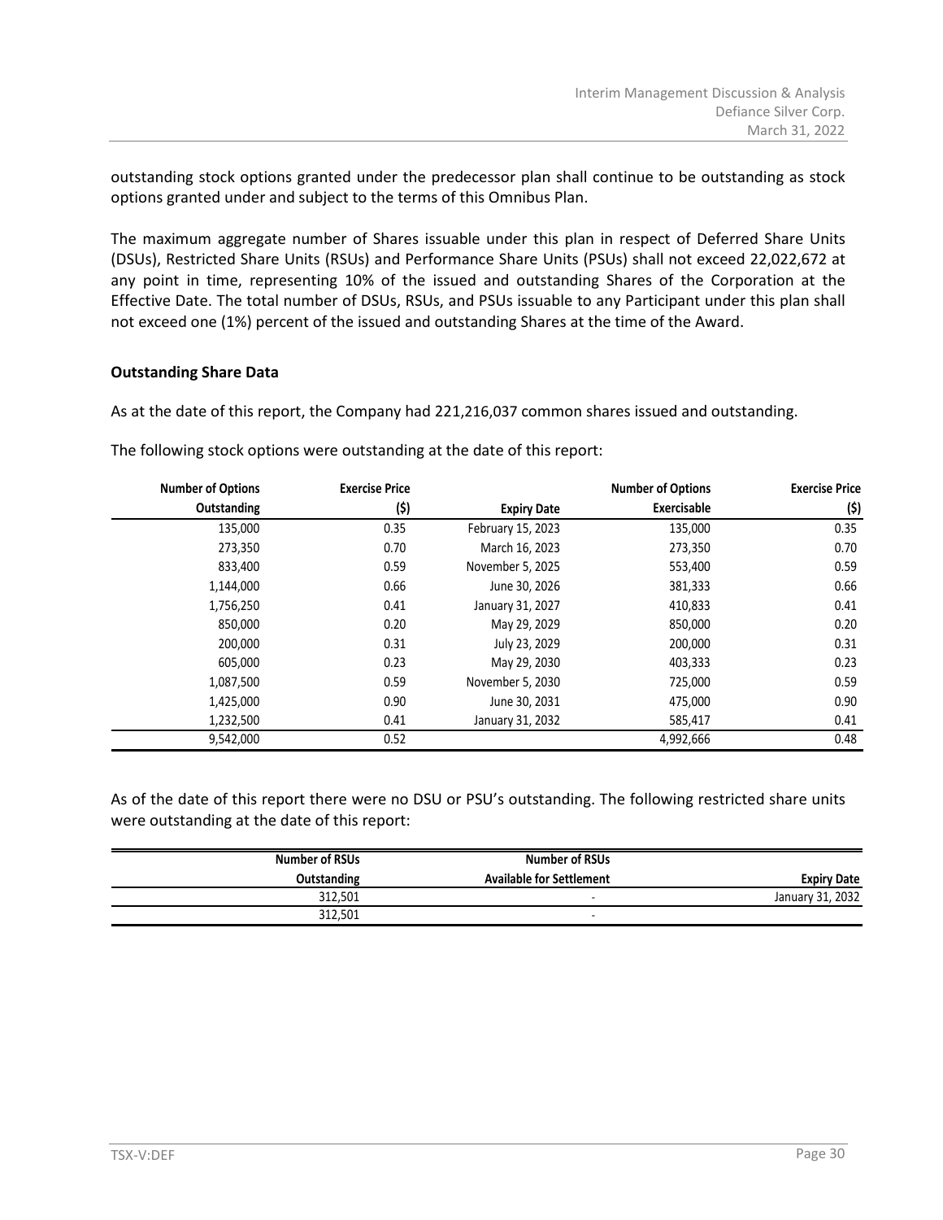outstanding stock options granted under the predecessor plan shall continue to be outstanding as stock options granted under and subject to the terms of this Omnibus Plan.

The maximum aggregate number of Shares issuable under this plan in respect of Deferred Share Units (DSUs), Restricted Share Units (RSUs) and Performance Share Units (PSUs) shall not exceed 22,022,672 at any point in time, representing 10% of the issued and outstanding Shares of the Corporation at the Effective Date. The total number of DSUs, RSUs, and PSUs issuable to any Participant under this plan shall not exceed one (1%) percent of the issued and outstanding Shares at the time of the Award.

**Outstanding Share Data**

As at the date of this report, the Company had 221,216,037 common shares issued and outstanding.

The following stock options were outstanding at the date of this report:

| Number of Options Outstanding | Exercise Price ($) | Expiry Date | Number of Options Exercisable | Exercise Price ($) |
|---|---|---|---|---|
| 135,000 | 0.35 | February 15, 2023 | 135,000 | 0.35 |
| 273,350 | 0.70 | March 16, 2023 | 273,350 | 0.70 |
| 833,400 | 0.59 | November 5, 2025 | 553,400 | 0.59 |
| 1,144,000 | 0.66 | June 30, 2026 | 381,333 | 0.66 |
| 1,756,250 | 0.41 | January 31, 2027 | 410,833 | 0.41 |
| 850,000 | 0.20 | May 29, 2029 | 850,000 | 0.20 |
| 200,000 | 0.31 | July 23, 2029 | 200,000 | 0.31 |
| 605,000 | 0.23 | May 29, 2030 | 403,333 | 0.23 |
| 1,087,500 | 0.59 | November 5, 2030 | 725,000 | 0.59 |
| 1,425,000 | 0.90 | June 30, 2031 | 475,000 | 0.90 |
| 1,232,500 | 0.41 | January 31, 2032 | 585,417 | 0.41 |
| 9,542,000 | 0.52 | | 4,992,666 | 0.48 |

As of the date of this report there were no DSU or PSU's outstanding. The following restricted share units were outstanding at the date of this report:

| Number of RSUs Outstanding | Number of RSUs Available for Settlement | Expiry Date |
|---|---|---|
| 312,501 | - | January 31, 2032 |
| 312,501 | - | |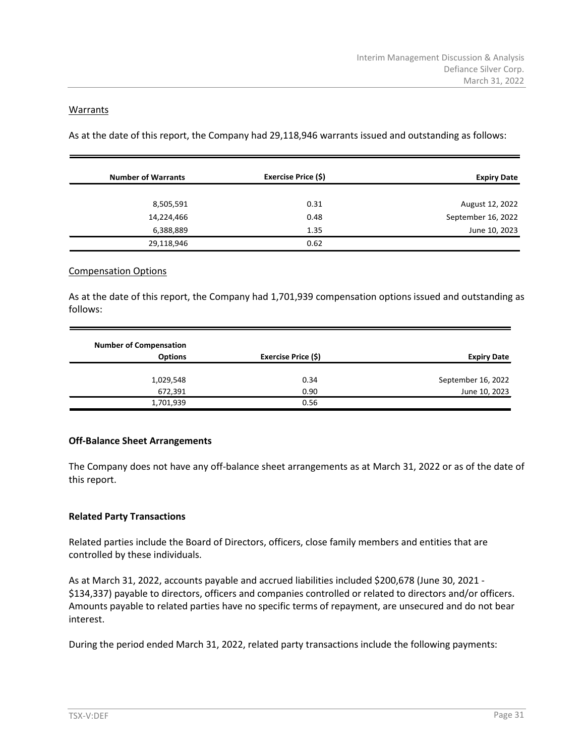Warrants

As at the date of this report, the Company had 29,118,946 warrants issued and outstanding as follows:

| Number of Warrants | Exercise Price ($) | Expiry Date |
|---|---|---|
| 8,505,591 | 0.31 | August 12, 2022 |
| 14,224,466 | 0.48 | September 16, 2022 |
| 6,388,889 | 1.35 | June 10, 2023 |
| 29,118,946 | 0.62 | |

Compensation Options

As at the date of this report, the Company had 1,701,939 compensation options issued and outstanding as follows:

| Number of Compensation Options | Exercise Price ($) | Expiry Date |
|---|---|---|
| 1,029,548 | 0.34 | September 16, 2022 |
| 672,391 | 0.90 | June 10, 2023 |
| 1,701,939 | 0.56 | |

**Off-Balance Sheet Arrangements**

The Company does not have any off-balance sheet arrangements as at March 31, 2022 or as of the date of this report.

**Related Party Transactions**

Related parties include the Board of Directors, officers, close family members and entities that are controlled by these individuals.

As at March 31, 2022, accounts payable and accrued liabilities included $200,678 (June 30, 2021 - $134,337) payable to directors, officers and companies controlled or related to directors and/or officers. Amounts payable to related parties have no specific terms of repayment, are unsecured and do not bear interest.

During the period ended March 31, 2022, related party transactions include the following payments: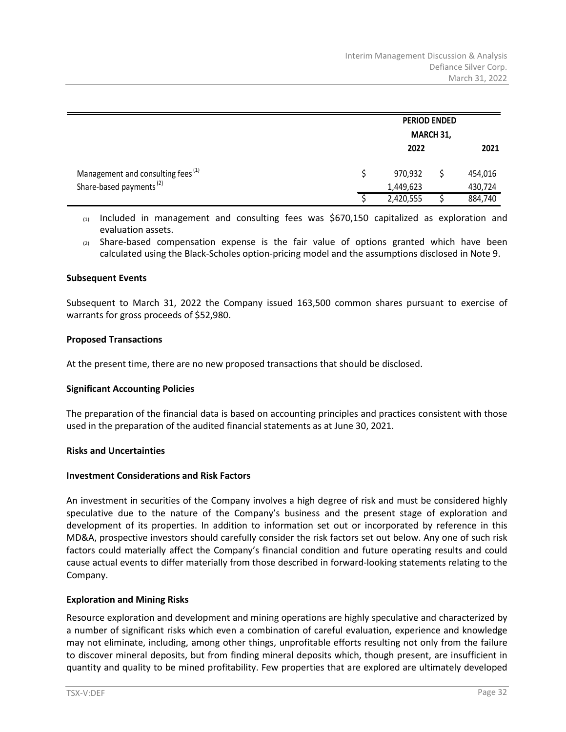| | PERIOD ENDED MARCH 31, | |
|---|---|---|
| | 2022 | 2021 |
| Management and consulting fees [(1)] | $ 970,932 | $ 454,016 |
| Share-based payments [(2)] | 1,449,623 | 430,724 |
| | $ 2,420,555 | $ 884,740 |

(1) Included in management and consulting fees was $670,150 capitalized as exploration and evaluation assets.

(2) Share-based compensation expense is the fair value of options granted which have been calculated using the Black-Scholes option-pricing model and the assumptions disclosed in Note 9.

**Subsequent Events**

Subsequent to March 31, 2022 the Company issued 163,500 common shares pursuant to exercise of warrants for gross proceeds of $52,980.

**Proposed Transactions**

At the present time, there are no new proposed transactions that should be disclosed.

**Significant Accounting Policies**

The preparation of the financial data is based on accounting principles and practices consistent with those used in the preparation of the audited financial statements as at June 30, 2021.

**Risks and Uncertainties**

**Investment Considerations and Risk Factors**

An investment in securities of the Company involves a high degree of risk and must be considered highly speculative due to the nature of the Company's business and the present stage of exploration and development of its properties. In addition to information set out or incorporated by reference in this MD&A, prospective investors should carefully consider the risk factors set out below. Any one of such risk factors could materially affect the Company's financial condition and future operating results and could cause actual events to differ materially from those described in forward-looking statements relating to the Company.

**Exploration and Mining Risks**

Resource exploration and development and mining operations are highly speculative and characterized by a number of significant risks which even a combination of careful evaluation, experience and knowledge may not eliminate, including, among other things, unprofitable efforts resulting not only from the failure to discover mineral deposits, but from finding mineral deposits which, though present, are insufficient in quantity and quality to be mined profitability. Few properties that are explored are ultimately developed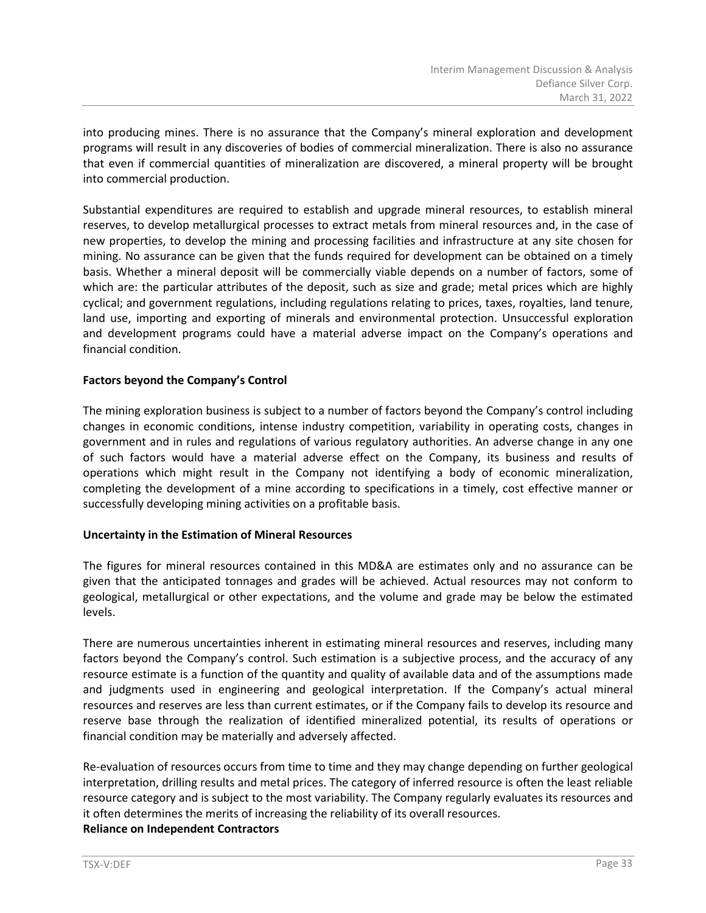into producing mines. There is no assurance that the Company's mineral exploration and development programs will result in any discoveries of bodies of commercial mineralization. There is also no assurance that even if commercial quantities of mineralization are discovered, a mineral property will be brought into commercial production.

Substantial expenditures are required to establish and upgrade mineral resources, to establish mineral reserves, to develop metallurgical processes to extract metals from mineral resources and, in the case of new properties, to develop the mining and processing facilities and infrastructure at any site chosen for mining. No assurance can be given that the funds required for development can be obtained on a timely basis. Whether a mineral deposit will be commercially viable depends on a number of factors, some of which are: the particular attributes of the deposit, such as size and grade; metal prices which are highly cyclical; and government regulations, including regulations relating to prices, taxes, royalties, land tenure, land use, importing and exporting of minerals and environmental protection. Unsuccessful exploration and development programs could have a material adverse impact on the Company's operations and financial condition.

**Factors beyond the Company's Control**

The mining exploration business is subject to a number of factors beyond the Company's control including changes in economic conditions, intense industry competition, variability in operating costs, changes in government and in rules and regulations of various regulatory authorities. An adverse change in any one of such factors would have a material adverse effect on the Company, its business and results of operations which might result in the Company not identifying a body of economic mineralization, completing the development of a mine according to specifications in a timely, cost effective manner or successfully developing mining activities on a profitable basis.

**Uncertainty in the Estimation of Mineral Resources**

The figures for mineral resources contained in this MD&A are estimates only and no assurance can be given that the anticipated tonnages and grades will be achieved. Actual resources may not conform to geological, metallurgical or other expectations, and the volume and grade may be below the estimated levels.

There are numerous uncertainties inherent in estimating mineral resources and reserves, including many factors beyond the Company's control. Such estimation is a subjective process, and the accuracy of any resource estimate is a function of the quantity and quality of available data and of the assumptions made and judgments used in engineering and geological interpretation. If the Company's actual mineral resources and reserves are less than current estimates, or if the Company fails to develop its resource and reserve base through the realization of identified mineralized potential, its results of operations or financial condition may be materially and adversely affected.

Re-evaluation of resources occurs from time to time and they may change depending on further geological interpretation, drilling results and metal prices. The category of inferred resource is often the least reliable resource category and is subject to the most variability. The Company regularly evaluates its resources and it often determines the merits of increasing the reliability of its overall resources.

**Reliance on Independent Contractors**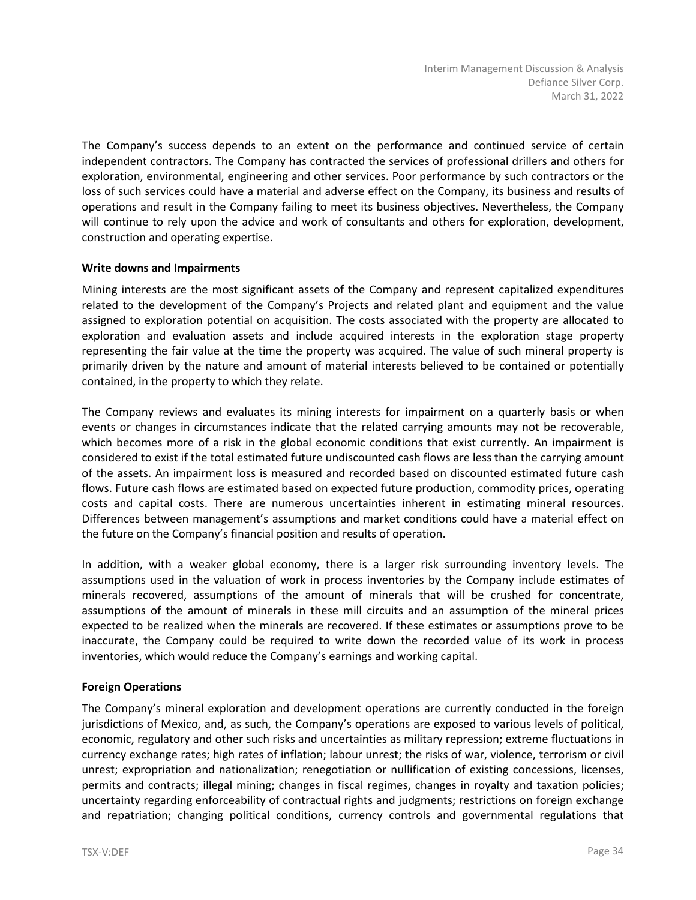The Company's success depends to an extent on the performance and continued service of certain independent contractors. The Company has contracted the services of professional drillers and others for exploration, environmental, engineering and other services. Poor performance by such contractors or the loss of such services could have a material and adverse effect on the Company, its business and results of operations and result in the Company failing to meet its business objectives. Nevertheless, the Company will continue to rely upon the advice and work of consultants and others for exploration, development, construction and operating expertise.

**Write downs and Impairments**

Mining interests are the most significant assets of the Company and represent capitalized expenditures related to the development of the Company's Projects and related plant and equipment and the value assigned to exploration potential on acquisition. The costs associated with the property are allocated to exploration and evaluation assets and include acquired interests in the exploration stage property representing the fair value at the time the property was acquired. The value of such mineral property is primarily driven by the nature and amount of material interests believed to be contained or potentially contained, in the property to which they relate.

The Company reviews and evaluates its mining interests for impairment on a quarterly basis or when events or changes in circumstances indicate that the related carrying amounts may not be recoverable, which becomes more of a risk in the global economic conditions that exist currently. An impairment is considered to exist if the total estimated future undiscounted cash flows are less than the carrying amount of the assets. An impairment loss is measured and recorded based on discounted estimated future cash flows. Future cash flows are estimated based on expected future production, commodity prices, operating costs and capital costs. There are numerous uncertainties inherent in estimating mineral resources. Differences between management's assumptions and market conditions could have a material effect on the future on the Company's financial position and results of operation.

In addition, with a weaker global economy, there is a larger risk surrounding inventory levels. The assumptions used in the valuation of work in process inventories by the Company include estimates of minerals recovered, assumptions of the amount of minerals that will be crushed for concentrate, assumptions of the amount of minerals in these mill circuits and an assumption of the mineral prices expected to be realized when the minerals are recovered. If these estimates or assumptions prove to be inaccurate, the Company could be required to write down the recorded value of its work in process inventories, which would reduce the Company's earnings and working capital.

**Foreign Operations**

The Company's mineral exploration and development operations are currently conducted in the foreign jurisdictions of Mexico, and, as such, the Company's operations are exposed to various levels of political, economic, regulatory and other such risks and uncertainties as military repression; extreme fluctuations in currency exchange rates; high rates of inflation; labour unrest; the risks of war, violence, terrorism or civil unrest; expropriation and nationalization; renegotiation or nullification of existing concessions, licenses, permits and contracts; illegal mining; changes in fiscal regimes, changes in royalty and taxation policies; uncertainty regarding enforceability of contractual rights and judgments; restrictions on foreign exchange and repatriation; changing political conditions, currency controls and governmental regulations that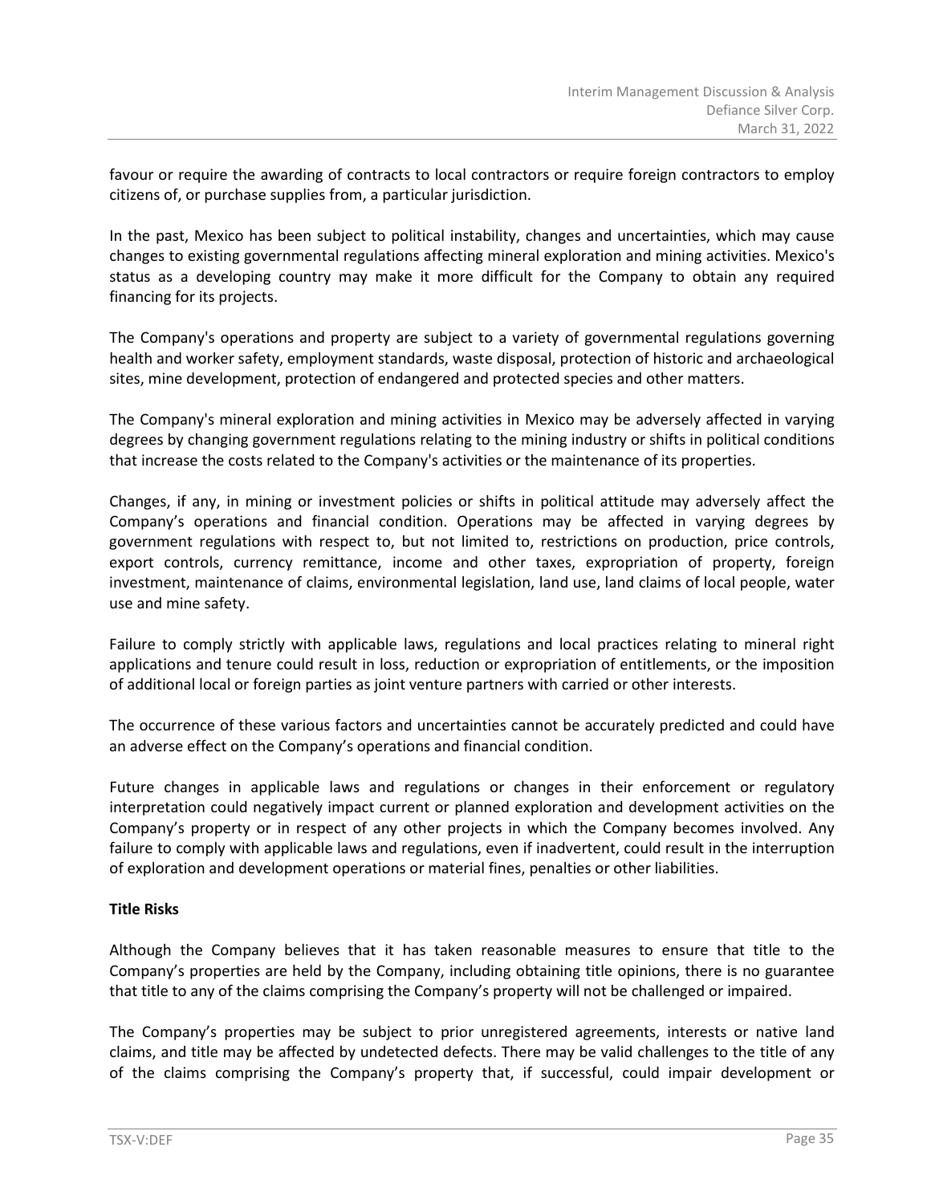favour or require the awarding of contracts to local contractors or require foreign contractors to employ citizens of, or purchase supplies from, a particular jurisdiction.

In the past, Mexico has been subject to political instability, changes and uncertainties, which may cause changes to existing governmental regulations affecting mineral exploration and mining activities. Mexico's status as a developing country may make it more difficult for the Company to obtain any required financing for its projects.

The Company's operations and property are subject to a variety of governmental regulations governing health and worker safety, employment standards, waste disposal, protection of historic and archaeological sites, mine development, protection of endangered and protected species and other matters.

The Company's mineral exploration and mining activities in Mexico may be adversely affected in varying degrees by changing government regulations relating to the mining industry or shifts in political conditions that increase the costs related to the Company's activities or the maintenance of its properties.

Changes, if any, in mining or investment policies or shifts in political attitude may adversely affect the Company's operations and financial condition. Operations may be affected in varying degrees by government regulations with respect to, but not limited to, restrictions on production, price controls, export controls, currency remittance, income and other taxes, expropriation of property, foreign investment, maintenance of claims, environmental legislation, land use, land claims of local people, water use and mine safety.

Failure to comply strictly with applicable laws, regulations and local practices relating to mineral right applications and tenure could result in loss, reduction or expropriation of entitlements, or the imposition of additional local or foreign parties as joint venture partners with carried or other interests.

The occurrence of these various factors and uncertainties cannot be accurately predicted and could have an adverse effect on the Company's operations and financial condition.

Future changes in applicable laws and regulations or changes in their enforcement or regulatory interpretation could negatively impact current or planned exploration and development activities on the Company's property or in respect of any other projects in which the Company becomes involved. Any failure to comply with applicable laws and regulations, even if inadvertent, could result in the interruption of exploration and development operations or material fines, penalties or other liabilities.

**Title Risks**

Although the Company believes that it has taken reasonable measures to ensure that title to the Company's properties are held by the Company, including obtaining title opinions, there is no guarantee that title to any of the claims comprising the Company's property will not be challenged or impaired.

The Company's properties may be subject to prior unregistered agreements, interests or native land claims, and title may be affected by undetected defects. There may be valid challenges to the title of any of the claims comprising the Company's property that, if successful, could impair development or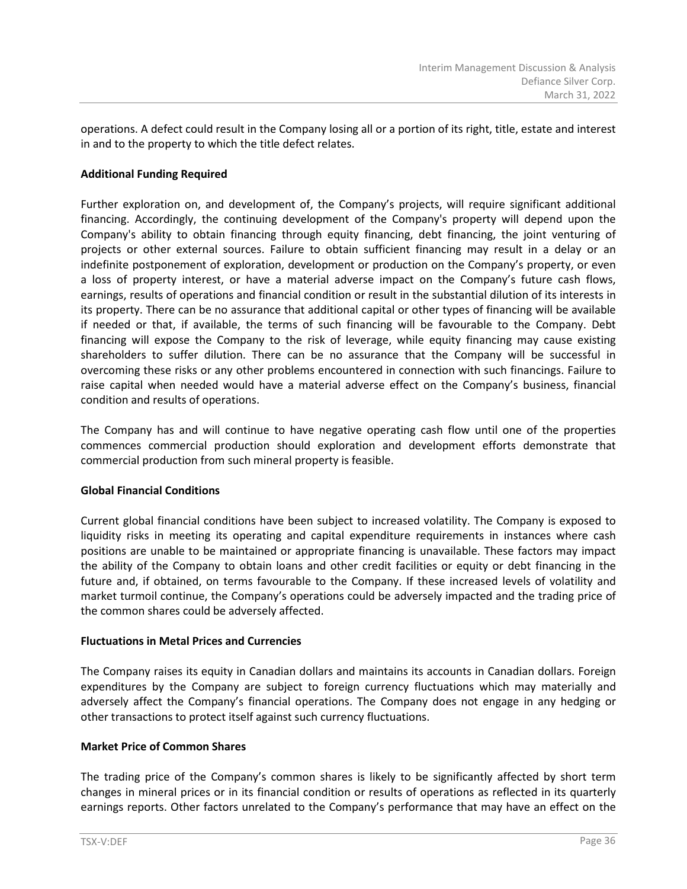operations. A defect could result in the Company losing all or a portion of its right, title, estate and interest in and to the property to which the title defect relates.

**Additional Funding Required**

Further exploration on, and development of, the Company's projects, will require significant additional financing. Accordingly, the continuing development of the Company's property will depend upon the Company's ability to obtain financing through equity financing, debt financing, the joint venturing of projects or other external sources. Failure to obtain sufficient financing may result in a delay or an indefinite postponement of exploration, development or production on the Company's property, or even a loss of property interest, or have a material adverse impact on the Company's future cash flows, earnings, results of operations and financial condition or result in the substantial dilution of its interests in its property. There can be no assurance that additional capital or other types of financing will be available if needed or that, if available, the terms of such financing will be favourable to the Company. Debt financing will expose the Company to the risk of leverage, while equity financing may cause existing shareholders to suffer dilution. There can be no assurance that the Company will be successful in overcoming these risks or any other problems encountered in connection with such financings. Failure to raise capital when needed would have a material adverse effect on the Company's business, financial condition and results of operations.

The Company has and will continue to have negative operating cash flow until one of the properties commences commercial production should exploration and development efforts demonstrate that commercial production from such mineral property is feasible.

**Global Financial Conditions**

Current global financial conditions have been subject to increased volatility. The Company is exposed to liquidity risks in meeting its operating and capital expenditure requirements in instances where cash positions are unable to be maintained or appropriate financing is unavailable. These factors may impact the ability of the Company to obtain loans and other credit facilities or equity or debt financing in the future and, if obtained, on terms favourable to the Company. If these increased levels of volatility and market turmoil continue, the Company's operations could be adversely impacted and the trading price of the common shares could be adversely affected.

**Fluctuations in Metal Prices and Currencies**

The Company raises its equity in Canadian dollars and maintains its accounts in Canadian dollars. Foreign expenditures by the Company are subject to foreign currency fluctuations which may materially and adversely affect the Company's financial operations. The Company does not engage in any hedging or other transactions to protect itself against such currency fluctuations.

**Market Price of Common Shares**

The trading price of the Company's common shares is likely to be significantly affected by short term changes in mineral prices or in its financial condition or results of operations as reflected in its quarterly earnings reports. Other factors unrelated to the Company's performance that may have an effect on the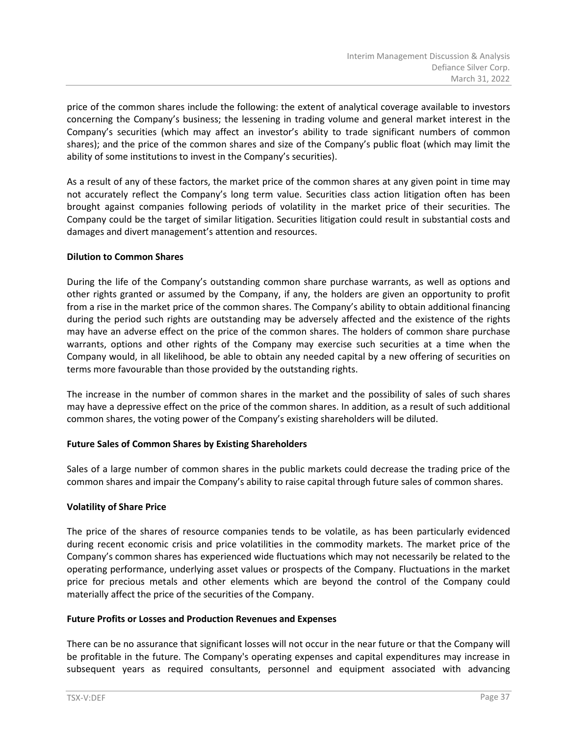price of the common shares include the following: the extent of analytical coverage available to investors concerning the Company's business; the lessening in trading volume and general market interest in the Company's securities (which may affect an investor's ability to trade significant numbers of common shares); and the price of the common shares and size of the Company's public float (which may limit the ability of some institutions to invest in the Company's securities).

As a result of any of these factors, the market price of the common shares at any given point in time may not accurately reflect the Company's long term value. Securities class action litigation often has been brought against companies following periods of volatility in the market price of their securities. The Company could be the target of similar litigation. Securities litigation could result in substantial costs and damages and divert management's attention and resources.

**Dilution to Common Shares**

During the life of the Company's outstanding common share purchase warrants, as well as options and other rights granted or assumed by the Company, if any, the holders are given an opportunity to profit from a rise in the market price of the common shares. The Company's ability to obtain additional financing during the period such rights are outstanding may be adversely affected and the existence of the rights may have an adverse effect on the price of the common shares. The holders of common share purchase warrants, options and other rights of the Company may exercise such securities at a time when the Company would, in all likelihood, be able to obtain any needed capital by a new offering of securities on terms more favourable than those provided by the outstanding rights.

The increase in the number of common shares in the market and the possibility of sales of such shares may have a depressive effect on the price of the common shares. In addition, as a result of such additional common shares, the voting power of the Company's existing shareholders will be diluted.

**Future Sales of Common Shares by Existing Shareholders**

Sales of a large number of common shares in the public markets could decrease the trading price of the common shares and impair the Company's ability to raise capital through future sales of common shares.

**Volatility of Share Price**

The price of the shares of resource companies tends to be volatile, as has been particularly evidenced during recent economic crisis and price volatilities in the commodity markets. The market price of the Company's common shares has experienced wide fluctuations which may not necessarily be related to the operating performance, underlying asset values or prospects of the Company. Fluctuations in the market price for precious metals and other elements which are beyond the control of the Company could materially affect the price of the securities of the Company.

**Future Profits or Losses and Production Revenues and Expenses**

There can be no assurance that significant losses will not occur in the near future or that the Company will be profitable in the future. The Company's operating expenses and capital expenditures may increase in subsequent years as required consultants, personnel and equipment associated with advancing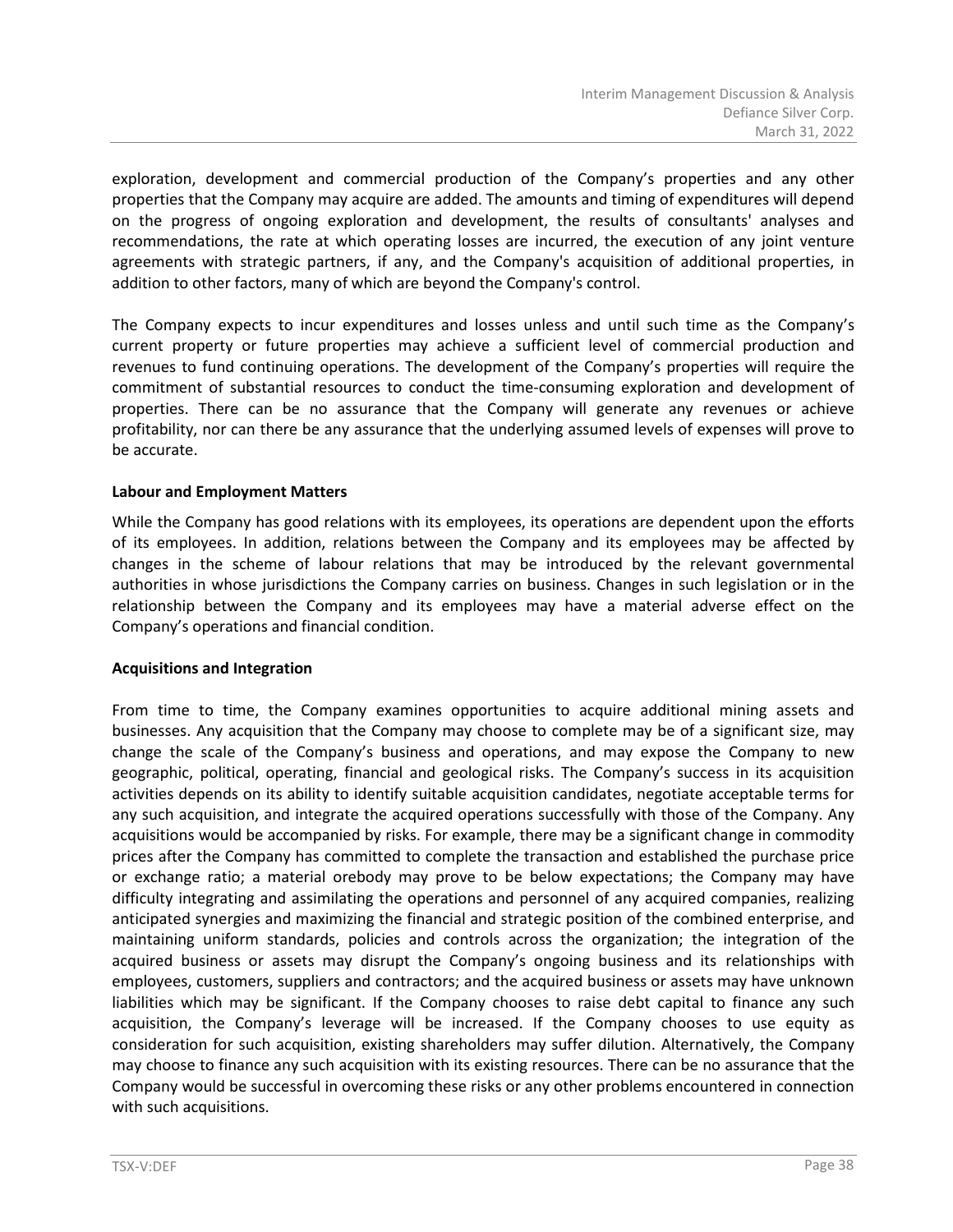exploration, development and commercial production of the Company's properties and any other properties that the Company may acquire are added. The amounts and timing of expenditures will depend on the progress of ongoing exploration and development, the results of consultants' analyses and recommendations, the rate at which operating losses are incurred, the execution of any joint venture agreements with strategic partners, if any, and the Company's acquisition of additional properties, in addition to other factors, many of which are beyond the Company's control.

The Company expects to incur expenditures and losses unless and until such time as the Company's current property or future properties may achieve a sufficient level of commercial production and revenues to fund continuing operations. The development of the Company's properties will require the commitment of substantial resources to conduct the time-consuming exploration and development of properties. There can be no assurance that the Company will generate any revenues or achieve profitability, nor can there be any assurance that the underlying assumed levels of expenses will prove to be accurate.

**Labour and Employment Matters**

While the Company has good relations with its employees, its operations are dependent upon the efforts of its employees. In addition, relations between the Company and its employees may be affected by changes in the scheme of labour relations that may be introduced by the relevant governmental authorities in whose jurisdictions the Company carries on business. Changes in such legislation or in the relationship between the Company and its employees may have a material adverse effect on the Company's operations and financial condition.

**Acquisitions and Integration**

From time to time, the Company examines opportunities to acquire additional mining assets and businesses. Any acquisition that the Company may choose to complete may be of a significant size, may change the scale of the Company's business and operations, and may expose the Company to new geographic, political, operating, financial and geological risks. The Company's success in its acquisition activities depends on its ability to identify suitable acquisition candidates, negotiate acceptable terms for any such acquisition, and integrate the acquired operations successfully with those of the Company. Any acquisitions would be accompanied by risks. For example, there may be a significant change in commodity prices after the Company has committed to complete the transaction and established the purchase price or exchange ratio; a material orebody may prove to be below expectations; the Company may have difficulty integrating and assimilating the operations and personnel of any acquired companies, realizing anticipated synergies and maximizing the financial and strategic position of the combined enterprise, and maintaining uniform standards, policies and controls across the organization; the integration of the acquired business or assets may disrupt the Company's ongoing business and its relationships with employees, customers, suppliers and contractors; and the acquired business or assets may have unknown liabilities which may be significant. If the Company chooses to raise debt capital to finance any such acquisition, the Company's leverage will be increased. If the Company chooses to use equity as consideration for such acquisition, existing shareholders may suffer dilution. Alternatively, the Company may choose to finance any such acquisition with its existing resources. There can be no assurance that the Company would be successful in overcoming these risks or any other problems encountered in connection with such acquisitions.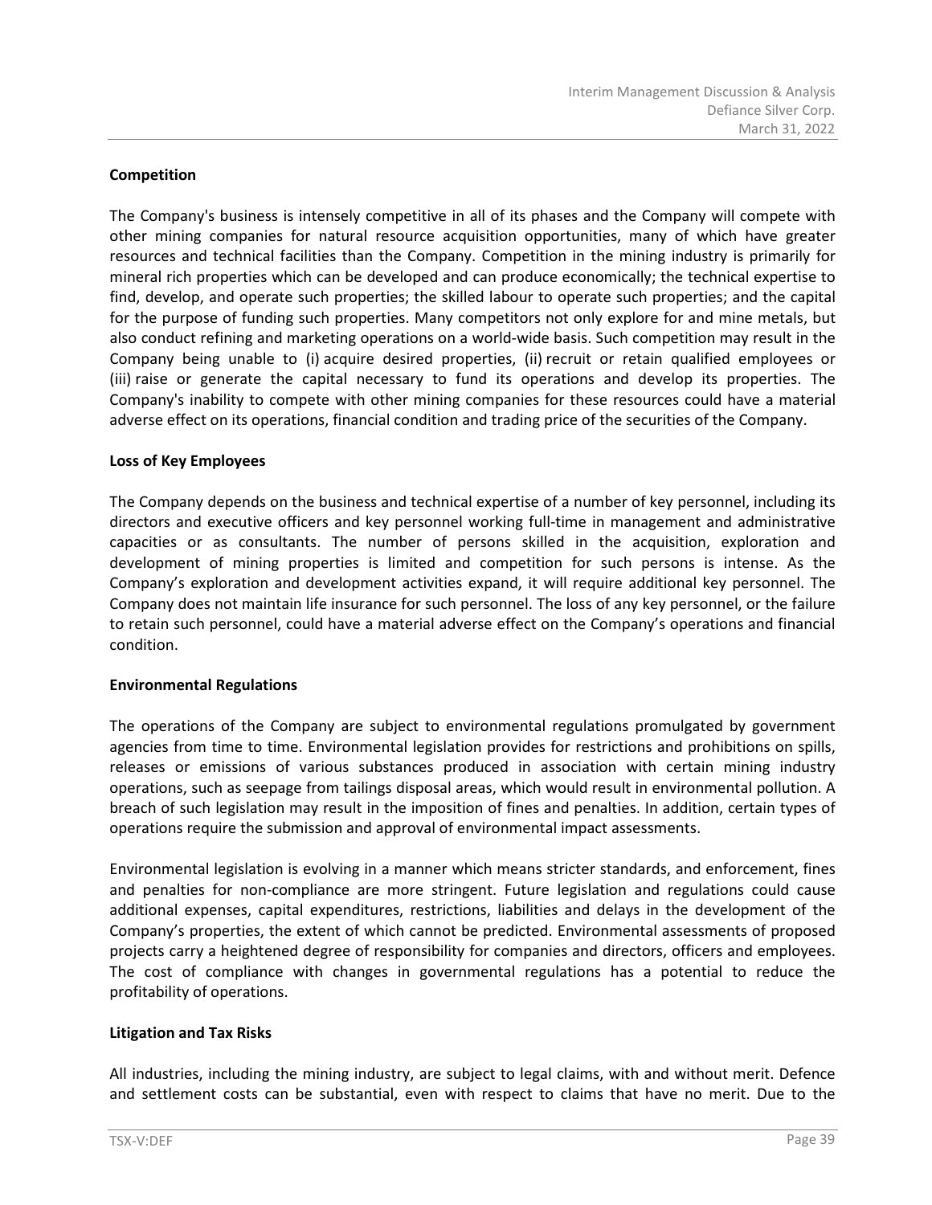**Competition**

The Company's business is intensely competitive in all of its phases and the Company will compete with other mining companies for natural resource acquisition opportunities, many of which have greater resources and technical facilities than the Company. Competition in the mining industry is primarily for mineral rich properties which can be developed and can produce economically; the technical expertise to find, develop, and operate such properties; the skilled labour to operate such properties; and the capital for the purpose of funding such properties. Many competitors not only explore for and mine metals, but also conduct refining and marketing operations on a world-wide basis. Such competition may result in the Company being unable to (i) acquire desired properties, (ii) recruit or retain qualified employees or (iii) raise or generate the capital necessary to fund its operations and develop its properties. The Company's inability to compete with other mining companies for these resources could have a material adverse effect on its operations, financial condition and trading price of the securities of the Company.

**Loss of Key Employees**

The Company depends on the business and technical expertise of a number of key personnel, including its directors and executive officers and key personnel working full-time in management and administrative capacities or as consultants. The number of persons skilled in the acquisition, exploration and development of mining properties is limited and competition for such persons is intense. As the Company's exploration and development activities expand, it will require additional key personnel. The Company does not maintain life insurance for such personnel. The loss of any key personnel, or the failure to retain such personnel, could have a material adverse effect on the Company's operations and financial condition.

**Environmental Regulations**

The operations of the Company are subject to environmental regulations promulgated by government agencies from time to time. Environmental legislation provides for restrictions and prohibitions on spills, releases or emissions of various substances produced in association with certain mining industry operations, such as seepage from tailings disposal areas, which would result in environmental pollution. A breach of such legislation may result in the imposition of fines and penalties. In addition, certain types of operations require the submission and approval of environmental impact assessments.

Environmental legislation is evolving in a manner which means stricter standards, and enforcement, fines and penalties for non-compliance are more stringent. Future legislation and regulations could cause additional expenses, capital expenditures, restrictions, liabilities and delays in the development of the Company's properties, the extent of which cannot be predicted. Environmental assessments of proposed projects carry a heightened degree of responsibility for companies and directors, officers and employees. The cost of compliance with changes in governmental regulations has a potential to reduce the profitability of operations.

**Litigation and Tax Risks**

All industries, including the mining industry, are subject to legal claims, with and without merit. Defence and settlement costs can be substantial, even with respect to claims that have no merit. Due to the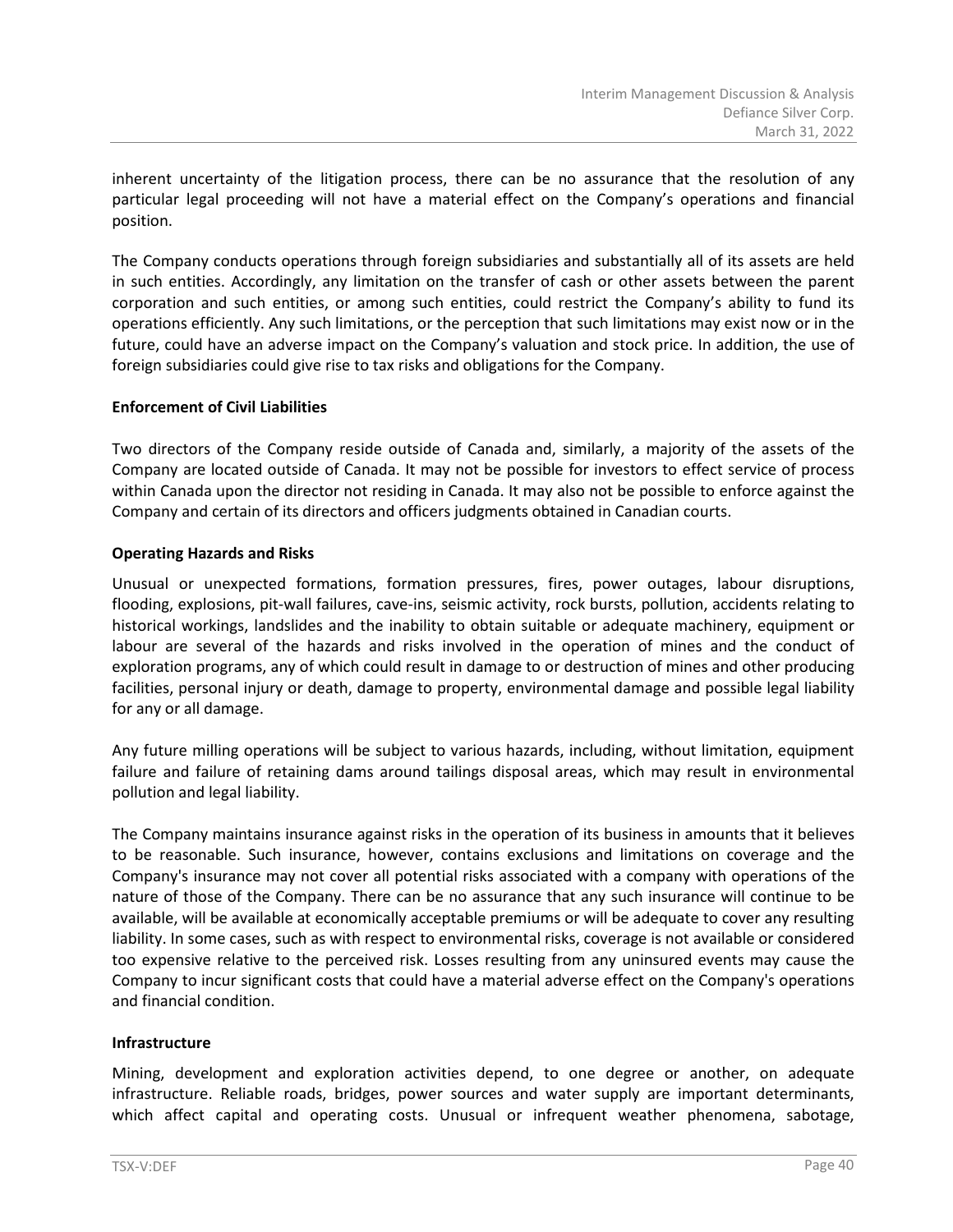inherent uncertainty of the litigation process, there can be no assurance that the resolution of any particular legal proceeding will not have a material effect on the Company's operations and financial position.

The Company conducts operations through foreign subsidiaries and substantially all of its assets are held in such entities. Accordingly, any limitation on the transfer of cash or other assets between the parent corporation and such entities, or among such entities, could restrict the Company's ability to fund its operations efficiently. Any such limitations, or the perception that such limitations may exist now or in the future, could have an adverse impact on the Company's valuation and stock price. In addition, the use of foreign subsidiaries could give rise to tax risks and obligations for the Company.

**Enforcement of Civil Liabilities**

Two directors of the Company reside outside of Canada and, similarly, a majority of the assets of the Company are located outside of Canada. It may not be possible for investors to effect service of process within Canada upon the director not residing in Canada. It may also not be possible to enforce against the Company and certain of its directors and officers judgments obtained in Canadian courts.

**Operating Hazards and Risks**

Unusual or unexpected formations, formation pressures, fires, power outages, labour disruptions, flooding, explosions, pit-wall failures, cave-ins, seismic activity, rock bursts, pollution, accidents relating to historical workings, landslides and the inability to obtain suitable or adequate machinery, equipment or labour are several of the hazards and risks involved in the operation of mines and the conduct of exploration programs, any of which could result in damage to or destruction of mines and other producing facilities, personal injury or death, damage to property, environmental damage and possible legal liability for any or all damage.

Any future milling operations will be subject to various hazards, including, without limitation, equipment failure and failure of retaining dams around tailings disposal areas, which may result in environmental pollution and legal liability.

The Company maintains insurance against risks in the operation of its business in amounts that it believes to be reasonable. Such insurance, however, contains exclusions and limitations on coverage and the Company's insurance may not cover all potential risks associated with a company with operations of the nature of those of the Company. There can be no assurance that any such insurance will continue to be available, will be available at economically acceptable premiums or will be adequate to cover any resulting liability. In some cases, such as with respect to environmental risks, coverage is not available or considered too expensive relative to the perceived risk. Losses resulting from any uninsured events may cause the Company to incur significant costs that could have a material adverse effect on the Company's operations and financial condition.

**Infrastructure**

Mining, development and exploration activities depend, to one degree or another, on adequate infrastructure. Reliable roads, bridges, power sources and water supply are important determinants, which affect capital and operating costs. Unusual or infrequent weather phenomena, sabotage,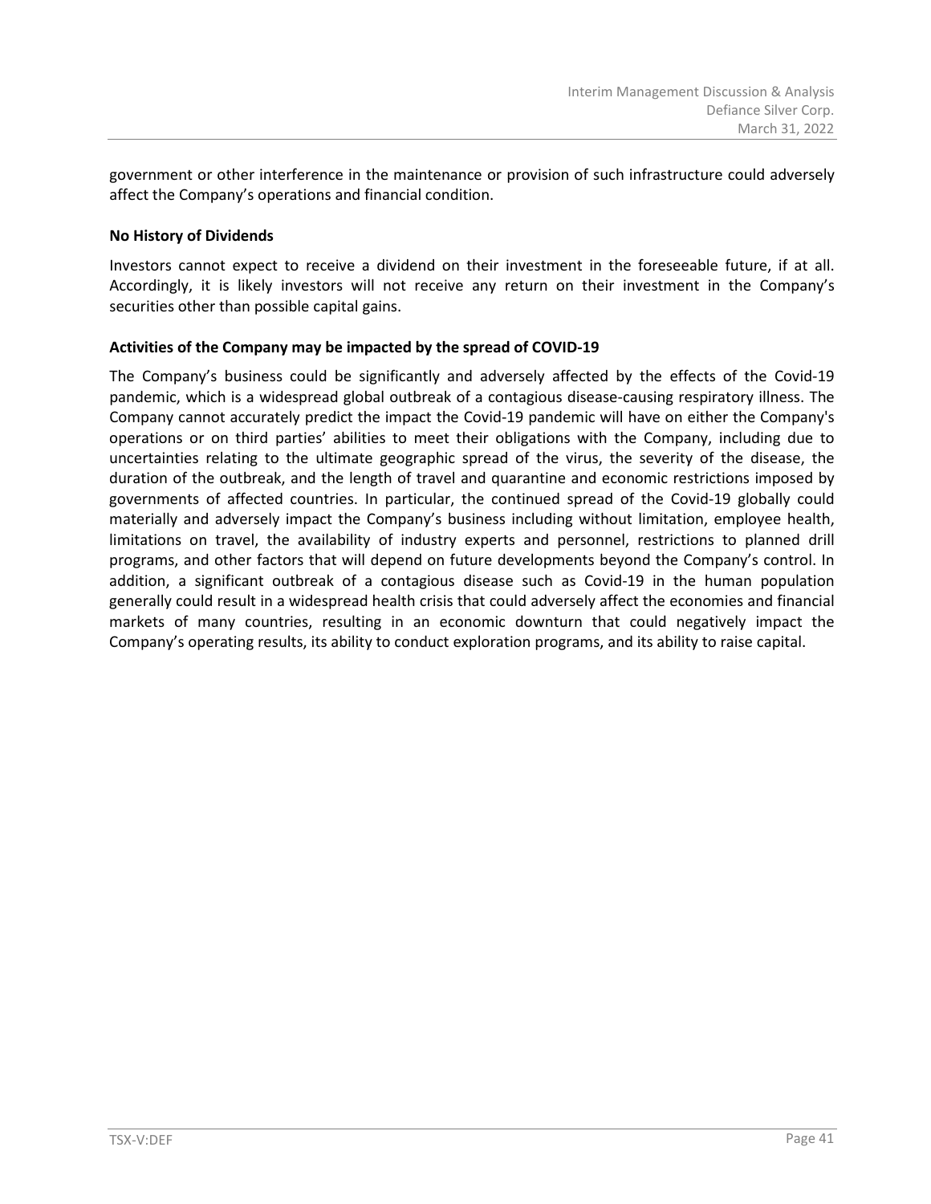government or other interference in the maintenance or provision of such infrastructure could adversely affect the Company's operations and financial condition.

**No History of Dividends**

Investors cannot expect to receive a dividend on their investment in the foreseeable future, if at all. Accordingly, it is likely investors will not receive any return on their investment in the Company's securities other than possible capital gains.

**Activities of the Company may be impacted by the spread of COVID-19**

The Company's business could be significantly and adversely affected by the effects of the Covid-19 pandemic, which is a widespread global outbreak of a contagious disease-causing respiratory illness. The Company cannot accurately predict the impact the Covid-19 pandemic will have on either the Company's operations or on third parties' abilities to meet their obligations with the Company, including due to uncertainties relating to the ultimate geographic spread of the virus, the severity of the disease, the duration of the outbreak, and the length of travel and quarantine and economic restrictions imposed by governments of affected countries. In particular, the continued spread of the Covid-19 globally could materially and adversely impact the Company's business including without limitation, employee health, limitations on travel, the availability of industry experts and personnel, restrictions to planned drill programs, and other factors that will depend on future developments beyond the Company's control. In addition, a significant outbreak of a contagious disease such as Covid-19 in the human population generally could result in a widespread health crisis that could adversely affect the economies and financial markets of many countries, resulting in an economic downturn that could negatively impact the Company's operating results, its ability to conduct exploration programs, and its ability to raise capital.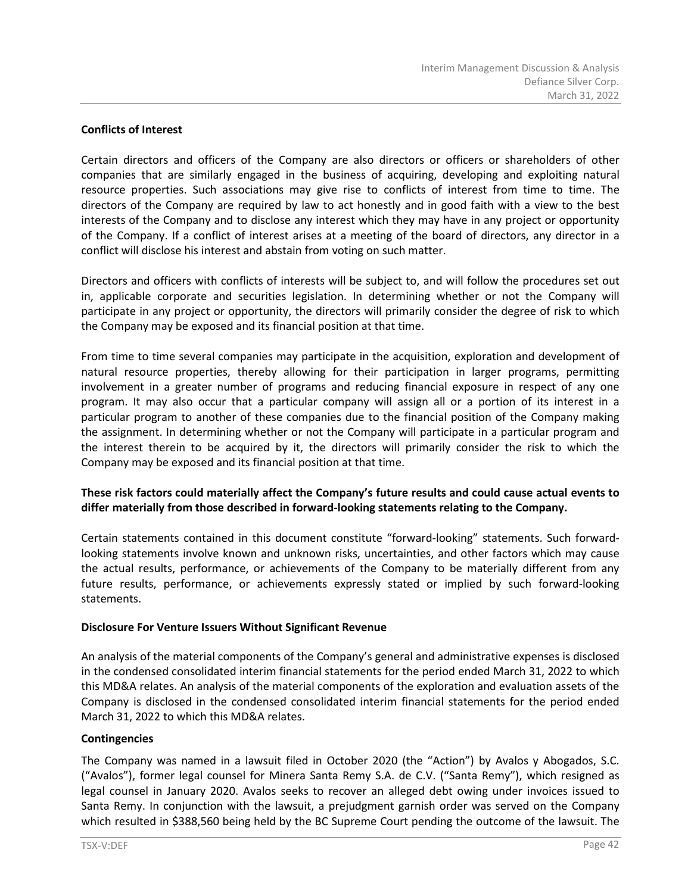**Conflicts of Interest**

Certain directors and officers of the Company are also directors or officers or shareholders of other companies that are similarly engaged in the business of acquiring, developing and exploiting natural resource properties. Such associations may give rise to conflicts of interest from time to time. The directors of the Company are required by law to act honestly and in good faith with a view to the best interests of the Company and to disclose any interest which they may have in any project or opportunity of the Company. If a conflict of interest arises at a meeting of the board of directors, any director in a conflict will disclose his interest and abstain from voting on such matter.

Directors and officers with conflicts of interests will be subject to, and will follow the procedures set out in, applicable corporate and securities legislation. In determining whether or not the Company will participate in any project or opportunity, the directors will primarily consider the degree of risk to which the Company may be exposed and its financial position at that time.

From time to time several companies may participate in the acquisition, exploration and development of natural resource properties, thereby allowing for their participation in larger programs, permitting involvement in a greater number of programs and reducing financial exposure in respect of any one program. It may also occur that a particular company will assign all or a portion of its interest in a particular program to another of these companies due to the financial position of the Company making the assignment. In determining whether or not the Company will participate in a particular program and the interest therein to be acquired by it, the directors will primarily consider the risk to which the Company may be exposed and its financial position at that time.

**These risk factors could materially affect the Company's future results and could cause actual events to differ materially from those described in forward-looking statements relating to the Company.**

Certain statements contained in this document constitute "forward-looking" statements. Such forward-looking statements involve known and unknown risks, uncertainties, and other factors which may cause the actual results, performance, or achievements of the Company to be materially different from any future results, performance, or achievements expressly stated or implied by such forward-looking statements.

**Disclosure For Venture Issuers Without Significant Revenue**

An analysis of the material components of the Company's general and administrative expenses is disclosed in the condensed consolidated interim financial statements for the period ended March 31, 2022 to which this MD&A relates. An analysis of the material components of the exploration and evaluation assets of the Company is disclosed in the condensed consolidated interim financial statements for the period ended March 31, 2022 to which this MD&A relates.

**Contingencies**

The Company was named in a lawsuit filed in October 2020 (the "Action") by Avalos y Abogados, S.C. ("Avalos"), former legal counsel for Minera Santa Remy S.A. de C.V. ("Santa Remy"), which resigned as legal counsel in January 2020. Avalos seeks to recover an alleged debt owing under invoices issued to Santa Remy. In conjunction with the lawsuit, a prejudgment garnish order was served on the Company which resulted in $388,560 being held by the BC Supreme Court pending the outcome of the lawsuit. The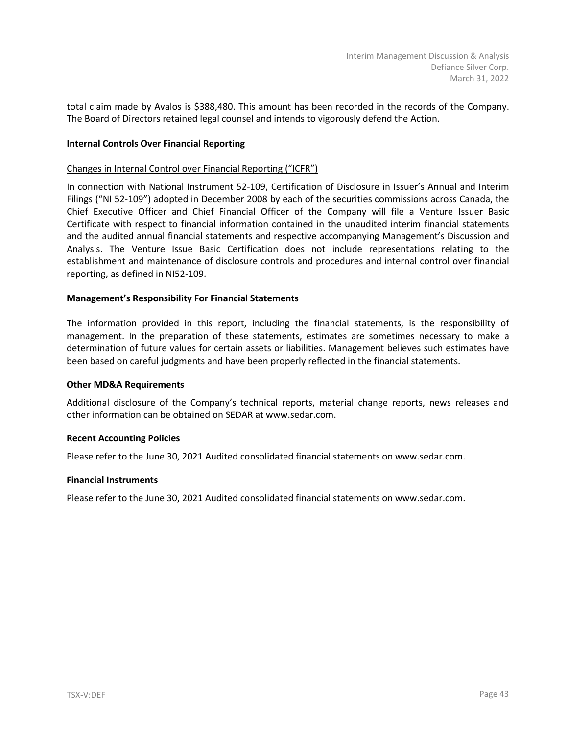total claim made by Avalos is $388,480. This amount has been recorded in the records of the Company. The Board of Directors retained legal counsel and intends to vigorously defend the Action.

**Internal Controls Over Financial Reporting**

Changes in Internal Control over Financial Reporting ("ICFR")

In connection with National Instrument 52-109, Certification of Disclosure in Issuer's Annual and Interim Filings ("NI 52-109") adopted in December 2008 by each of the securities commissions across Canada, the Chief Executive Officer and Chief Financial Officer of the Company will file a Venture Issuer Basic Certificate with respect to financial information contained in the unaudited interim financial statements and the audited annual financial statements and respective accompanying Management's Discussion and Analysis. The Venture Issue Basic Certification does not include representations relating to the establishment and maintenance of disclosure controls and procedures and internal control over financial reporting, as defined in NI52-109.

**Management's Responsibility For Financial Statements**

The information provided in this report, including the financial statements, is the responsibility of management. In the preparation of these statements, estimates are sometimes necessary to make a determination of future values for certain assets or liabilities. Management believes such estimates have been based on careful judgments and have been properly reflected in the financial statements.

**Other MD&A Requirements**

Additional disclosure of the Company's technical reports, material change reports, news releases and other information can be obtained on SEDAR at www.sedar.com.

**Recent Accounting Policies**

Please refer to the June 30, 2021 Audited consolidated financial statements on www.sedar.com.

**Financial Instruments**

Please refer to the June 30, 2021 Audited consolidated financial statements on www.sedar.com.